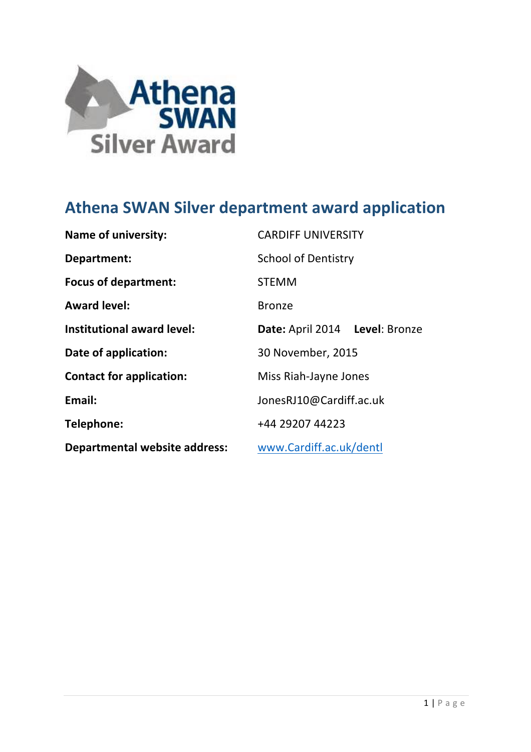# Athena SWAN Silver department award application

| | |
|---|---|
| **Name of university:** | CARDIFF UNIVERSITY |
| **Department:** | School of Dentistry |
| **Focus of department:** | STEMM |
| **Award level:** | Bronze |
| **Institutional award level:** | **Date:** April 2014 **Level**: Bronze |
| **Date of application:** | 30 November, 2015 |
| **Contact for application:** | Miss Riah-Jayne Jones |
| **Email:** | JonesRJ10@Cardiff.ac.uk |
| **Telephone:** | +44 29207 44223 |
| **Departmental website address:** | www.Cardiff.ac.uk/dentl |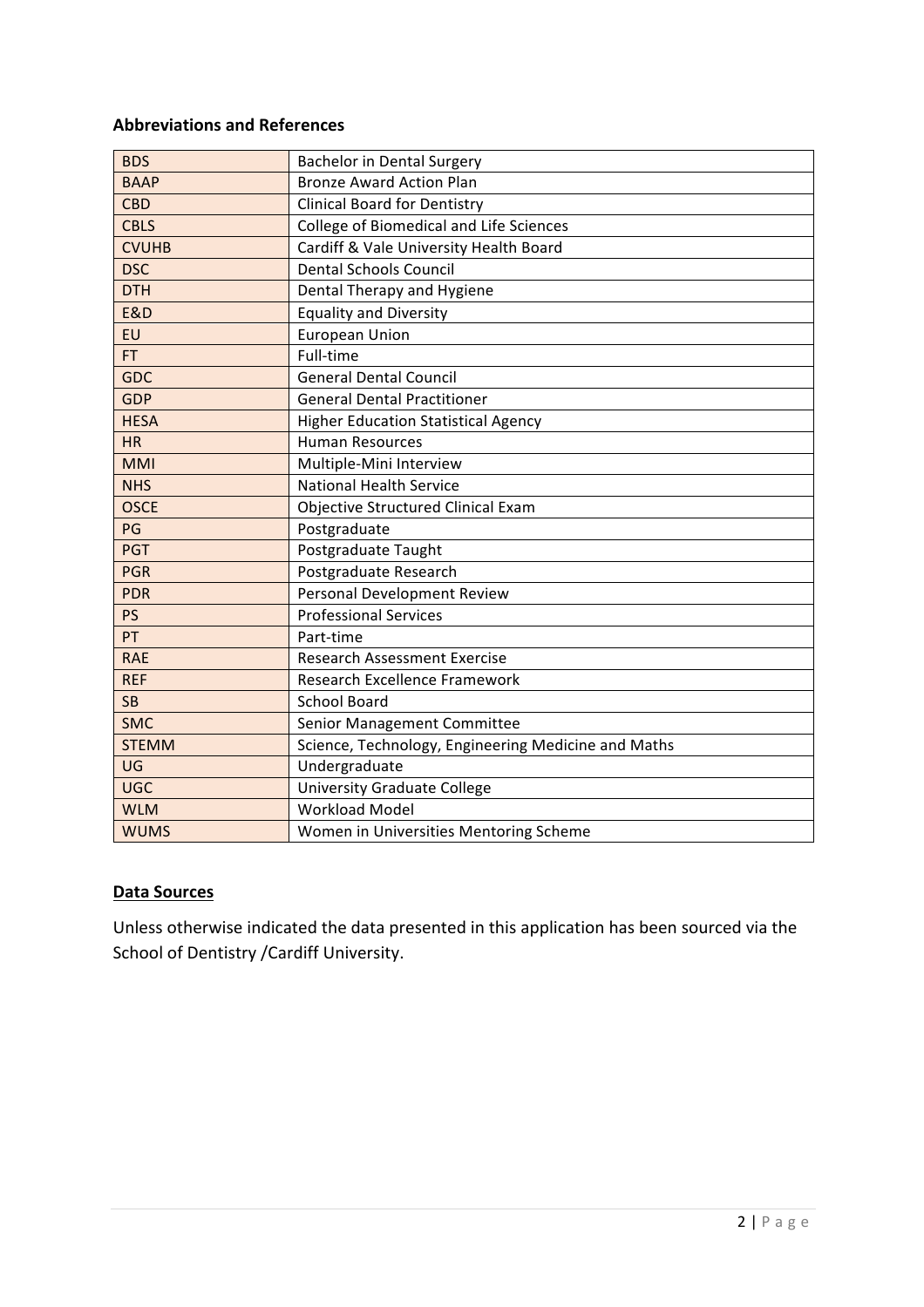**Abbreviations and References**

| | |
|---|---|
| BDS | Bachelor in Dental Surgery |
| BAAP | Bronze Award Action Plan |
| CBD | Clinical Board for Dentistry |
| CBLS | College of Biomedical and Life Sciences |
| CVUHB | Cardiff & Vale University Health Board |
| DSC | Dental Schools Council |
| DTH | Dental Therapy and Hygiene |
| E&D | Equality and Diversity |
| EU | European Union |
| FT | Full-time |
| GDC | General Dental Council |
| GDP | General Dental Practitioner |
| HESA | Higher Education Statistical Agency |
| HR | Human Resources |
| MMI | Multiple-Mini Interview |
| NHS | National Health Service |
| OSCE | Objective Structured Clinical Exam |
| PG | Postgraduate |
| PGT | Postgraduate Taught |
| PGR | Postgraduate Research |
| PDR | Personal Development Review |
| PS | Professional Services |
| PT | Part-time |
| RAE | Research Assessment Exercise |
| REF | Research Excellence Framework |
| SB | School Board |
| SMC | Senior Management Committee |
| STEMM | Science, Technology, Engineering Medicine and Maths |
| UG | Undergraduate |
| UGC | University Graduate College |
| WLM | Workload Model |
| WUMS | Women in Universities Mentoring Scheme |

**Data Sources**

Unless otherwise indicated the data presented in this application has been sourced via the School of Dentistry /Cardiff University.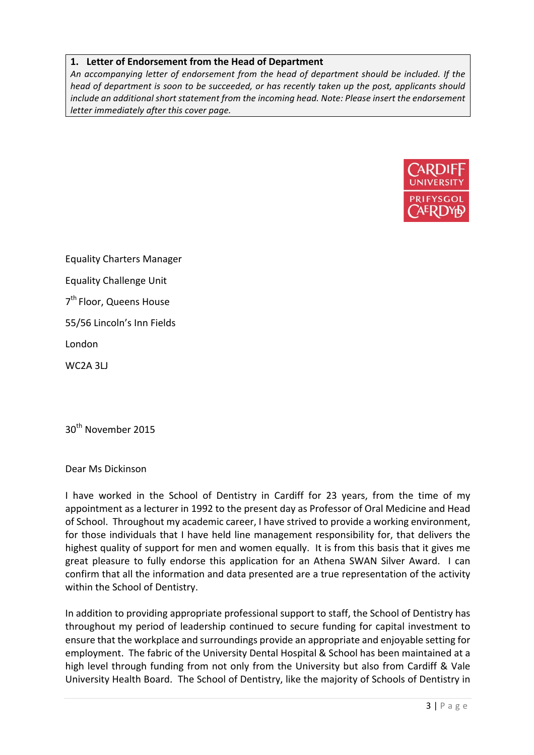**1. Letter of Endorsement from the Head of Department**

*An accompanying letter of endorsement from the head of department should be included. If the head of department is soon to be succeeded, or has recently taken up the post, applicants should include an additional short statement from the incoming head. Note: Please insert the endorsement letter immediately after this cover page.*

Equality Charters Manager

Equality Challenge Unit

7th Floor, Queens House

55/56 Lincoln's Inn Fields

London

WC2A 3LJ

30th November 2015

Dear Ms Dickinson

I have worked in the School of Dentistry in Cardiff for 23 years, from the time of my appointment as a lecturer in 1992 to the present day as Professor of Oral Medicine and Head of School. Throughout my academic career, I have strived to provide a working environment, for those individuals that I have held line management responsibility for, that delivers the highest quality of support for men and women equally. It is from this basis that it gives me great pleasure to fully endorse this application for an Athena SWAN Silver Award. I can confirm that all the information and data presented are a true representation of the activity within the School of Dentistry.

In addition to providing appropriate professional support to staff, the School of Dentistry has throughout my period of leadership continued to secure funding for capital investment to ensure that the workplace and surroundings provide an appropriate and enjoyable setting for employment. The fabric of the University Dental Hospital & School has been maintained at a high level through funding from not only from the University but also from Cardiff & Vale University Health Board. The School of Dentistry, like the majority of Schools of Dentistry in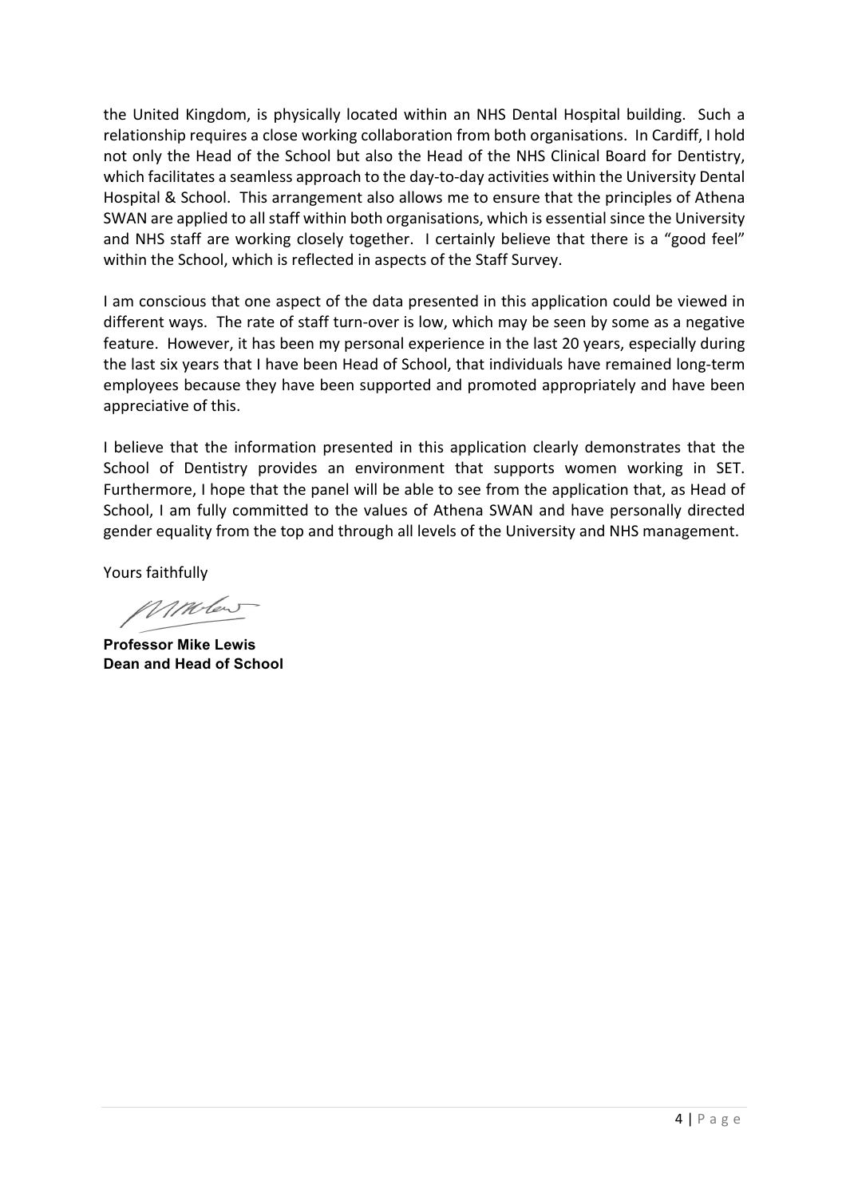the United Kingdom, is physically located within an NHS Dental Hospital building. Such a relationship requires a close working collaboration from both organisations. In Cardiff, I hold not only the Head of the School but also the Head of the NHS Clinical Board for Dentistry, which facilitates a seamless approach to the day-to-day activities within the University Dental Hospital & School. This arrangement also allows me to ensure that the principles of Athena SWAN are applied to all staff within both organisations, which is essential since the University and NHS staff are working closely together. I certainly believe that there is a "good feel" within the School, which is reflected in aspects of the Staff Survey.

I am conscious that one aspect of the data presented in this application could be viewed in different ways. The rate of staff turn-over is low, which may be seen by some as a negative feature. However, it has been my personal experience in the last 20 years, especially during the last six years that I have been Head of School, that individuals have remained long-term employees because they have been supported and promoted appropriately and have been appreciative of this.

I believe that the information presented in this application clearly demonstrates that the School of Dentistry provides an environment that supports women working in SET. Furthermore, I hope that the panel will be able to see from the application that, as Head of School, I am fully committed to the values of Athena SWAN and have personally directed gender equality from the top and through all levels of the University and NHS management.

Yours faithfully

**Professor Mike Lewis**
**Dean and Head of School**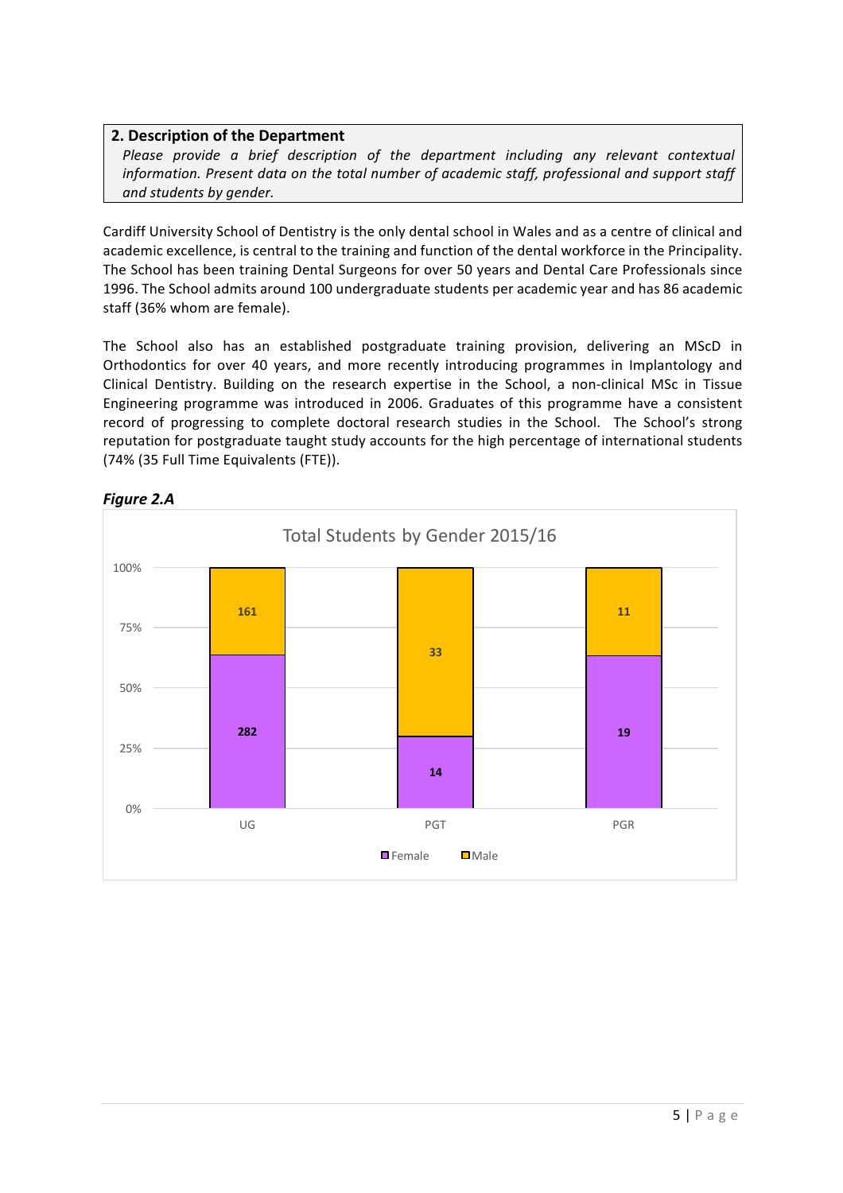## 2. Description of the Department

*Please provide a brief description of the department including any relevant contextual information. Present data on the total number of academic staff, professional and support staff and students by gender.*

Cardiff University School of Dentistry is the only dental school in Wales and as a centre of clinical and academic excellence, is central to the training and function of the dental workforce in the Principality. The School has been training Dental Surgeons for over 50 years and Dental Care Professionals since 1996. The School admits around 100 undergraduate students per academic year and has 86 academic staff (36% whom are female).

The School also has an established postgraduate training provision, delivering an MScD in Orthodontics for over 40 years, and more recently introducing programmes in Implantology and Clinical Dentistry. Building on the research expertise in the School, a non-clinical MSc in Tissue Engineering programme was introduced in 2006. Graduates of this programme have a consistent record of progressing to complete doctoral research studies in the School. The School's strong reputation for postgraduate taught study accounts for the high percentage of international students (74% (35 Full Time Equivalents (FTE)).

***Figure 2.A***

Total Students by Gender 2015/16

| | UG | PGT | PGR |
|---|---|---|---|
| Female | 282 | 14 | 19 |
| Male | 161 | 33 | 11 |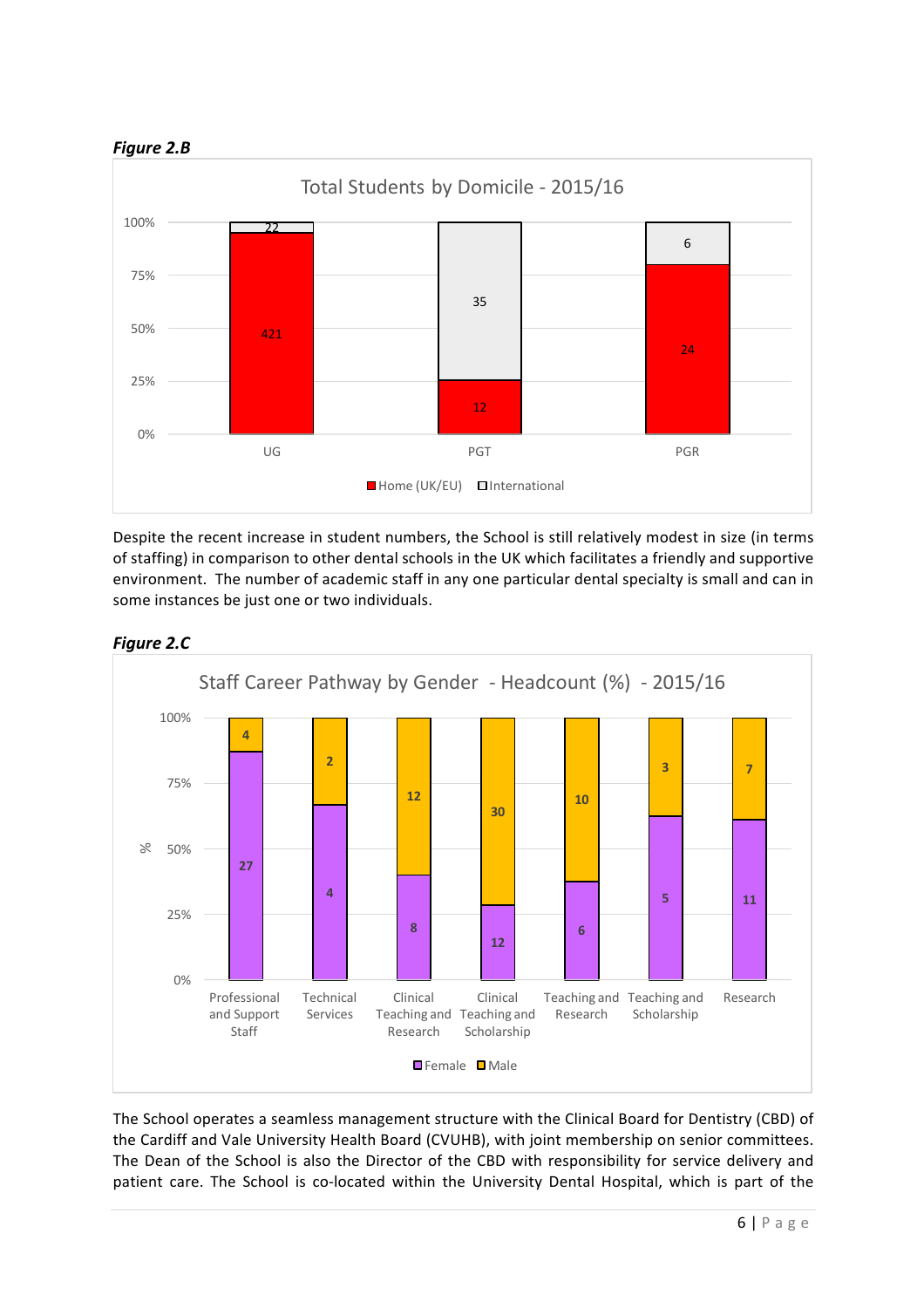***Figure 2.B***

Total Students by Domicile - 2015/16

| | Home (UK/EU) | International |
|---|---|---|
| UG | 421 | 22 |
| PGT | 12 | 35 |
| PGR | 24 | 6 |

Despite the recent increase in student numbers, the School is still relatively modest in size (in terms of staffing) in comparison to other dental schools in the UK which facilitates a friendly and supportive environment. The number of academic staff in any one particular dental specialty is small and can in some instances be just one or two individuals.

***Figure 2.C***

Staff Career Pathway by Gender - Headcount (%) - 2015/16

| | Female | Male |
|---|---|---|
| Professional and Support Staff | 27 | 4 |
| Technical Services | 4 | 2 |
| Clinical Teaching and Research | 8 | 12 |
| Clinical Teaching and Scholarship | 12 | 30 |
| Teaching and Research | 6 | 10 |
| Teaching and Scholarship | 5 | 3 |
| Research | 11 | 7 |

The School operates a seamless management structure with the Clinical Board for Dentistry (CBD) of the Cardiff and Vale University Health Board (CVUHB), with joint membership on senior committees. The Dean of the School is also the Director of the CBD with responsibility for service delivery and patient care. The School is co-located within the University Dental Hospital, which is part of the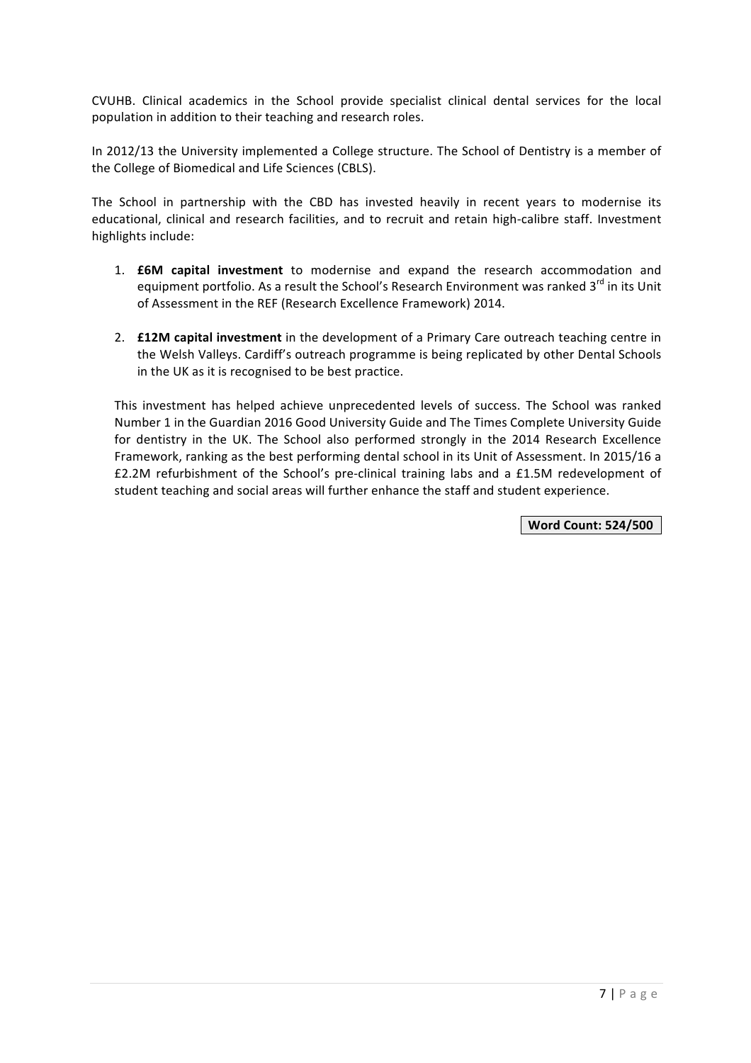CVUHB. Clinical academics in the School provide specialist clinical dental services for the local population in addition to their teaching and research roles.

In 2012/13 the University implemented a College structure. The School of Dentistry is a member of the College of Biomedical and Life Sciences (CBLS).

The School in partnership with the CBD has invested heavily in recent years to modernise its educational, clinical and research facilities, and to recruit and retain high-calibre staff. Investment highlights include:

1. **£6M capital investment** to modernise and expand the research accommodation and equipment portfolio. As a result the School's Research Environment was ranked 3rd in its Unit of Assessment in the REF (Research Excellence Framework) 2014.

2. **£12M capital investment** in the development of a Primary Care outreach teaching centre in the Welsh Valleys. Cardiff's outreach programme is being replicated by other Dental Schools in the UK as it is recognised to be best practice.

This investment has helped achieve unprecedented levels of success. The School was ranked Number 1 in the Guardian 2016 Good University Guide and The Times Complete University Guide for dentistry in the UK. The School also performed strongly in the 2014 Research Excellence Framework, ranking as the best performing dental school in its Unit of Assessment. In 2015/16 a £2.2M refurbishment of the School's pre-clinical training labs and a £1.5M redevelopment of student teaching and social areas will further enhance the staff and student experience.

**Word Count: 524/500**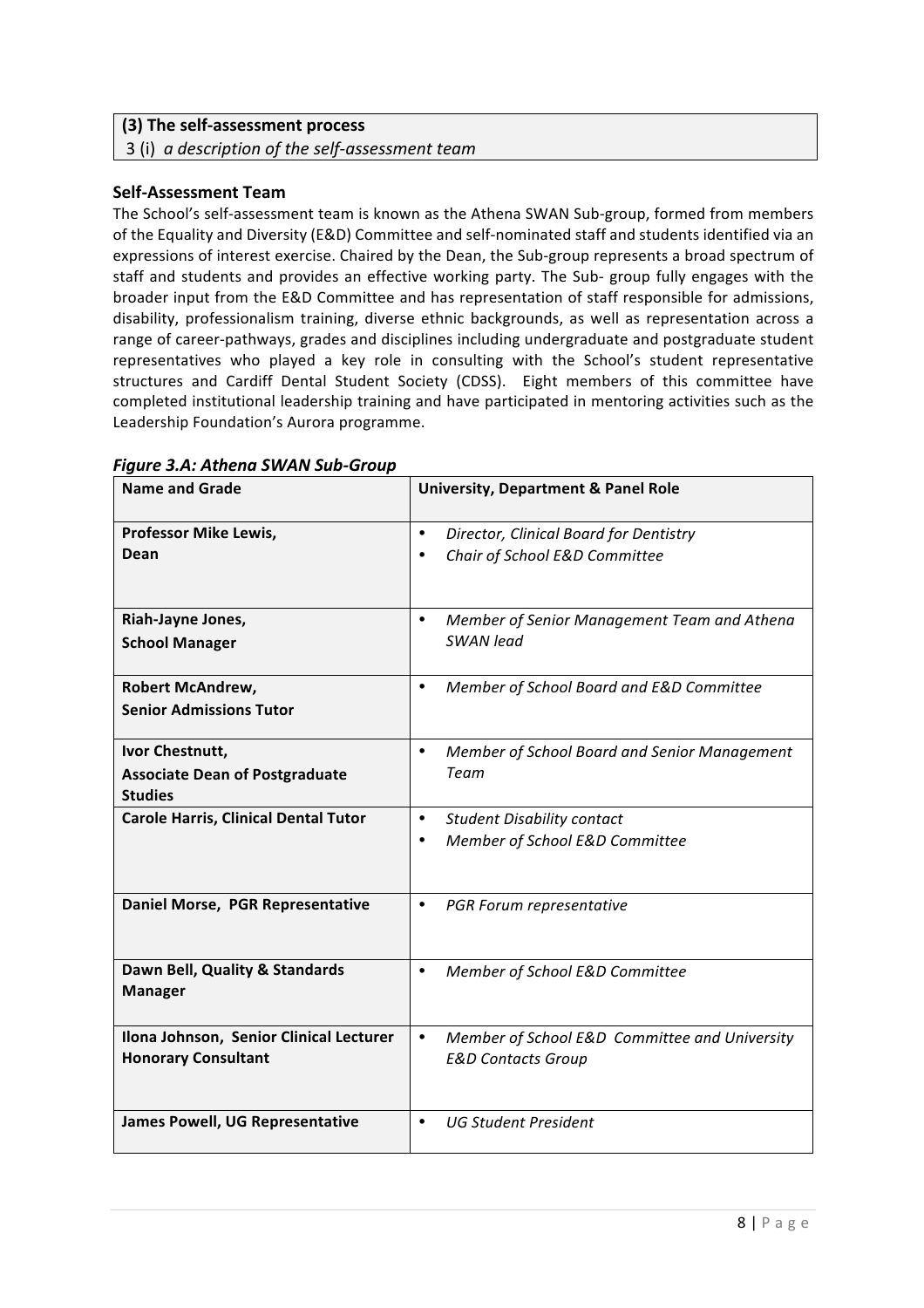**(3) The self-assessment process**

3 (i) *a description of the self-assessment team*

### Self-Assessment Team

The School's self-assessment team is known as the Athena SWAN Sub-group, formed from members of the Equality and Diversity (E&D) Committee and self-nominated staff and students identified via an expressions of interest exercise. Chaired by the Dean, the Sub-group represents a broad spectrum of staff and students and provides an effective working party. The Sub- group fully engages with the broader input from the E&D Committee and has representation of staff responsible for admissions, disability, professionalism training, diverse ethnic backgrounds, as well as representation across a range of career-pathways, grades and disciplines including undergraduate and postgraduate student representatives who played a key role in consulting with the School's student representative structures and Cardiff Dental Student Society (CDSS). Eight members of this committee have completed institutional leadership training and have participated in mentoring activities such as the Leadership Foundation's Aurora programme.

***Figure 3.A: Athena SWAN Sub-Group***

| Name and Grade | University, Department & Panel Role |
|---|---|
| **Professor Mike Lewis, Dean** | • *Director, Clinical Board for Dentistry*<br>• *Chair of School E&D Committee* |
| **Riah-Jayne Jones, School Manager** | • *Member of Senior Management Team and Athena SWAN lead* |
| **Robert McAndrew, Senior Admissions Tutor** | • *Member of School Board and E&D Committee* |
| **Ivor Chestnutt, Associate Dean of Postgraduate Studies** | • *Member of School Board and Senior Management Team* |
| **Carole Harris, Clinical Dental Tutor** | • *Student Disability contact*<br>• *Member of School E&D Committee* |
| **Daniel Morse, PGR Representative** | • *PGR Forum representative* |
| **Dawn Bell, Quality & Standards Manager** | • *Member of School E&D Committee* |
| **Ilona Johnson, Senior Clinical Lecturer Honorary Consultant** | • *Member of School E&D Committee and University E&D Contacts Group* |
| **James Powell, UG Representative** | • *UG Student President* |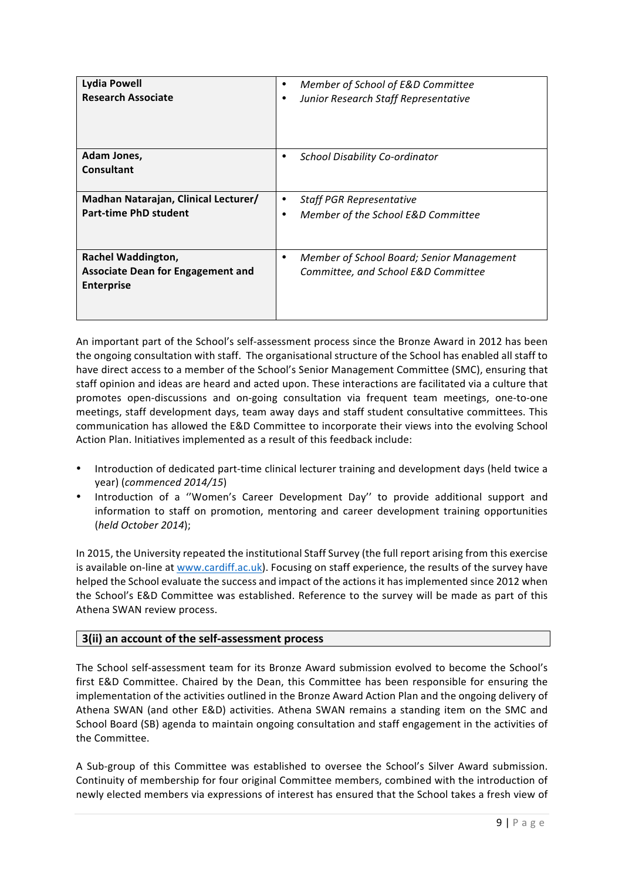| | |
|---|---|
| **Lydia Powell**<br>**Research Associate** | • *Member of School of E&D Committee*<br>• *Junior Research Staff Representative* |
| **Adam Jones,**<br>**Consultant** | • *School Disability Co-ordinator* |
| **Madhan Natarajan, Clinical Lecturer/ Part-time PhD student** | • *Staff PGR Representative*<br>• *Member of the School E&D Committee* |
| **Rachel Waddington,**<br>**Associate Dean for Engagement and Enterprise** | • *Member of School Board; Senior Management Committee, and School E&D Committee* |

An important part of the School's self-assessment process since the Bronze Award in 2012 has been the ongoing consultation with staff. The organisational structure of the School has enabled all staff to have direct access to a member of the School's Senior Management Committee (SMC), ensuring that staff opinion and ideas are heard and acted upon. These interactions are facilitated via a culture that promotes open-discussions and on-going consultation via frequent team meetings, one-to-one meetings, staff development days, team away days and staff student consultative committees. This communication has allowed the E&D Committee to incorporate their views into the evolving School Action Plan. Initiatives implemented as a result of this feedback include:

- Introduction of dedicated part-time clinical lecturer training and development days (held twice a year) (*commenced 2014/15*)
- Introduction of a ''Women's Career Development Day'' to provide additional support and information to staff on promotion, mentoring and career development training opportunities (*held October 2014*);

In 2015, the University repeated the institutional Staff Survey (the full report arising from this exercise is available on-line at www.cardiff.ac.uk). Focusing on staff experience, the results of the survey have helped the School evaluate the success and impact of the actions it has implemented since 2012 when the School's E&D Committee was established. Reference to the survey will be made as part of this Athena SWAN review process.

## 3(ii) an account of the self-assessment process

The School self-assessment team for its Bronze Award submission evolved to become the School's first E&D Committee. Chaired by the Dean, this Committee has been responsible for ensuring the implementation of the activities outlined in the Bronze Award Action Plan and the ongoing delivery of Athena SWAN (and other E&D) activities. Athena SWAN remains a standing item on the SMC and School Board (SB) agenda to maintain ongoing consultation and staff engagement in the activities of the Committee.

A Sub-group of this Committee was established to oversee the School's Silver Award submission. Continuity of membership for four original Committee members, combined with the introduction of newly elected members via expressions of interest has ensured that the School takes a fresh view of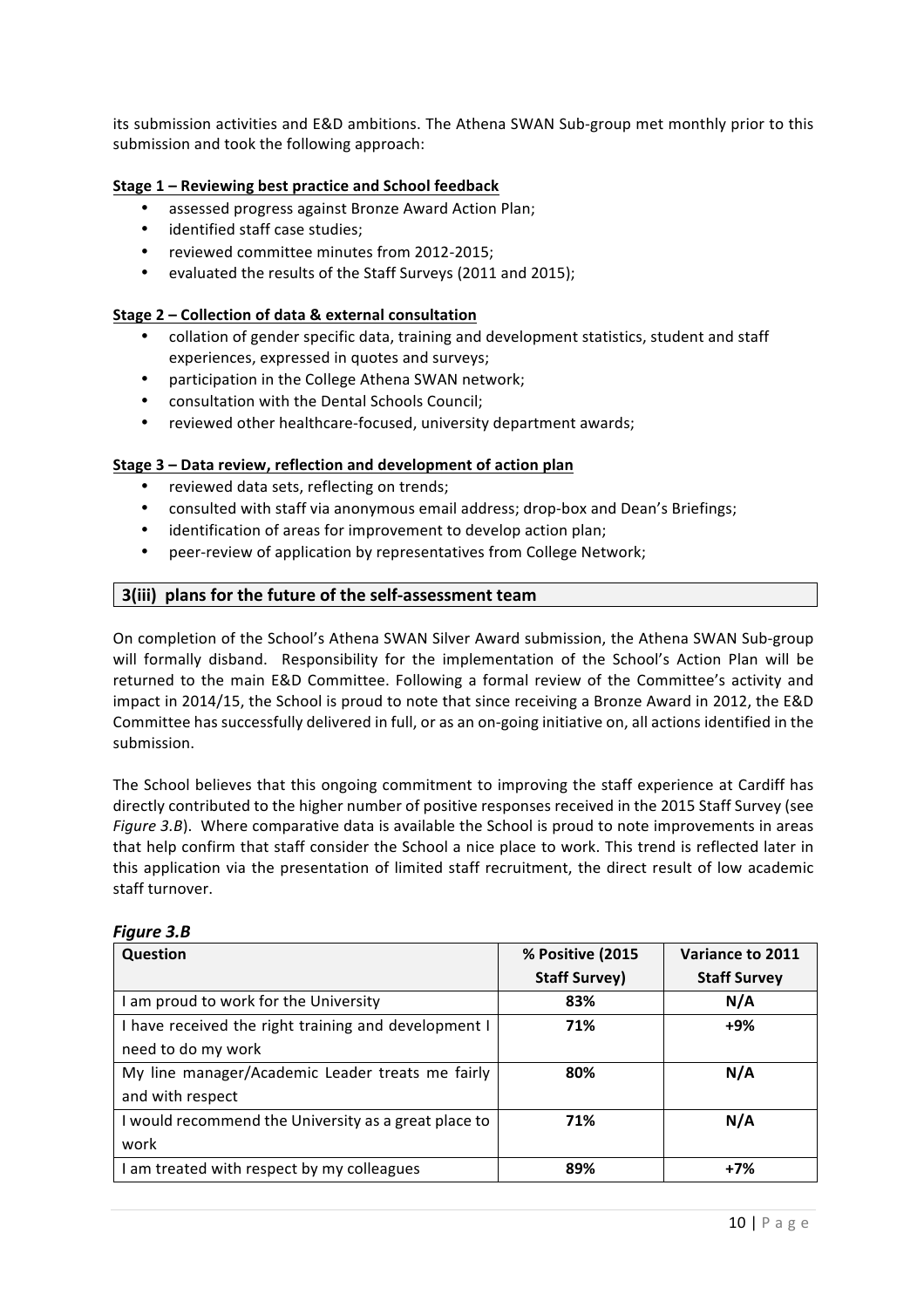its submission activities and E&D ambitions. The Athena SWAN Sub-group met monthly prior to this submission and took the following approach:

**Stage 1 – Reviewing best practice and School feedback**

- assessed progress against Bronze Award Action Plan;
- identified staff case studies;
- reviewed committee minutes from 2012-2015;
- evaluated the results of the Staff Surveys (2011 and 2015);

**Stage 2 – Collection of data & external consultation**

- collation of gender specific data, training and development statistics, student and staff experiences, expressed in quotes and surveys;
- participation in the College Athena SWAN network;
- consultation with the Dental Schools Council;
- reviewed other healthcare-focused, university department awards;

**Stage 3 – Data review, reflection and development of action plan**

- reviewed data sets, reflecting on trends;
- consulted with staff via anonymous email address; drop-box and Dean's Briefings;
- identification of areas for improvement to develop action plan;
- peer-review of application by representatives from College Network;

## 3(iii) plans for the future of the self-assessment team

On completion of the School's Athena SWAN Silver Award submission, the Athena SWAN Sub-group will formally disband. Responsibility for the implementation of the School's Action Plan will be returned to the main E&D Committee. Following a formal review of the Committee's activity and impact in 2014/15, the School is proud to note that since receiving a Bronze Award in 2012, the E&D Committee has successfully delivered in full, or as an on-going initiative on, all actions identified in the submission.

The School believes that this ongoing commitment to improving the staff experience at Cardiff has directly contributed to the higher number of positive responses received in the 2015 Staff Survey (see *Figure 3.B*). Where comparative data is available the School is proud to note improvements in areas that help confirm that staff consider the School a nice place to work. This trend is reflected later in this application via the presentation of limited staff recruitment, the direct result of low academic staff turnover.

***Figure 3.B***

| Question | % Positive (2015 Staff Survey) | Variance to 2011 Staff Survey |
|---|---|---|
| I am proud to work for the University | **83%** | **N/A** |
| I have received the right training and development I need to do my work | **71%** | **+9%** |
| My line manager/Academic Leader treats me fairly and with respect | **80%** | **N/A** |
| I would recommend the University as a great place to work | **71%** | **N/A** |
| I am treated with respect by my colleagues | **89%** | **+7%** |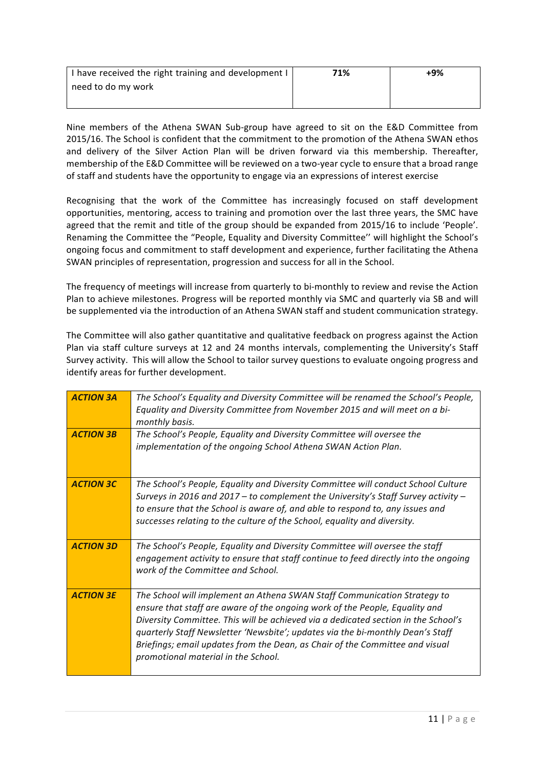| I have received the right training and development I need to do my work | **71%** | **+9%** |
|---|---|---|

Nine members of the Athena SWAN Sub-group have agreed to sit on the E&D Committee from 2015/16. The School is confident that the commitment to the promotion of the Athena SWAN ethos and delivery of the Silver Action Plan will be driven forward via this membership. Thereafter, membership of the E&D Committee will be reviewed on a two-year cycle to ensure that a broad range of staff and students have the opportunity to engage via an expressions of interest exercise

Recognising that the work of the Committee has increasingly focused on staff development opportunities, mentoring, access to training and promotion over the last three years, the SMC have agreed that the remit and title of the group should be expanded from 2015/16 to include 'People'. Renaming the Committee the "People, Equality and Diversity Committee'' will highlight the School's ongoing focus and commitment to staff development and experience, further facilitating the Athena SWAN principles of representation, progression and success for all in the School.

The frequency of meetings will increase from quarterly to bi-monthly to review and revise the Action Plan to achieve milestones. Progress will be reported monthly via SMC and quarterly via SB and will be supplemented via the introduction of an Athena SWAN staff and student communication strategy.

The Committee will also gather quantitative and qualitative feedback on progress against the Action Plan via staff culture surveys at 12 and 24 months intervals, complementing the University's Staff Survey activity. This will allow the School to tailor survey questions to evaluate ongoing progress and identify areas for further development.

| | |
|---|---|
| ***ACTION 3A*** | *The School's Equality and Diversity Committee will be renamed the School's People, Equality and Diversity Committee from November 2015 and will meet on a bi-monthly basis.* |
| ***ACTION 3B*** | *The School's People, Equality and Diversity Committee will oversee the implementation of the ongoing School Athena SWAN Action Plan.* |
| ***ACTION 3C*** | *The School's People, Equality and Diversity Committee will conduct School Culture Surveys in 2016 and 2017 – to complement the University's Staff Survey activity – to ensure that the School is aware of, and able to respond to, any issues and successes relating to the culture of the School, equality and diversity.* |
| ***ACTION 3D*** | *The School's People, Equality and Diversity Committee will oversee the staff engagement activity to ensure that staff continue to feed directly into the ongoing work of the Committee and School.* |
| ***ACTION 3E*** | *The School will implement an Athena SWAN Staff Communication Strategy to ensure that staff are aware of the ongoing work of the People, Equality and Diversity Committee. This will be achieved via a dedicated section in the School's quarterly Staff Newsletter 'Newsbite'; updates via the bi-monthly Dean's Staff Briefings; email updates from the Dean, as Chair of the Committee and visual promotional material in the School.* |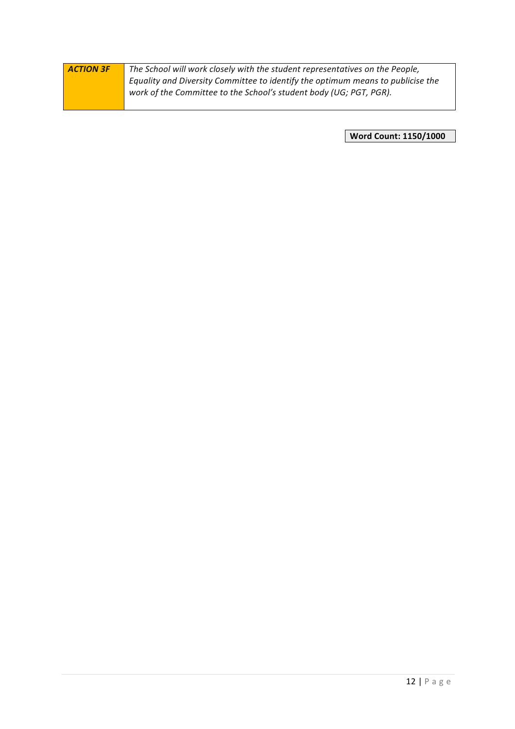| ***ACTION 3F*** | *The School will work closely with the student representatives on the People, Equality and Diversity Committee to identify the optimum means to publicise the work of the Committee to the School's student body (UG; PGT, PGR).* |
|---|---|

**Word Count: 1150/1000**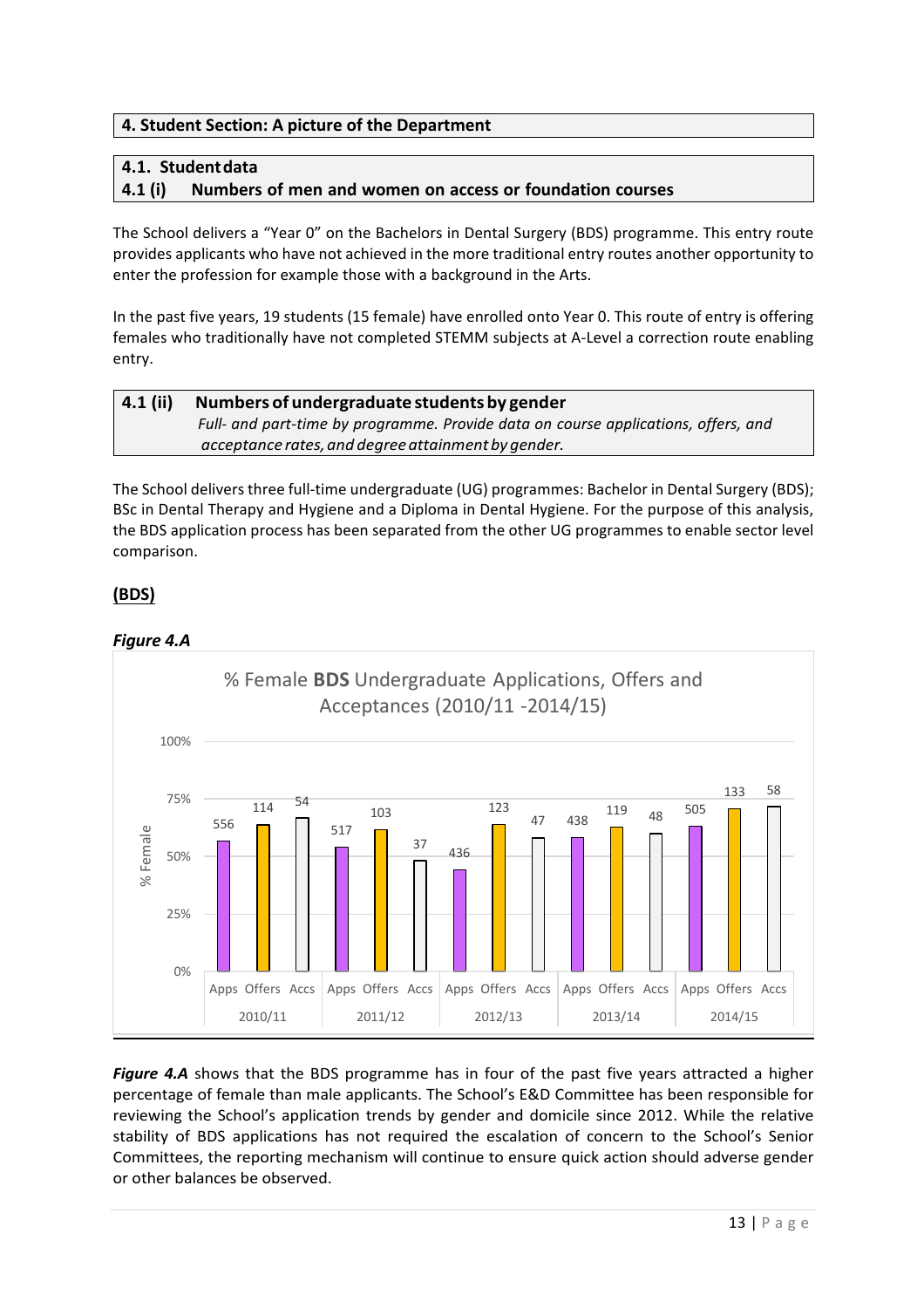## 4. Student Section: A picture of the Department

### 4.1. Student data

### 4.1 (i) Numbers of men and women on access or foundation courses

The School delivers a "Year 0" on the Bachelors in Dental Surgery (BDS) programme. This entry route provides applicants who have not achieved in the more traditional entry routes another opportunity to enter the profession for example those with a background in the Arts.

In the past five years, 19 students (15 female) have enrolled onto Year 0. This route of entry is offering females who traditionally have not completed STEMM subjects at A-Level a correction route enabling entry.

### 4.1 (ii) Numbers of undergraduate students by gender

*Full- and part-time by programme. Provide data on course applications, offers, and acceptance rates, and degree attainment by gender.*

The School delivers three full-time undergraduate (UG) programmes: Bachelor in Dental Surgery (BDS); BSc in Dental Therapy and Hygiene and a Diploma in Dental Hygiene. For the purpose of this analysis, the BDS application process has been separated from the other UG programmes to enable sector level comparison.

**(BDS)**

***Figure 4.A***

% Female **BDS** Undergraduate Applications, Offers and Acceptances (2010/11 -2014/15)

| Year | Apps | Offers | Accs |
|---|---|---|---|
| 2010/11 | 556 | 114 | 54 |
| 2011/12 | 517 | 103 | 37 |
| 2012/13 | 436 | 123 | 47 |
| 2013/14 | 438 | 119 | 48 |
| 2014/15 | 505 | 133 | 58 |

***Figure 4.A*** shows that the BDS programme has in four of the past five years attracted a higher percentage of female than male applicants. The School's E&D Committee has been responsible for reviewing the School's application trends by gender and domicile since 2012. While the relative stability of BDS applications has not required the escalation of concern to the School's Senior Committees, the reporting mechanism will continue to ensure quick action should adverse gender or other balances be observed.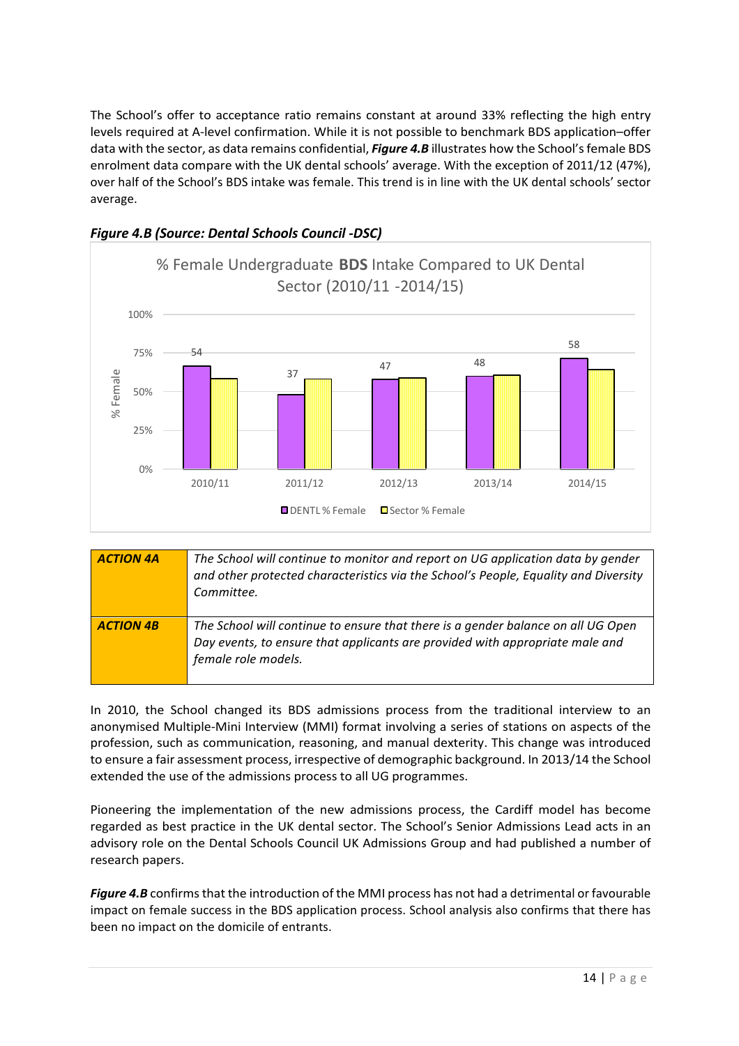The School's offer to acceptance ratio remains constant at around 33% reflecting the high entry levels required at A-level confirmation. While it is not possible to benchmark BDS application–offer data with the sector, as data remains confidential, ***Figure 4.B*** illustrates how the School's female BDS enrolment data compare with the UK dental schools' average. With the exception of 2011/12 (47%), over half of the School's BDS intake was female. This trend is in line with the UK dental schools' sector average.

***Figure 4.B (Source: Dental Schools Council -DSC)***

% Female Undergraduate **BDS** Intake Compared to UK Dental Sector (2010/11 -2014/15)

| | 2010/11 | 2011/12 | 2012/13 | 2013/14 | 2014/15 |
|---|---|---|---|---|---|
| DENTL % Female | 54 | 37 | 47 | 48 | 58 |

| | |
|---|---|
| ***ACTION 4A*** | *The School will continue to monitor and report on UG application data by gender and other protected characteristics via the School's People, Equality and Diversity Committee.* |
| ***ACTION 4B*** | *The School will continue to ensure that there is a gender balance on all UG Open Day events, to ensure that applicants are provided with appropriate male and female role models.* |

In 2010, the School changed its BDS admissions process from the traditional interview to an anonymised Multiple-Mini Interview (MMI) format involving a series of stations on aspects of the profession, such as communication, reasoning, and manual dexterity. This change was introduced to ensure a fair assessment process, irrespective of demographic background. In 2013/14 the School extended the use of the admissions process to all UG programmes.

Pioneering the implementation of the new admissions process, the Cardiff model has become regarded as best practice in the UK dental sector. The School's Senior Admissions Lead acts in an advisory role on the Dental Schools Council UK Admissions Group and had published a number of research papers.

***Figure 4.B*** confirms that the introduction of the MMI process has not had a detrimental or favourable impact on female success in the BDS application process. School analysis also confirms that there has been no impact on the domicile of entrants.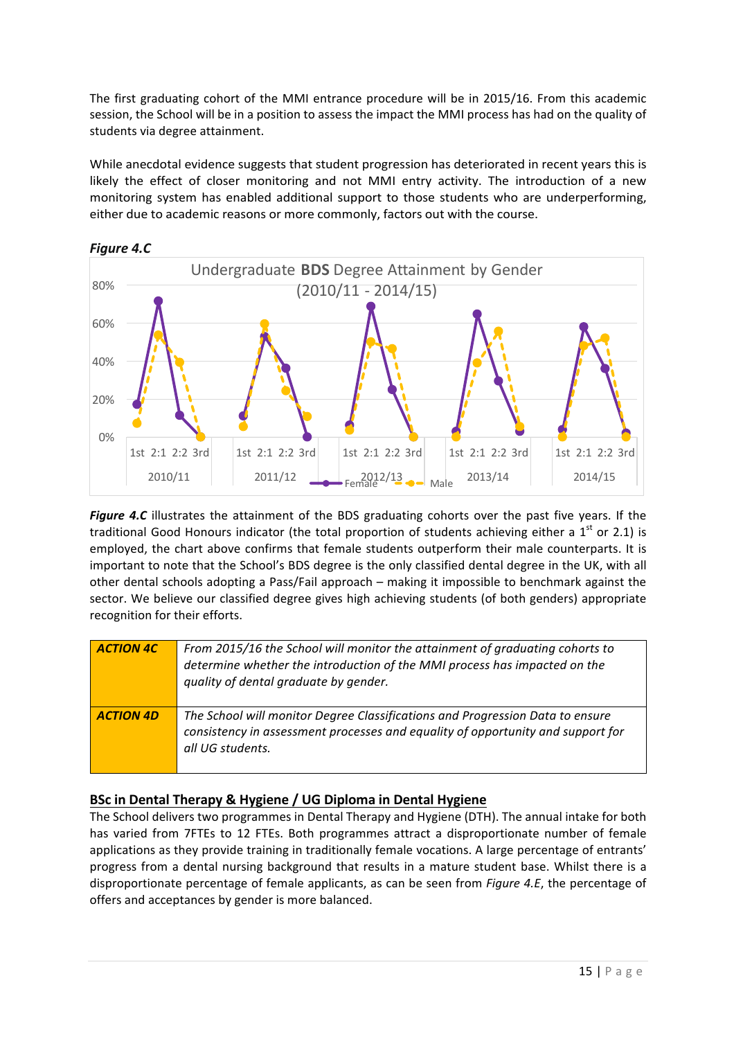The first graduating cohort of the MMI entrance procedure will be in 2015/16. From this academic session, the School will be in a position to assess the impact the MMI process has had on the quality of students via degree attainment.

While anecdotal evidence suggests that student progression has deteriorated in recent years this is likely the effect of closer monitoring and not MMI entry activity. The introduction of a new monitoring system has enabled additional support to those students who are underperforming, either due to academic reasons or more commonly, factors out with the course.

***Figure 4.C***

Undergraduate **BDS** Degree Attainment by Gender (2010/11 - 2014/15)

***Figure 4.C*** illustrates the attainment of the BDS graduating cohorts over the past five years. If the traditional Good Honours indicator (the total proportion of students achieving either a 1[st] or 2.1) is employed, the chart above confirms that female students outperform their male counterparts. It is important to note that the School's BDS degree is the only classified dental degree in the UK, with all other dental schools adopting a Pass/Fail approach – making it impossible to benchmark against the sector. We believe our classified degree gives high achieving students (of both genders) appropriate recognition for their efforts.

| | |
|---|---|
| ***ACTION 4C*** | *From 2015/16 the School will monitor the attainment of graduating cohorts to determine whether the introduction of the MMI process has impacted on the quality of dental graduate by gender.* |
| ***ACTION 4D*** | *The School will monitor Degree Classifications and Progression Data to ensure consistency in assessment processes and equality of opportunity and support for all UG students.* |

## BSc in Dental Therapy & Hygiene / UG Diploma in Dental Hygiene

The School delivers two programmes in Dental Therapy and Hygiene (DTH). The annual intake for both has varied from 7FTEs to 12 FTEs. Both programmes attract a disproportionate number of female applications as they provide training in traditionally female vocations. A large percentage of entrants' progress from a dental nursing background that results in a mature student base. Whilst there is a disproportionate percentage of female applicants, as can be seen from *Figure 4.E*, the percentage of offers and acceptances by gender is more balanced.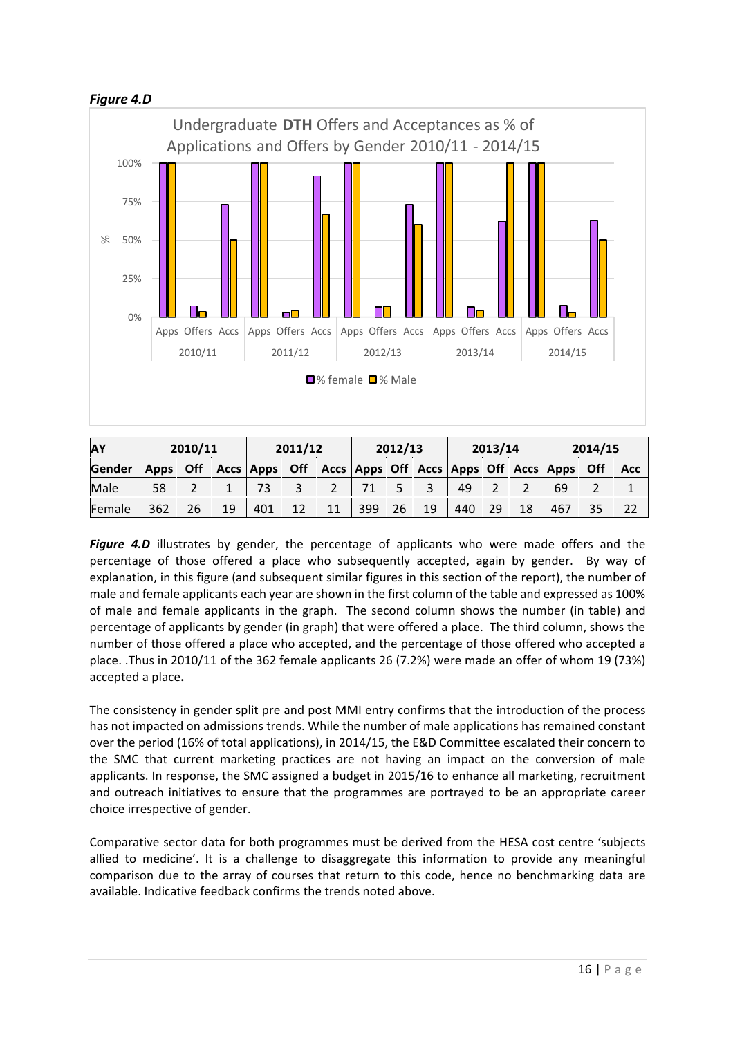***Figure 4.D***

| AY | 2010/11 | | | 2011/12 | | | 2012/13 | | | 2013/14 | | | 2014/15 | | |
|---|---|---|---|---|---|---|---|---|---|---|---|---|---|---|---|
| Gender | Apps | Off | Accs | Apps | Off | Accs | Apps | Off | Accs | Apps | Off | Accs | Apps | Off | Acc |
| Male | 58 | 2 | 1 | 73 | 3 | 2 | 71 | 5 | 3 | 49 | 2 | 2 | 69 | 2 | 1 |
| Female | 362 | 26 | 19 | 401 | 12 | 11 | 399 | 26 | 19 | 440 | 29 | 18 | 467 | 35 | 22 |

***Figure 4.D*** illustrates by gender, the percentage of applicants who were made offers and the percentage of those offered a place who subsequently accepted, again by gender. By way of explanation, in this figure (and subsequent similar figures in this section of the report), the number of male and female applicants each year are shown in the first column of the table and expressed as 100% of male and female applicants in the graph. The second column shows the number (in table) and percentage of applicants by gender (in graph) that were offered a place. The third column, shows the number of those offered a place who accepted, and the percentage of those offered who accepted a place. .Thus in 2010/11 of the 362 female applicants 26 (7.2%) were made an offer of whom 19 (73%) accepted a place**.**

The consistency in gender split pre and post MMI entry confirms that the introduction of the process has not impacted on admissions trends. While the number of male applications has remained constant over the period (16% of total applications), in 2014/15, the E&D Committee escalated their concern to the SMC that current marketing practices are not having an impact on the conversion of male applicants. In response, the SMC assigned a budget in 2015/16 to enhance all marketing, recruitment and outreach initiatives to ensure that the programmes are portrayed to be an appropriate career choice irrespective of gender.

Comparative sector data for both programmes must be derived from the HESA cost centre 'subjects allied to medicine'. It is a challenge to disaggregate this information to provide any meaningful comparison due to the array of courses that return to this code, hence no benchmarking data are available. Indicative feedback confirms the trends noted above.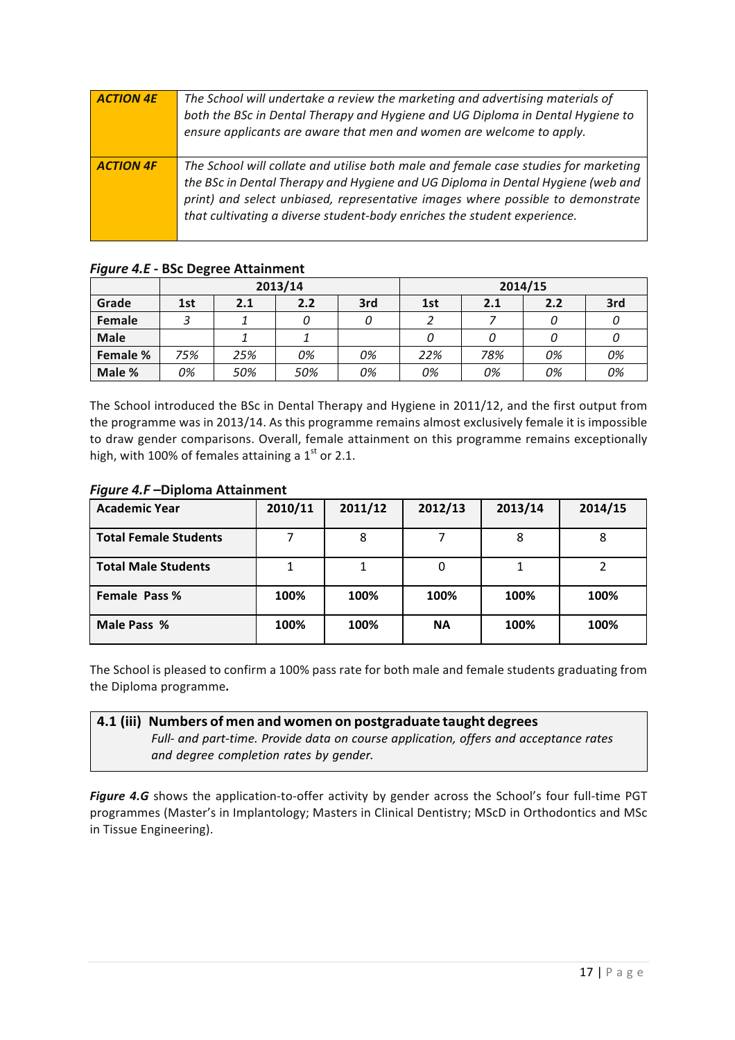| ***ACTION 4E*** | *The School will undertake a review the marketing and advertising materials of both the BSc in Dental Therapy and Hygiene and UG Diploma in Dental Hygiene to ensure applicants are aware that men and women are welcome to apply.* |
|---|---|
| ***ACTION 4F*** | *The School will collate and utilise both male and female case studies for marketing the BSc in Dental Therapy and Hygiene and UG Diploma in Dental Hygiene (web and print) and select unbiased, representative images where possible to demonstrate that cultivating a diverse student-body enriches the student experience.* |

***Figure 4.E*** **- BSc Degree Attainment**

| | 2013/14 | | | | 2014/15 | | | |
|---|---|---|---|---|---|---|---|---|
| **Grade** | **1st** | **2.1** | **2.2** | **3rd** | **1st** | **2.1** | **2.2** | **3rd** |
| **Female** | *3* | *1* | *0* | *0* | *2* | *7* | *0* | *0* |
| **Male** | | *1* | *1* | | *0* | *0* | *0* | *0* |
| **Female %** | *75%* | *25%* | *0%* | *0%* | *22%* | *78%* | *0%* | *0%* |
| **Male %** | *0%* | *50%* | *50%* | *0%* | *0%* | *0%* | *0%* | *0%* |

The School introduced the BSc in Dental Therapy and Hygiene in 2011/12, and the first output from the programme was in 2013/14. As this programme remains almost exclusively female it is impossible to draw gender comparisons. Overall, female attainment on this programme remains exceptionally high, with 100% of females attaining a 1st or 2.1.

***Figure 4.F*** **–Diploma Attainment**

| **Academic Year** | **2010/11** | **2011/12** | **2012/13** | **2013/14** | **2014/15** |
|---|---|---|---|---|---|
| **Total Female Students** | 7 | 8 | 7 | 8 | 8 |
| **Total Male Students** | 1 | 1 | 0 | 1 | 2 |
| **Female Pass %** | **100%** | **100%** | **100%** | **100%** | **100%** |
| **Male Pass %** | **100%** | **100%** | **NA** | **100%** | **100%** |

The School is pleased to confirm a 100% pass rate for both male and female students graduating from the Diploma programme**.**

### 4.1 (iii) Numbers of men and women on postgraduate taught degrees

*Full- and part-time. Provide data on course application, offers and acceptance rates and degree completion rates by gender.*

***Figure 4.G*** shows the application-to-offer activity by gender across the School's four full-time PGT programmes (Master's in Implantology; Masters in Clinical Dentistry; MScD in Orthodontics and MSc in Tissue Engineering).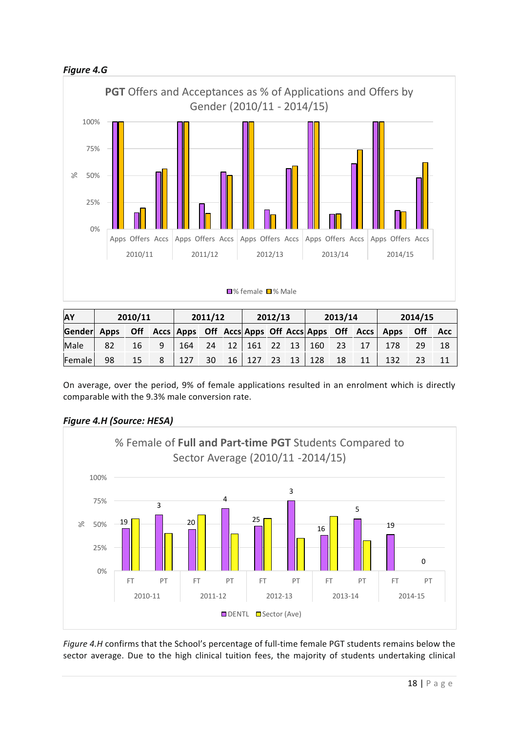***Figure 4.G***

| AY | 2010/11 | | | 2011/12 | | | 2012/13 | | | 2013/14 | | | 2014/15 | | |
|---|---|---|---|---|---|---|---|---|---|---|---|---|---|---|---|
| Gender | Apps | Off | Accs | Apps | Off | Accs | Apps | Off | Accs | Apps | Off | Accs | Apps | Off | Acc |
| Male | 82 | 16 | 9 | 164 | 24 | 12 | 161 | 22 | 13 | 160 | 23 | 17 | 178 | 29 | 18 |
| Female | 98 | 15 | 8 | 127 | 30 | 16 | 127 | 23 | 13 | 128 | 18 | 11 | 132 | 23 | 11 |

On average, over the period, 9% of female applications resulted in an enrolment which is directly comparable with the 9.3% male conversion rate.

***Figure 4.H (Source: HESA)***

*Figure 4.H* confirms that the School's percentage of full-time female PGT students remains below the sector average. Due to the high clinical tuition fees, the majority of students undertaking clinical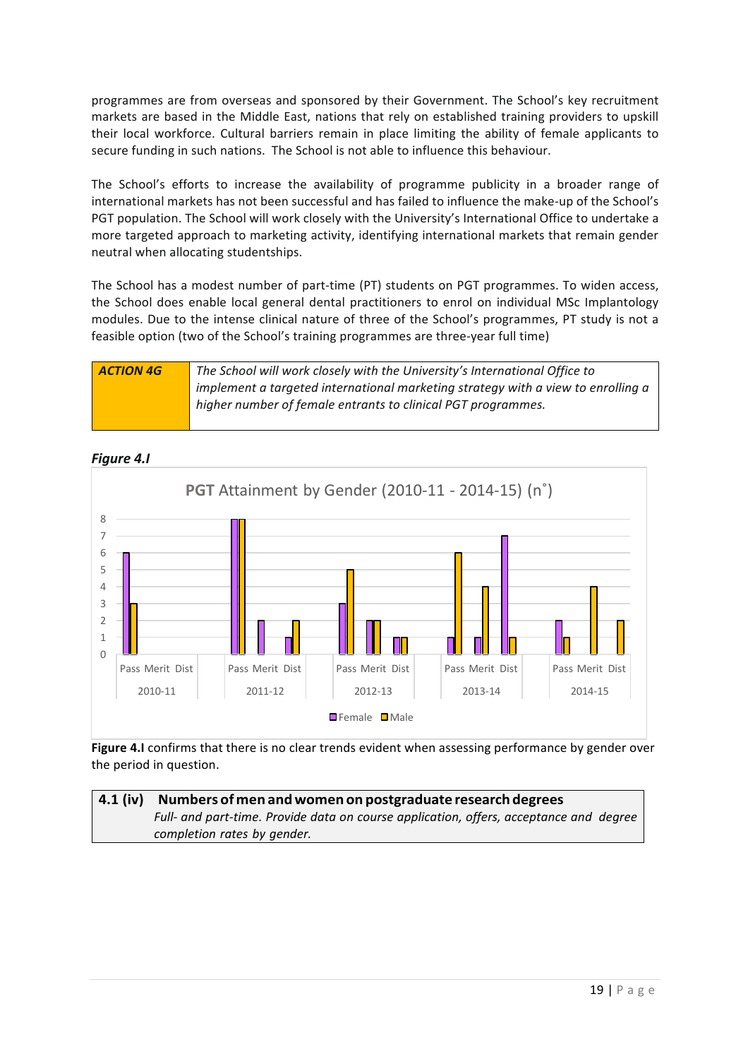programmes are from overseas and sponsored by their Government. The School's key recruitment markets are based in the Middle East, nations that rely on established training providers to upskill their local workforce. Cultural barriers remain in place limiting the ability of female applicants to secure funding in such nations. The School is not able to influence this behaviour.

The School's efforts to increase the availability of programme publicity in a broader range of international markets has not been successful and has failed to influence the make-up of the School's PGT population. The School will work closely with the University's International Office to undertake a more targeted approach to marketing activity, identifying international markets that remain gender neutral when allocating studentships.

The School has a modest number of part-time (PT) students on PGT programmes. To widen access, the School does enable local general dental practitioners to enrol on individual MSc Implantology modules. Due to the intense clinical nature of three of the School's programmes, PT study is not a feasible option (two of the School's training programmes are three-year full time)

| ***ACTION 4G*** | *The School will work closely with the University's International Office to implement a targeted international marketing strategy with a view to enrolling a higher number of female entrants to clinical PGT programmes.* |
|---|---|

***Figure 4.I***

PGT Attainment by Gender (2010-11 - 2014-15) (n˚)

| Year | Classification | Female | Male |
|---|---|---|---|
| 2010-11 | Pass | 6 | 3 |
| 2010-11 | Merit | 0 | 0 |
| 2010-11 | Dist | 0 | 0 |
| 2011-12 | Pass | 8 | 8 |
| 2011-12 | Merit | 2 | 0 |
| 2011-12 | Dist | 1 | 2 |
| 2012-13 | Pass | 3 | 5 |
| 2012-13 | Merit | 2 | 2 |
| 2012-13 | Dist | 1 | 1 |
| 2013-14 | Pass | 1 | 6 |
| 2013-14 | Merit | 1 | 4 |
| 2013-14 | Dist | 7 | 1 |
| 2014-15 | Pass | 2 | 1 |
| 2014-15 | Merit | 0 | 4 |
| 2014-15 | Dist | 0 | 2 |

**Figure 4.I** confirms that there is no clear trends evident when assessing performance by gender over the period in question.

| **4.1 (iv)** | **Numbers of men and women on postgraduate research degrees** *Full- and part-time. Provide data on course application, offers, acceptance and degree completion rates by gender.* |
|---|---|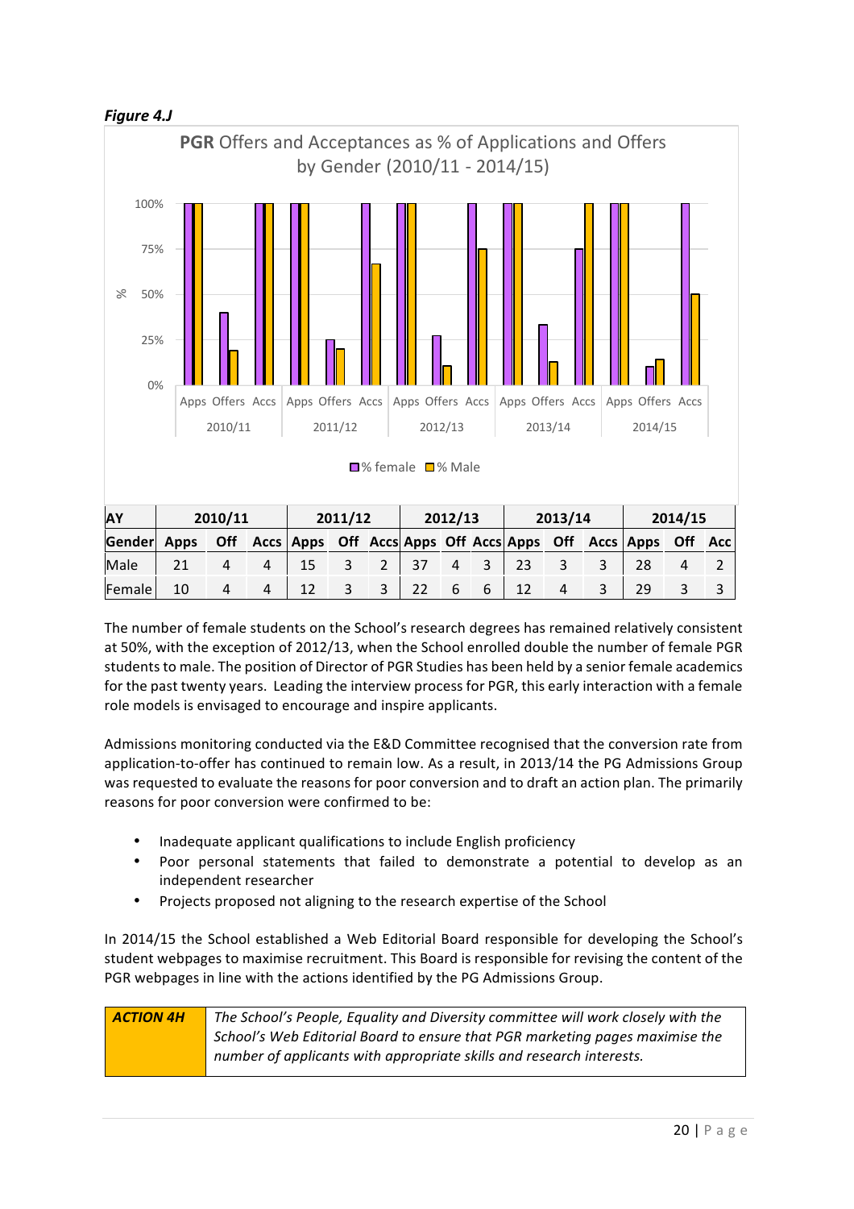***Figure 4.J***

**PGR** Offers and Acceptances as % of Applications and Offers by Gender (2010/11 - 2014/15)

| AY | 2010/11 | | | 2011/12 | | | 2012/13 | | | 2013/14 | | | 2014/15 | | |
|---|---|---|---|---|---|---|---|---|---|---|---|---|---|---|---|
| **Gender** | **Apps** | **Off** | **Accs** | **Apps** | **Off** | **Accs** | **Apps** | **Off** | **Accs** | **Apps** | **Off** | **Accs** | **Apps** | **Off** | **Acc** |
| Male | 21 | 4 | 4 | 15 | 3 | 2 | 37 | 4 | 3 | 23 | 3 | 3 | 28 | 4 | 2 |
| Female | 10 | 4 | 4 | 12 | 3 | 3 | 22 | 6 | 6 | 12 | 4 | 3 | 29 | 3 | 3 |

The number of female students on the School's research degrees has remained relatively consistent at 50%, with the exception of 2012/13, when the School enrolled double the number of female PGR students to male. The position of Director of PGR Studies has been held by a senior female academics for the past twenty years. Leading the interview process for PGR, this early interaction with a female role models is envisaged to encourage and inspire applicants.

Admissions monitoring conducted via the E&D Committee recognised that the conversion rate from application-to-offer has continued to remain low. As a result, in 2013/14 the PG Admissions Group was requested to evaluate the reasons for poor conversion and to draft an action plan. The primarily reasons for poor conversion were confirmed to be:

- Inadequate applicant qualifications to include English proficiency
- Poor personal statements that failed to demonstrate a potential to develop as an independent researcher
- Projects proposed not aligning to the research expertise of the School

In 2014/15 the School established a Web Editorial Board responsible for developing the School's student webpages to maximise recruitment. This Board is responsible for revising the content of the PGR webpages in line with the actions identified by the PG Admissions Group.

| ***ACTION 4H*** | *The School's People, Equality and Diversity committee will work closely with the School's Web Editorial Board to ensure that PGR marketing pages maximise the number of applicants with appropriate skills and research interests.* |
|---|---|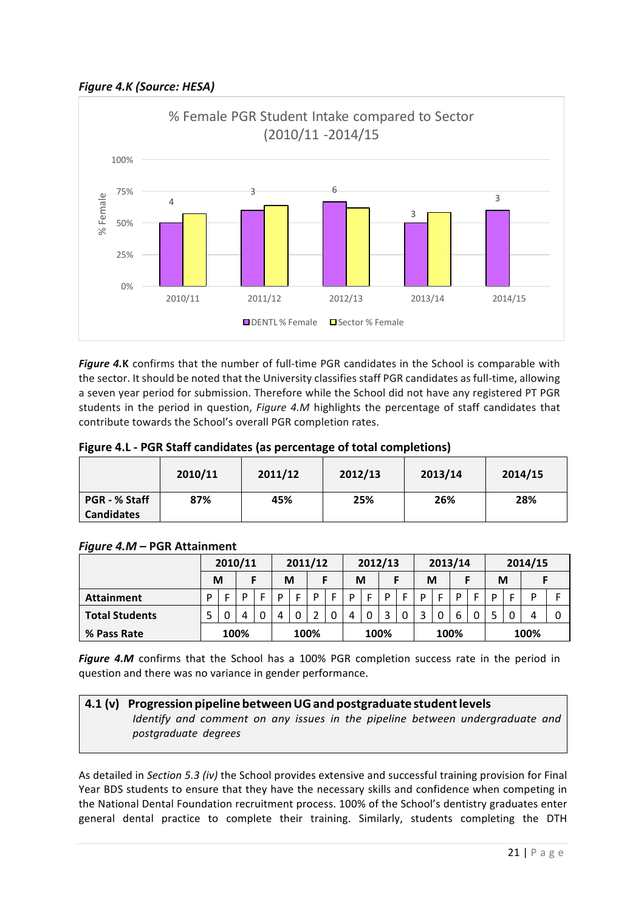*Figure 4.K (Source: HESA)*

**Figure 4.K** confirms that the number of full-time PGR candidates in the School is comparable with the sector. It should be noted that the University classifies staff PGR candidates as full-time, allowing a seven year period for submission. Therefore while the School did not have any registered PT PGR students in the period in question, *Figure 4.M* highlights the percentage of staff candidates that contribute towards the School's overall PGR completion rates.

**Figure 4.L - PGR Staff candidates (as percentage of total completions)**

| | 2010/11 | 2011/12 | 2012/13 | 2013/14 | 2014/15 |
|---|---|---|---|---|---|
| **PGR - % Staff Candidates** | **87%** | **45%** | **25%** | **26%** | **28%** |

***Figure 4.M* – PGR Attainment**

| | 2010/11 | | | | 2011/12 | | | | 2012/13 | | | | 2013/14 | | | | 2014/15 | | | |
|---|---|---|---|---|---|---|---|---|---|---|---|---|---|---|---|---|---|---|---|---|
| | M | | F | | M | | F | | M | | F | | M | | F | | M | | F | |
| **Attainment** | P | F | P | F | P | F | P | F | P | F | P | F | P | F | P | F | P | F | P | F |
| **Total Students** | 5 | 0 | 4 | 0 | 4 | 0 | 2 | 0 | 4 | 0 | 3 | 0 | 3 | 0 | 6 | 0 | 5 | 0 | 4 | 0 |
| **% Pass Rate** | 100% | | | | 100% | | | | 100% | | | | 100% | | | | 100% | | | |

***Figure 4.M*** confirms that the School has a 100% PGR completion success rate in the period in question and there was no variance in gender performance.

**4.1 (v) Progression pipeline between UG and postgraduate student levels**

*Identify and comment on any issues in the pipeline between undergraduate and postgraduate degrees*

As detailed in *Section 5.3 (iv)* the School provides extensive and successful training provision for Final Year BDS students to ensure that they have the necessary skills and confidence when competing in the National Dental Foundation recruitment process. 100% of the School's dentistry graduates enter general dental practice to complete their training. Similarly, students completing the DTH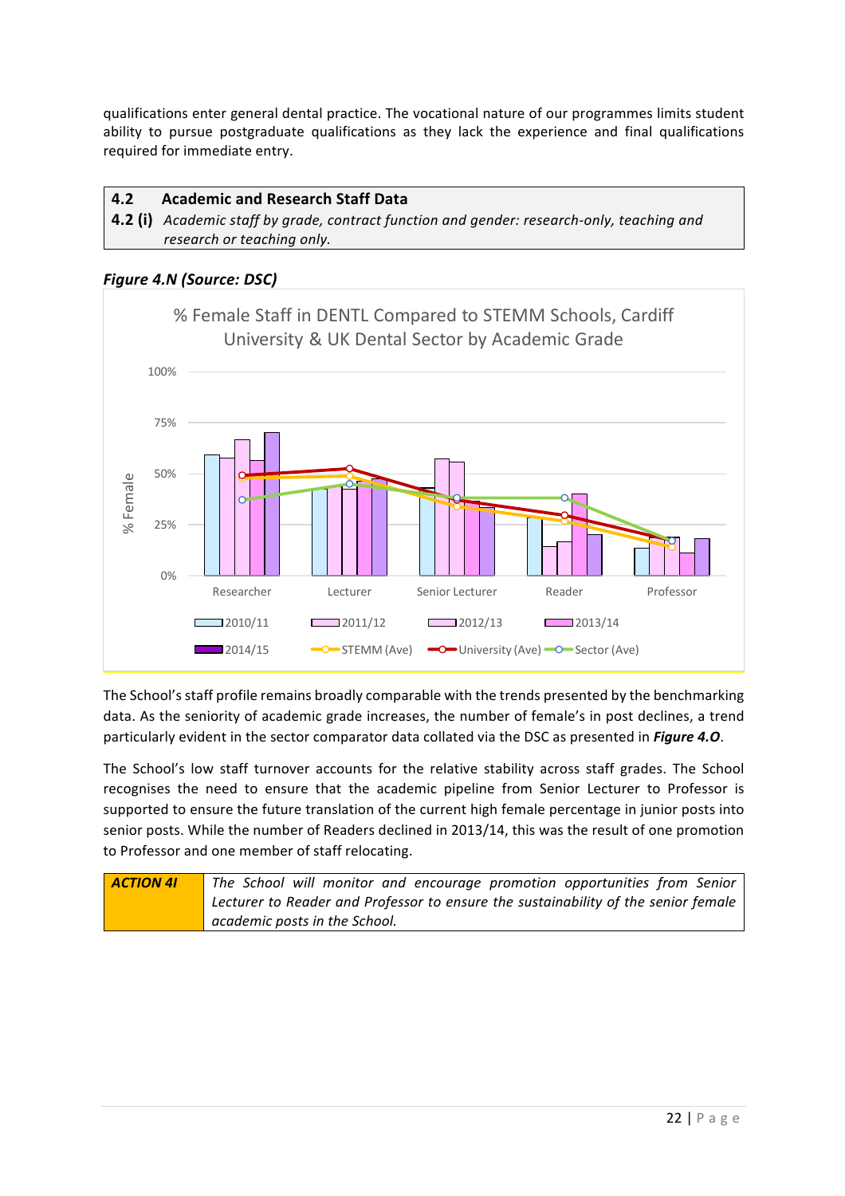qualifications enter general dental practice. The vocational nature of our programmes limits student ability to pursue postgraduate qualifications as they lack the experience and final qualifications required for immediate entry.

| **4.2** | **Academic and Research Staff Data** |
|---|---|
| **4.2 (i)** | *Academic staff by grade, contract function and gender: research-only, teaching and research or teaching only.* |

***Figure 4.N (Source: DSC)***

% Female Staff in DENTL Compared to STEMM Schools, Cardiff University & UK Dental Sector by Academic Grade

The School's staff profile remains broadly comparable with the trends presented by the benchmarking data. As the seniority of academic grade increases, the number of female's in post declines, a trend particularly evident in the sector comparator data collated via the DSC as presented in ***Figure 4.O***.

The School's low staff turnover accounts for the relative stability across staff grades. The School recognises the need to ensure that the academic pipeline from Senior Lecturer to Professor is supported to ensure the future translation of the current high female percentage in junior posts into senior posts. While the number of Readers declined in 2013/14, this was the result of one promotion to Professor and one member of staff relocating.

| ***ACTION 4I*** | *The School will monitor and encourage promotion opportunities from Senior Lecturer to Reader and Professor to ensure the sustainability of the senior female academic posts in the School.* |
|---|---|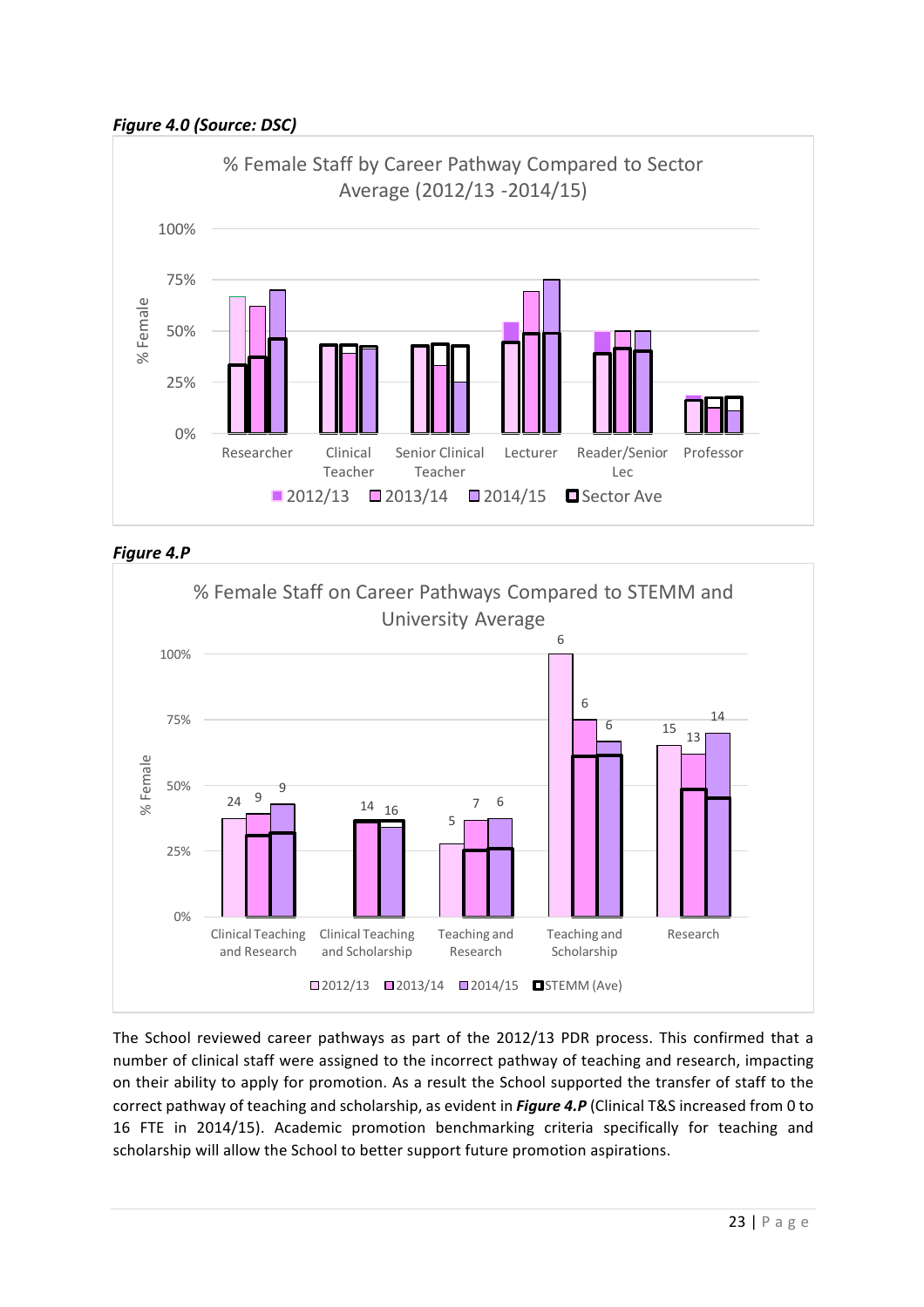***Figure 4.0 (Source: DSC)***

***Figure 4.P***

The School reviewed career pathways as part of the 2012/13 PDR process. This confirmed that a number of clinical staff were assigned to the incorrect pathway of teaching and research, impacting on their ability to apply for promotion. As a result the School supported the transfer of staff to the correct pathway of teaching and scholarship, as evident in ***Figure 4.P*** (Clinical T&S increased from 0 to 16 FTE in 2014/15). Academic promotion benchmarking criteria specifically for teaching and scholarship will allow the School to better support future promotion aspirations.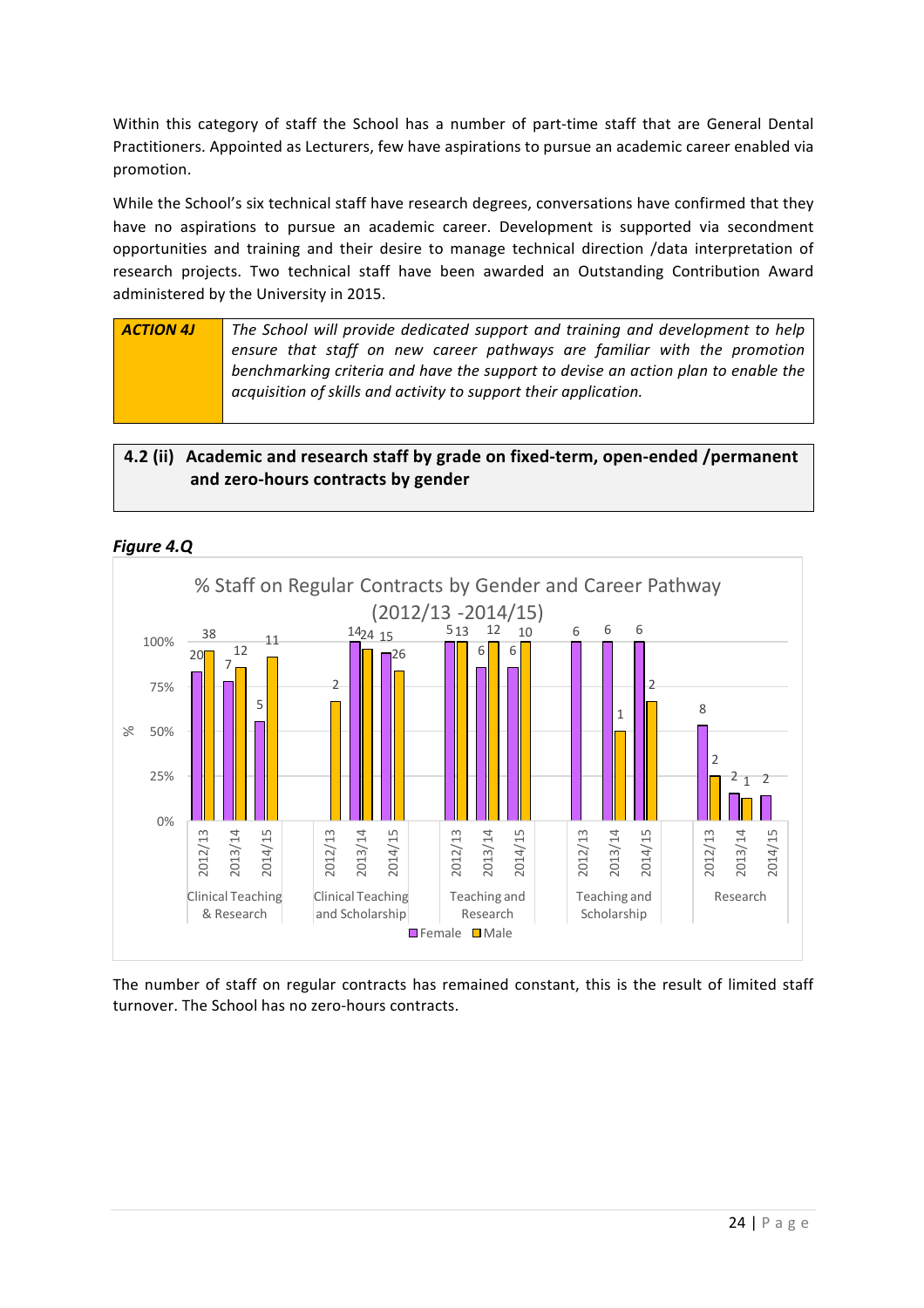Within this category of staff the School has a number of part-time staff that are General Dental Practitioners. Appointed as Lecturers, few have aspirations to pursue an academic career enabled via promotion.

While the School's six technical staff have research degrees, conversations have confirmed that they have no aspirations to pursue an academic career. Development is supported via secondment opportunities and training and their desire to manage technical direction /data interpretation of research projects. Two technical staff have been awarded an Outstanding Contribution Award administered by the University in 2015.

| **ACTION 4J** | *The School will provide dedicated support and training and development to help ensure that staff on new career pathways are familiar with the promotion benchmarking criteria and have the support to devise an action plan to enable the acquisition of skills and activity to support their application.* |
|---|---|

## 4.2 (ii) Academic and research staff by grade on fixed-term, open-ended /permanent and zero-hours contracts by gender

***Figure 4.Q***

% Staff on Regular Contracts by Gender and Career Pathway (2012/13 -2014/15)

| Career Pathway | Year | Female (n) | Male (n) |
|---|---|---|---|
| Clinical Teaching & Research | 2012/13 | 20 | 38 |
| | 2013/14 | 7 | 12 |
| | 2014/15 | 5 | 11 |
| Clinical Teaching and Scholarship | 2012/13 | | 2 |
| | 2013/14 | 14 | 24 |
| | 2014/15 | 15 | 26 |
| Teaching and Research | 2012/13 | 5 | 13 |
| | 2013/14 | 6 | 12 |
| | 2014/15 | 6 | 10 |
| Teaching and Scholarship | 2012/13 | 6 | |
| | 2013/14 | 6 | 1 |
| | 2014/15 | 6 | 2 |
| Research | 2012/13 | 8 | 2 |
| | 2013/14 | 2 | 1 |
| | 2014/15 | 2 | |

The number of staff on regular contracts has remained constant, this is the result of limited staff turnover. The School has no zero-hours contracts.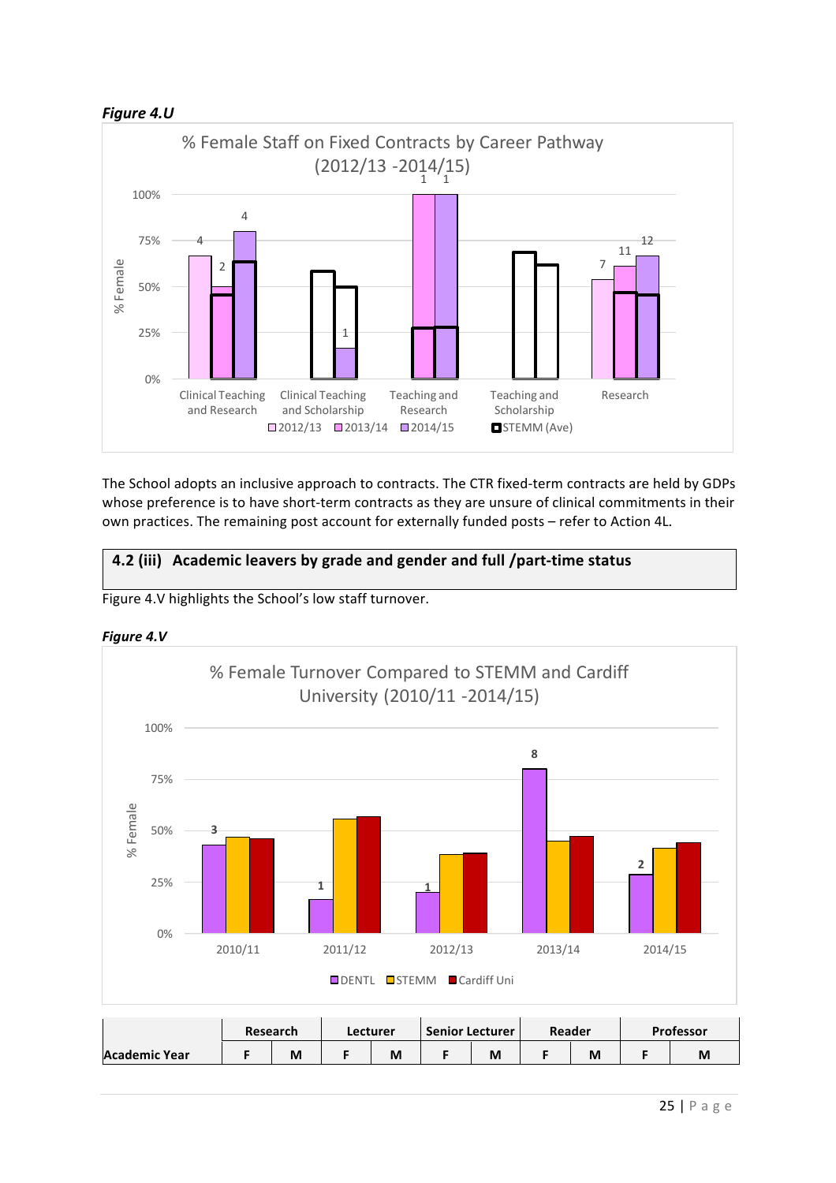***Figure 4.U***

The School adopts an inclusive approach to contracts. The CTR fixed-term contracts are held by GDPs whose preference is to have short-term contracts as they are unsure of clinical commitments in their own practices. The remaining post account for externally funded posts – refer to Action 4L.

### 4.2 (iii) Academic leavers by grade and gender and full /part-time status

Figure 4.V highlights the School's low staff turnover.

***Figure 4.V***

| | Research | | Lecturer | | Senior Lecturer | | Reader | | Professor | |
|---|---|---|---|---|---|---|---|---|---|---|
| **Academic Year** | **F** | **M** | **F** | **M** | **F** | **M** | **F** | **M** | **F** | **M** |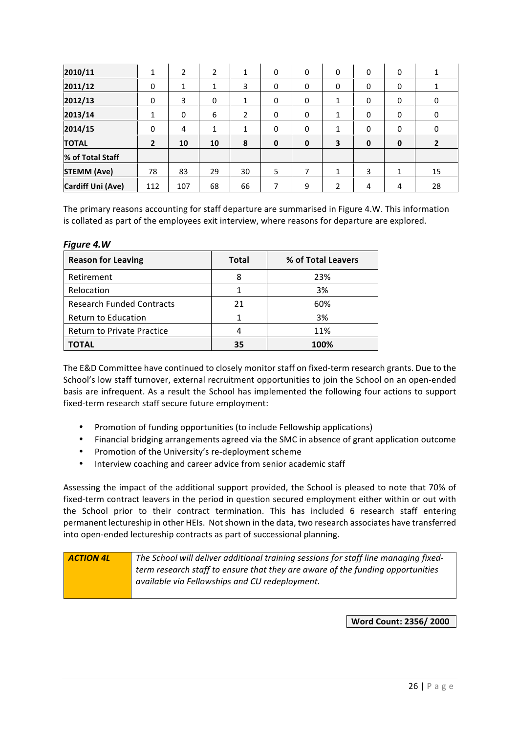| 2010/11 | 1 | 2 | 2 | 1 | 0 | 0 | 0 | 0 | 0 | 1 |
|---|---|---|---|---|---|---|---|---|---|---|
| 2011/12 | 0 | 1 | 1 | 3 | 0 | 0 | 0 | 0 | 0 | 1 |
| 2012/13 | 0 | 3 | 0 | 1 | 0 | 0 | 1 | 0 | 0 | 0 |
| 2013/14 | 1 | 0 | 6 | 2 | 0 | 0 | 1 | 0 | 0 | 0 |
| 2014/15 | 0 | 4 | 1 | 1 | 0 | 0 | 1 | 0 | 0 | 0 |
| **TOTAL** | **2** | **10** | **10** | **8** | **0** | **0** | **3** | **0** | **0** | **2** |
| **% of Total Staff** | | | | | | | | | | |
| **STEMM (Ave)** | 78 | 83 | 29 | 30 | 5 | 7 | 1 | 3 | 1 | 15 |
| **Cardiff Uni (Ave)** | 112 | 107 | 68 | 66 | 7 | 9 | 2 | 4 | 4 | 28 |

The primary reasons accounting for staff departure are summarised in Figure 4.W. This information is collated as part of the employees exit interview, where reasons for departure are explored.

***Figure 4.W***

| Reason for Leaving | Total | % of Total Leavers |
|---|---|---|
| Retirement | 8 | 23% |
| Relocation | 1 | 3% |
| Research Funded Contracts | 21 | 60% |
| Return to Education | 1 | 3% |
| Return to Private Practice | 4 | 11% |
| **TOTAL** | **35** | **100%** |

The E&D Committee have continued to closely monitor staff on fixed-term research grants. Due to the School's low staff turnover, external recruitment opportunities to join the School on an open-ended basis are infrequent. As a result the School has implemented the following four actions to support fixed-term research staff secure future employment:

- Promotion of funding opportunities (to include Fellowship applications)
- Financial bridging arrangements agreed via the SMC in absence of grant application outcome
- Promotion of the University's re-deployment scheme
- Interview coaching and career advice from senior academic staff

Assessing the impact of the additional support provided, the School is pleased to note that 70% of fixed-term contract leavers in the period in question secured employment either within or out with the School prior to their contract termination. This has included 6 research staff entering permanent lectureship in other HEIs. Not shown in the data, two research associates have transferred into open-ended lectureship contracts as part of successional planning.

| ***ACTION 4L*** | *The School will deliver additional training sessions for staff line managing fixed-term research staff to ensure that they are aware of the funding opportunities available via Fellowships and CU redeployment.* |
|---|---|

**Word Count: 2356/ 2000**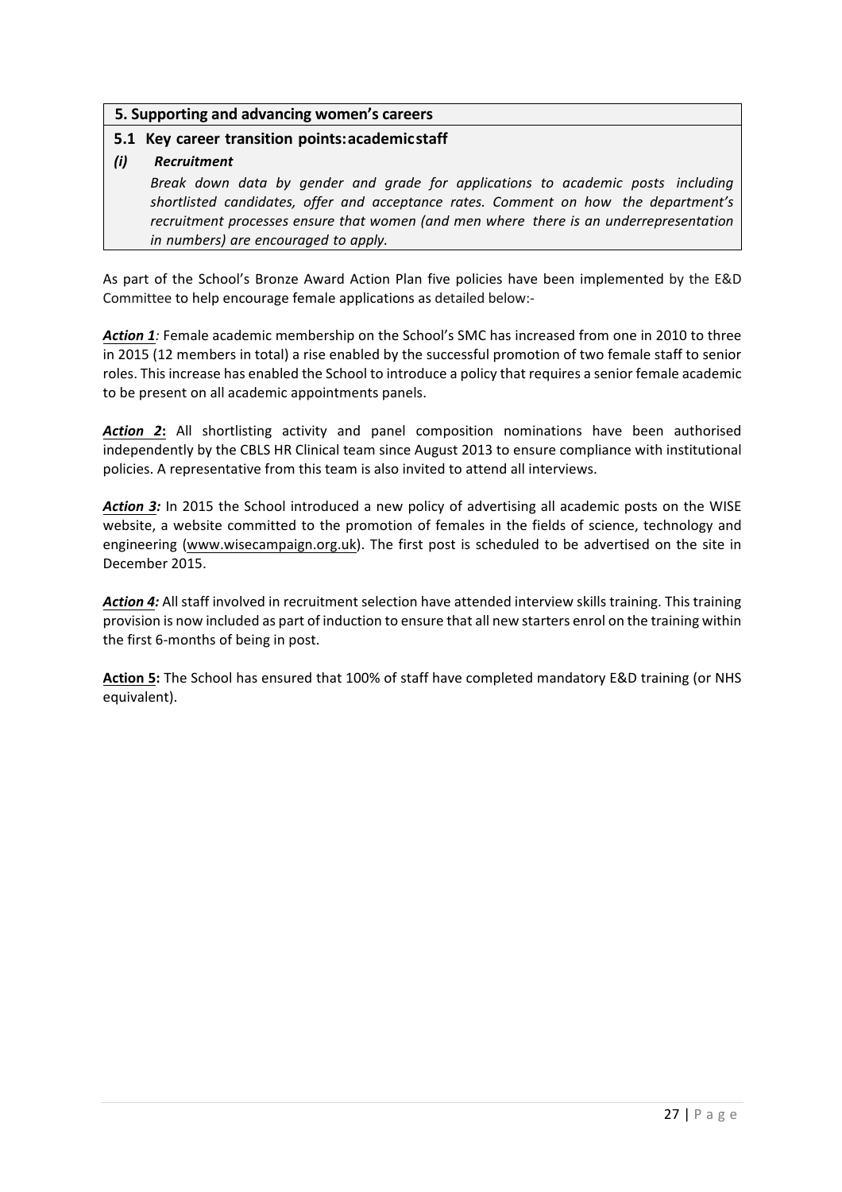## 5. Supporting and advancing women's careers

### 5.1 Key career transition points: academic staff

***(i) Recruitment***

*Break down data by gender and grade for applications to academic posts including shortlisted candidates, offer and acceptance rates. Comment on how the department's recruitment processes ensure that women (and men where there is an underrepresentation in numbers) are encouraged to apply.*

As part of the School's Bronze Award Action Plan five policies have been implemented by the E&D Committee to help encourage female applications as detailed below:-

***Action 1****:* Female academic membership on the School's SMC has increased from one in 2010 to three in 2015 (12 members in total) a rise enabled by the successful promotion of two female staff to senior roles. This increase has enabled the School to introduce a policy that requires a senior female academic to be present on all academic appointments panels.

***Action 2*****:** All shortlisting activity and panel composition nominations have been authorised independently by the CBLS HR Clinical team since August 2013 to ensure compliance with institutional policies. A representative from this team is also invited to attend all interviews.

***Action 3:*** In 2015 the School introduced a new policy of advertising all academic posts on the WISE website, a website committed to the promotion of females in the fields of science, technology and engineering (www.wisecampaign.org.uk). The first post is scheduled to be advertised on the site in December 2015.

***Action 4:*** All staff involved in recruitment selection have attended interview skills training. This training provision is now included as part of induction to ensure that all new starters enrol on the training within the first 6-months of being in post.

**Action 5:** The School has ensured that 100% of staff have completed mandatory E&D training (or NHS equivalent).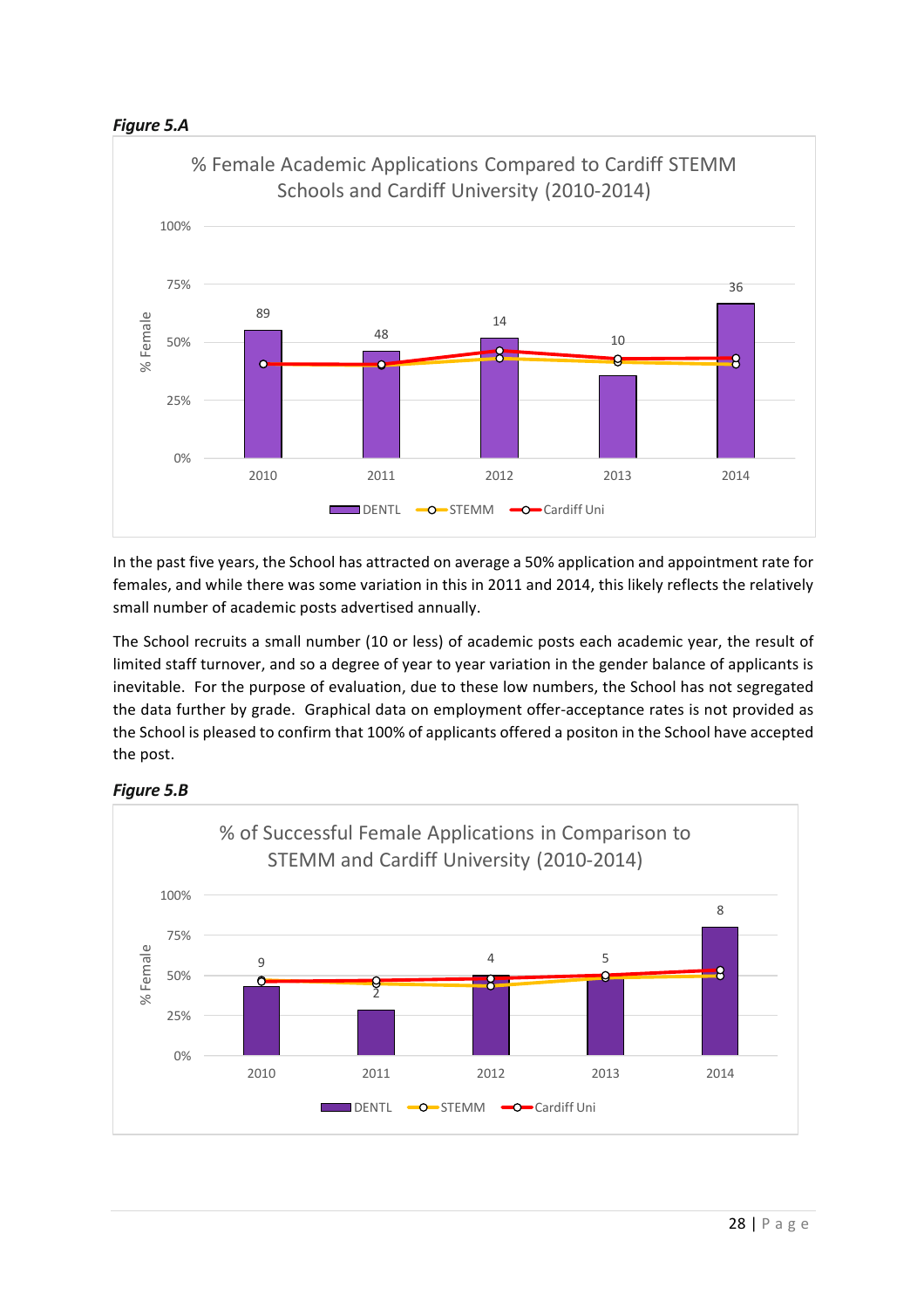***Figure 5.A***

% Female Academic Applications Compared to Cardiff STEMM Schools and Cardiff University (2010-2014)

| Year | DENTL (n) |
|---|---|
| 2010 | 89 |
| 2011 | 48 |
| 2012 | 14 |
| 2013 | 10 |
| 2014 | 36 |

Legend: DENTL, STEMM, Cardiff Uni

In the past five years, the School has attracted on average a 50% application and appointment rate for females, and while there was some variation in this in 2011 and 2014, this likely reflects the relatively small number of academic posts advertised annually.

The School recruits a small number (10 or less) of academic posts each academic year, the result of limited staff turnover, and so a degree of year to year variation in the gender balance of applicants is inevitable. For the purpose of evaluation, due to these low numbers, the School has not segregated the data further by grade. Graphical data on employment offer-acceptance rates is not provided as the School is pleased to confirm that 100% of applicants offered a positon in the School have accepted the post.

***Figure 5.B***

% of Successful Female Applications in Comparison to STEMM and Cardiff University (2010-2014)

| Year | DENTL (n) |
|---|---|
| 2010 | 9 |
| 2011 | 2 |
| 2012 | 4 |
| 2013 | 5 |
| 2014 | 8 |

Legend: DENTL, STEMM, Cardiff Uni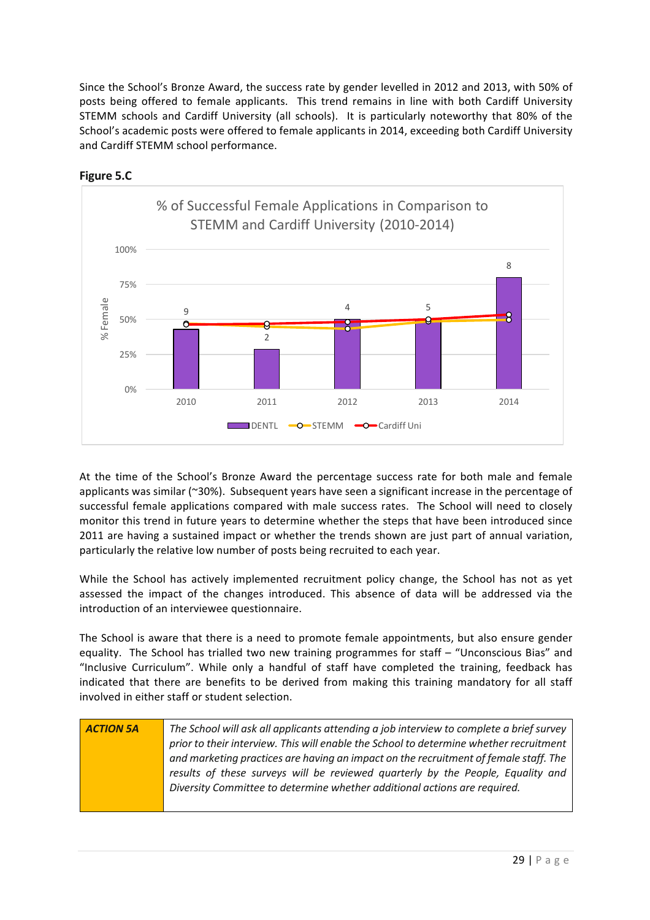Since the School's Bronze Award, the success rate by gender levelled in 2012 and 2013, with 50% of posts being offered to female applicants. This trend remains in line with both Cardiff University STEMM schools and Cardiff University (all schools). It is particularly noteworthy that 80% of the School's academic posts were offered to female applicants in 2014, exceeding both Cardiff University and Cardiff STEMM school performance.

**Figure 5.C**

% of Successful Female Applications in Comparison to STEMM and Cardiff University (2010-2014)

At the time of the School's Bronze Award the percentage success rate for both male and female applicants was similar (~30%). Subsequent years have seen a significant increase in the percentage of successful female applications compared with male success rates. The School will need to closely monitor this trend in future years to determine whether the steps that have been introduced since 2011 are having a sustained impact or whether the trends shown are just part of annual variation, particularly the relative low number of posts being recruited to each year.

While the School has actively implemented recruitment policy change, the School has not as yet assessed the impact of the changes introduced. This absence of data will be addressed via the introduction of an interviewee questionnaire.

The School is aware that there is a need to promote female appointments, but also ensure gender equality. The School has trialled two new training programmes for staff – "Unconscious Bias" and "Inclusive Curriculum". While only a handful of staff have completed the training, feedback has indicated that there are benefits to be derived from making this training mandatory for all staff involved in either staff or student selection.

| ***ACTION 5A*** | *The School will ask all applicants attending a job interview to complete a brief survey prior to their interview. This will enable the School to determine whether recruitment and marketing practices are having an impact on the recruitment of female staff. The results of these surveys will be reviewed quarterly by the People, Equality and Diversity Committee to determine whether additional actions are required.* |
|---|---|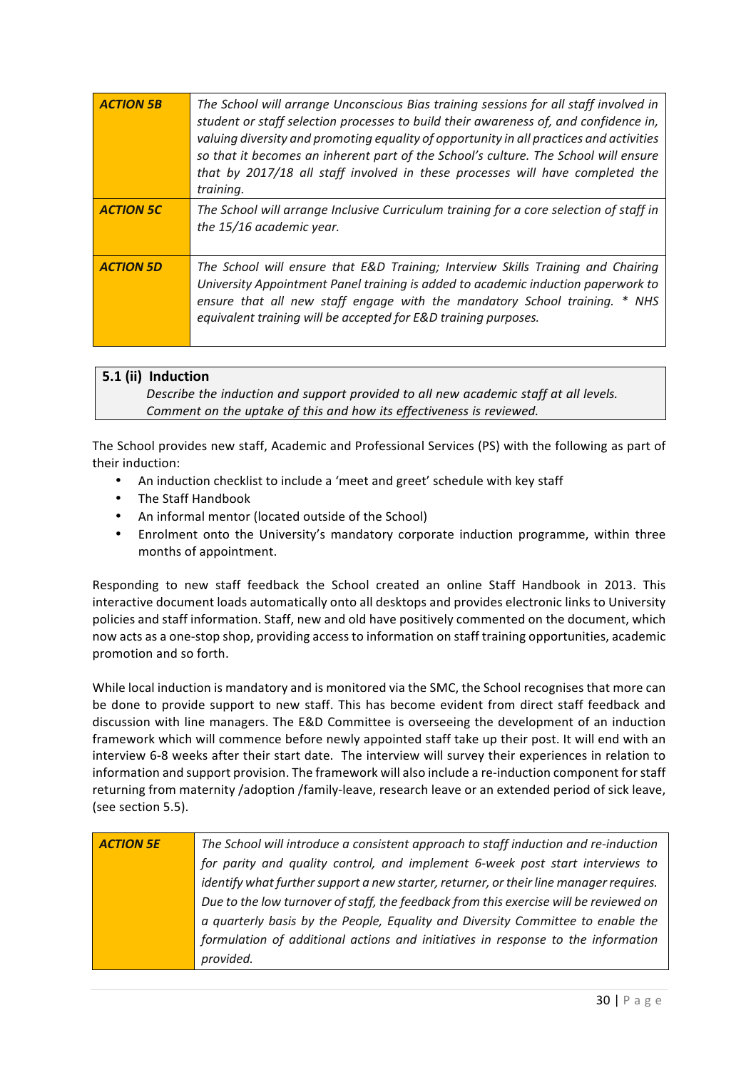| ***ACTION 5B*** | *The School will arrange Unconscious Bias training sessions for all staff involved in student or staff selection processes to build their awareness of, and confidence in, valuing diversity and promoting equality of opportunity in all practices and activities so that it becomes an inherent part of the School's culture. The School will ensure that by 2017/18 all staff involved in these processes will have completed the training.* |
|---|---|
| ***ACTION 5C*** | *The School will arrange Inclusive Curriculum training for a core selection of staff in the 15/16 academic year.* |
| ***ACTION 5D*** | *The School will ensure that E&D Training; Interview Skills Training and Chairing University Appointment Panel training is added to academic induction paperwork to ensure that all new staff engage with the mandatory School training. * NHS equivalent training will be accepted for E&D training purposes.* |

### 5.1 (ii) Induction

*Describe the induction and support provided to all new academic staff at all levels. Comment on the uptake of this and how its effectiveness is reviewed.*

The School provides new staff, Academic and Professional Services (PS) with the following as part of their induction:

- An induction checklist to include a 'meet and greet' schedule with key staff
- The Staff Handbook
- An informal mentor (located outside of the School)
- Enrolment onto the University's mandatory corporate induction programme, within three months of appointment.

Responding to new staff feedback the School created an online Staff Handbook in 2013. This interactive document loads automatically onto all desktops and provides electronic links to University policies and staff information. Staff, new and old have positively commented on the document, which now acts as a one-stop shop, providing access to information on staff training opportunities, academic promotion and so forth.

While local induction is mandatory and is monitored via the SMC, the School recognises that more can be done to provide support to new staff. This has become evident from direct staff feedback and discussion with line managers. The E&D Committee is overseeing the development of an induction framework which will commence before newly appointed staff take up their post. It will end with an interview 6-8 weeks after their start date. The interview will survey their experiences in relation to information and support provision. The framework will also include a re-induction component for staff returning from maternity /adoption /family-leave, research leave or an extended period of sick leave, (see section 5.5).

| ***ACTION 5E*** | *The School will introduce a consistent approach to staff induction and re-induction for parity and quality control, and implement 6-week post start interviews to identify what further support a new starter, returner, or their line manager requires. Due to the low turnover of staff, the feedback from this exercise will be reviewed on a quarterly basis by the People, Equality and Diversity Committee to enable the formulation of additional actions and initiatives in response to the information provided.* |
|---|---|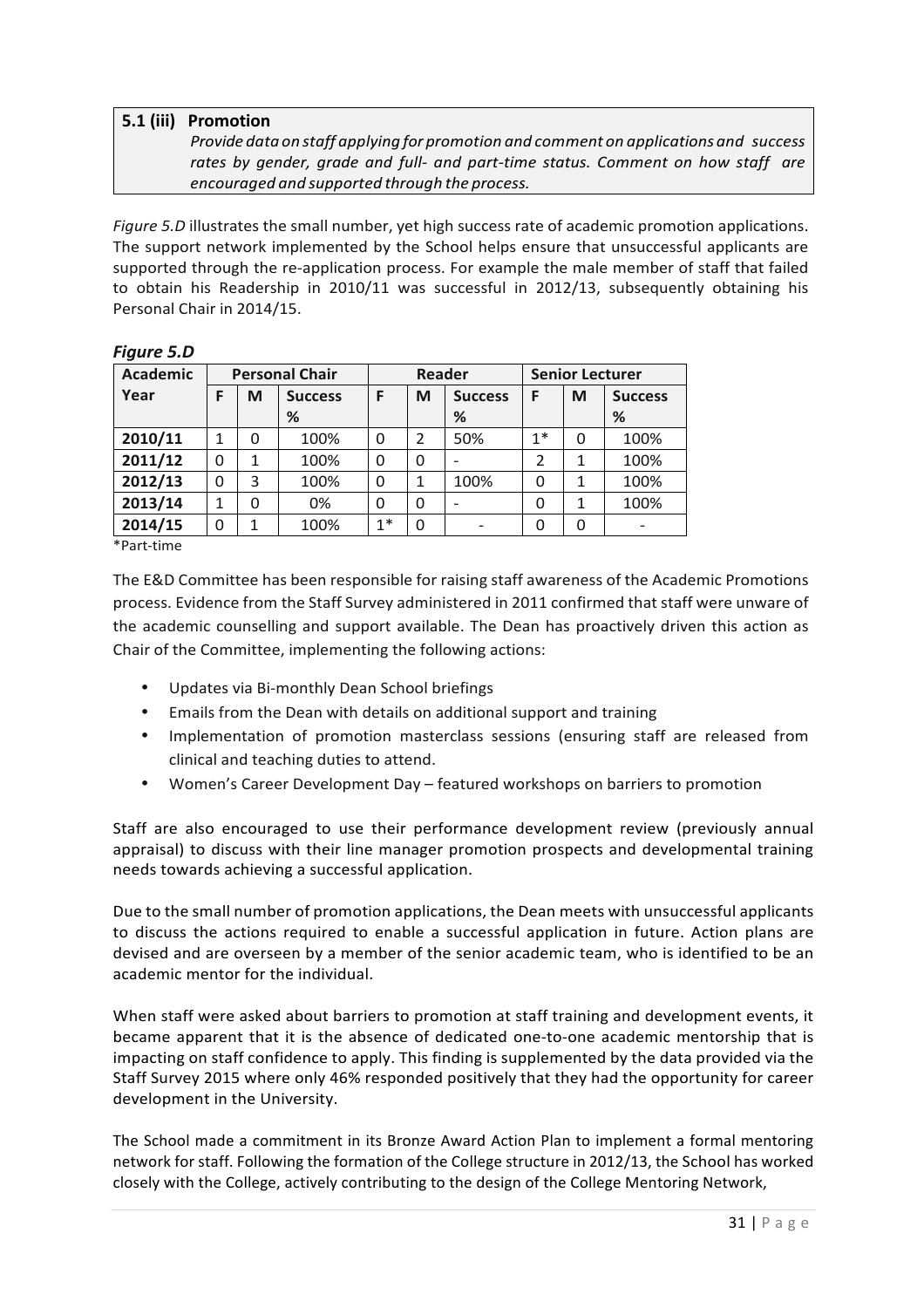**5.1 (iii) Promotion**

*Provide data on staff applying for promotion and comment on applications and success rates by gender, grade and full- and part-time status. Comment on how staff are encouraged and supported through the process.*

*Figure 5.D* illustrates the small number, yet high success rate of academic promotion applications. The support network implemented by the School helps ensure that unsuccessful applicants are supported through the re-application process. For example the male member of staff that failed to obtain his Readership in 2010/11 was successful in 2012/13, subsequently obtaining his Personal Chair in 2014/15.

***Figure 5.D***

| Academic Year | Personal Chair | | | Reader | | | Senior Lecturer | | |
|---|---|---|---|---|---|---|---|---|---|
| | F | M | Success % | F | M | Success % | F | M | Success % |
| 2010/11 | 1 | 0 | 100% | 0 | 2 | 50% | 1* | 0 | 100% |
| 2011/12 | 0 | 1 | 100% | 0 | 0 | - | 2 | 1 | 100% |
| 2012/13 | 0 | 3 | 100% | 0 | 1 | 100% | 0 | 1 | 100% |
| 2013/14 | 1 | 0 | 0% | 0 | 0 | - | 0 | 1 | 100% |
| 2014/15 | 0 | 1 | 100% | 1* | 0 | - | 0 | 0 | - |

*Part-time

The E&D Committee has been responsible for raising staff awareness of the Academic Promotions process. Evidence from the Staff Survey administered in 2011 confirmed that staff were unware of the academic counselling and support available. The Dean has proactively driven this action as Chair of the Committee, implementing the following actions:

- Updates via Bi-monthly Dean School briefings
- Emails from the Dean with details on additional support and training
- Implementation of promotion masterclass sessions (ensuring staff are released from clinical and teaching duties to attend.
- Women's Career Development Day – featured workshops on barriers to promotion

Staff are also encouraged to use their performance development review (previously annual appraisal) to discuss with their line manager promotion prospects and developmental training needs towards achieving a successful application.

Due to the small number of promotion applications, the Dean meets with unsuccessful applicants to discuss the actions required to enable a successful application in future. Action plans are devised and are overseen by a member of the senior academic team, who is identified to be an academic mentor for the individual.

When staff were asked about barriers to promotion at staff training and development events, it became apparent that it is the absence of dedicated one-to-one academic mentorship that is impacting on staff confidence to apply. This finding is supplemented by the data provided via the Staff Survey 2015 where only 46% responded positively that they had the opportunity for career development in the University.

The School made a commitment in its Bronze Award Action Plan to implement a formal mentoring network for staff. Following the formation of the College structure in 2012/13, the School has worked closely with the College, actively contributing to the design of the College Mentoring Network,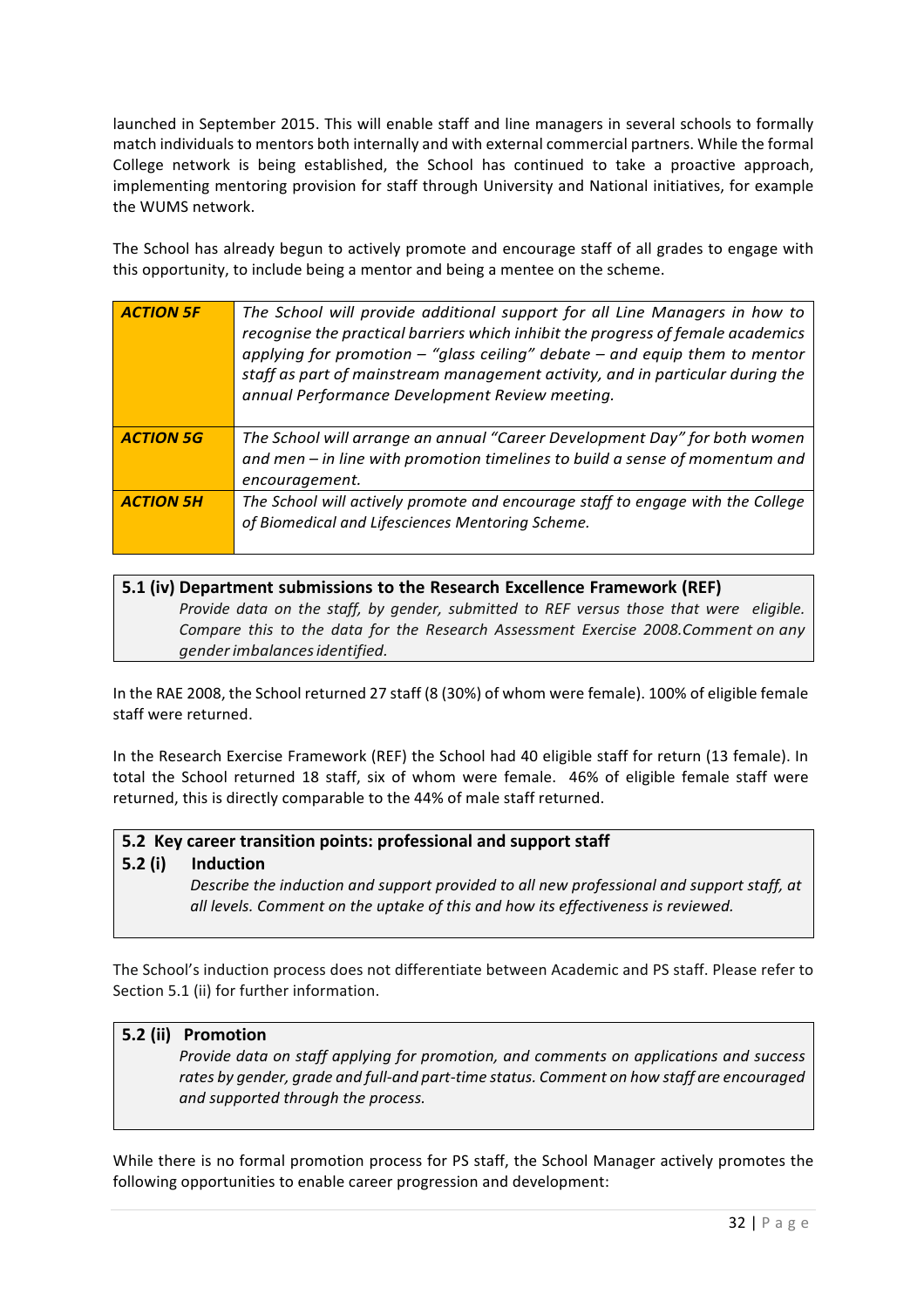launched in September 2015. This will enable staff and line managers in several schools to formally match individuals to mentors both internally and with external commercial partners. While the formal College network is being established, the School has continued to take a proactive approach, implementing mentoring provision for staff through University and National initiatives, for example the WUMS network.

The School has already begun to actively promote and encourage staff of all grades to engage with this opportunity, to include being a mentor and being a mentee on the scheme.

| | |
|---|---|
| ***ACTION 5F*** | *The School will provide additional support for all Line Managers in how to recognise the practical barriers which inhibit the progress of female academics applying for promotion – "glass ceiling" debate – and equip them to mentor staff as part of mainstream management activity, and in particular during the annual Performance Development Review meeting.* |
| ***ACTION 5G*** | *The School will arrange an annual "Career Development Day" for both women and men – in line with promotion timelines to build a sense of momentum and encouragement.* |
| ***ACTION 5H*** | *The School will actively promote and encourage staff to engage with the College of Biomedical and Lifesciences Mentoring Scheme.* |

### 5.1 (iv) Department submissions to the Research Excellence Framework (REF)

*Provide data on the staff, by gender, submitted to REF versus those that were eligible. Compare this to the data for the Research Assessment Exercise 2008.Comment on any gender imbalances identified.*

In the RAE 2008, the School returned 27 staff (8 (30%) of whom were female). 100% of eligible female staff were returned.

In the Research Exercise Framework (REF) the School had 40 eligible staff for return (13 female). In total the School returned 18 staff, six of whom were female. 46% of eligible female staff were returned, this is directly comparable to the 44% of male staff returned.

### 5.2 Key career transition points: professional and support staff

### 5.2 (i) Induction

*Describe the induction and support provided to all new professional and support staff, at all levels. Comment on the uptake of this and how its effectiveness is reviewed.*

The School's induction process does not differentiate between Academic and PS staff. Please refer to Section 5.1 (ii) for further information.

### 5.2 (ii) Promotion

*Provide data on staff applying for promotion, and comments on applications and success rates by gender, grade and full-and part-time status. Comment on how staff are encouraged and supported through the process.*

While there is no formal promotion process for PS staff, the School Manager actively promotes the following opportunities to enable career progression and development: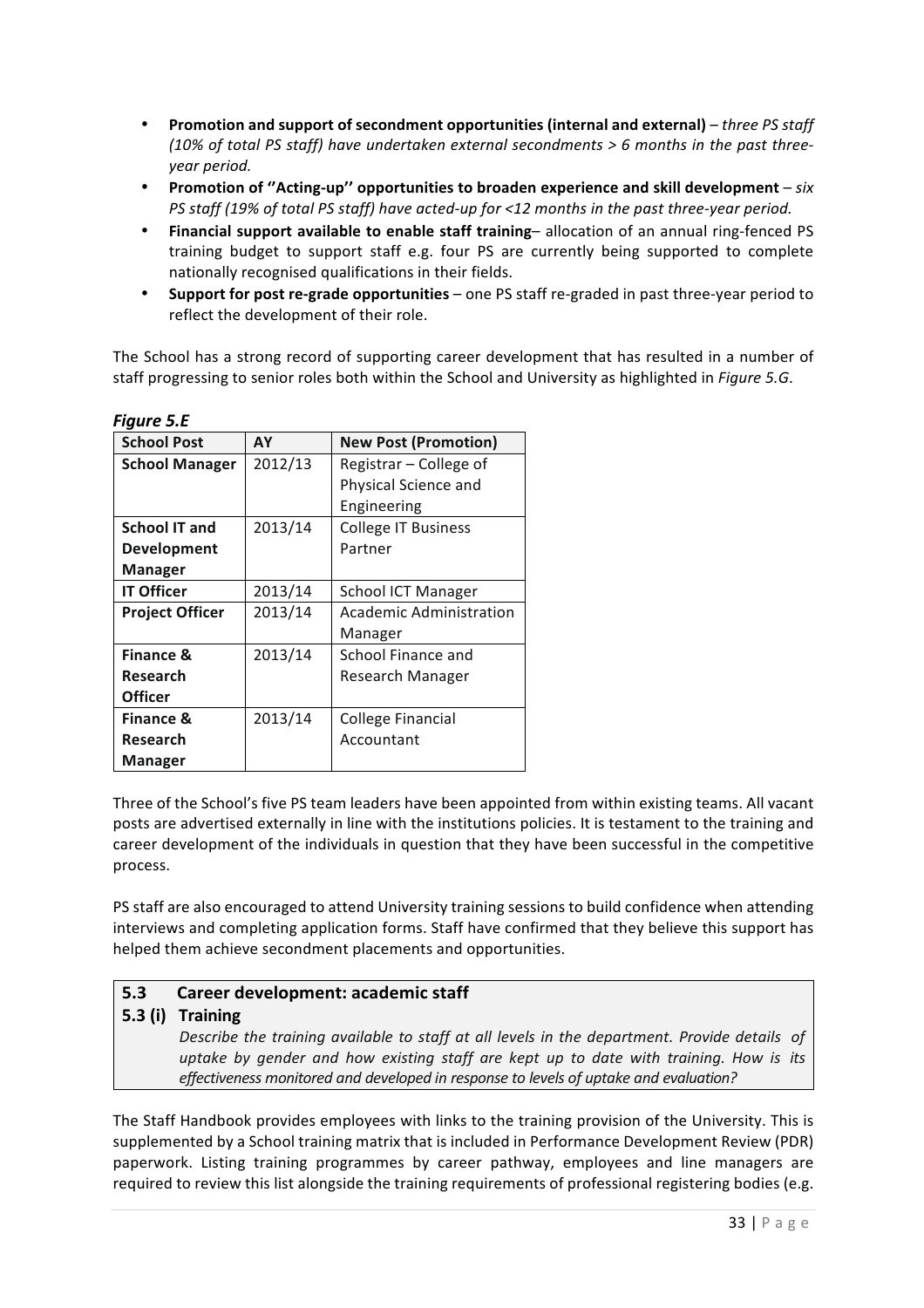- **Promotion and support of secondment opportunities (internal and external)** – *three PS staff (10% of total PS staff) have undertaken external secondments > 6 months in the past three-year period.*
- **Promotion of ''Acting-up'' opportunities to broaden experience and skill development** – *six PS staff (19% of total PS staff) have acted-up for <12 months in the past three-year period.*
- **Financial support available to enable staff training**– allocation of an annual ring-fenced PS training budget to support staff e.g. four PS are currently being supported to complete nationally recognised qualifications in their fields.
- **Support for post re-grade opportunities** – one PS staff re-graded in past three-year period to reflect the development of their role.

The School has a strong record of supporting career development that has resulted in a number of staff progressing to senior roles both within the School and University as highlighted in *Figure 5.G*.

***Figure 5.E***

| School Post | AY | New Post (Promotion) |
|---|---|---|
| **School Manager** | 2012/13 | Registrar – College of Physical Science and Engineering |
| **School IT and Development Manager** | 2013/14 | College IT Business Partner |
| **IT Officer** | 2013/14 | School ICT Manager |
| **Project Officer** | 2013/14 | Academic Administration Manager |
| **Finance & Research Officer** | 2013/14 | School Finance and Research Manager |
| **Finance & Research Manager** | 2013/14 | College Financial Accountant |

Three of the School's five PS team leaders have been appointed from within existing teams. All vacant posts are advertised externally in line with the institutions policies. It is testament to the training and career development of the individuals in question that they have been successful in the competitive process.

PS staff are also encouraged to attend University training sessions to build confidence when attending interviews and completing application forms. Staff have confirmed that they believe this support has helped them achieve secondment placements and opportunities.

## 5.3 Career development: academic staff

### 5.3 (i) Training

*Describe the training available to staff at all levels in the department. Provide details of uptake by gender and how existing staff are kept up to date with training. How is its effectiveness monitored and developed in response to levels of uptake and evaluation?*

The Staff Handbook provides employees with links to the training provision of the University. This is supplemented by a School training matrix that is included in Performance Development Review (PDR) paperwork. Listing training programmes by career pathway, employees and line managers are required to review this list alongside the training requirements of professional registering bodies (e.g.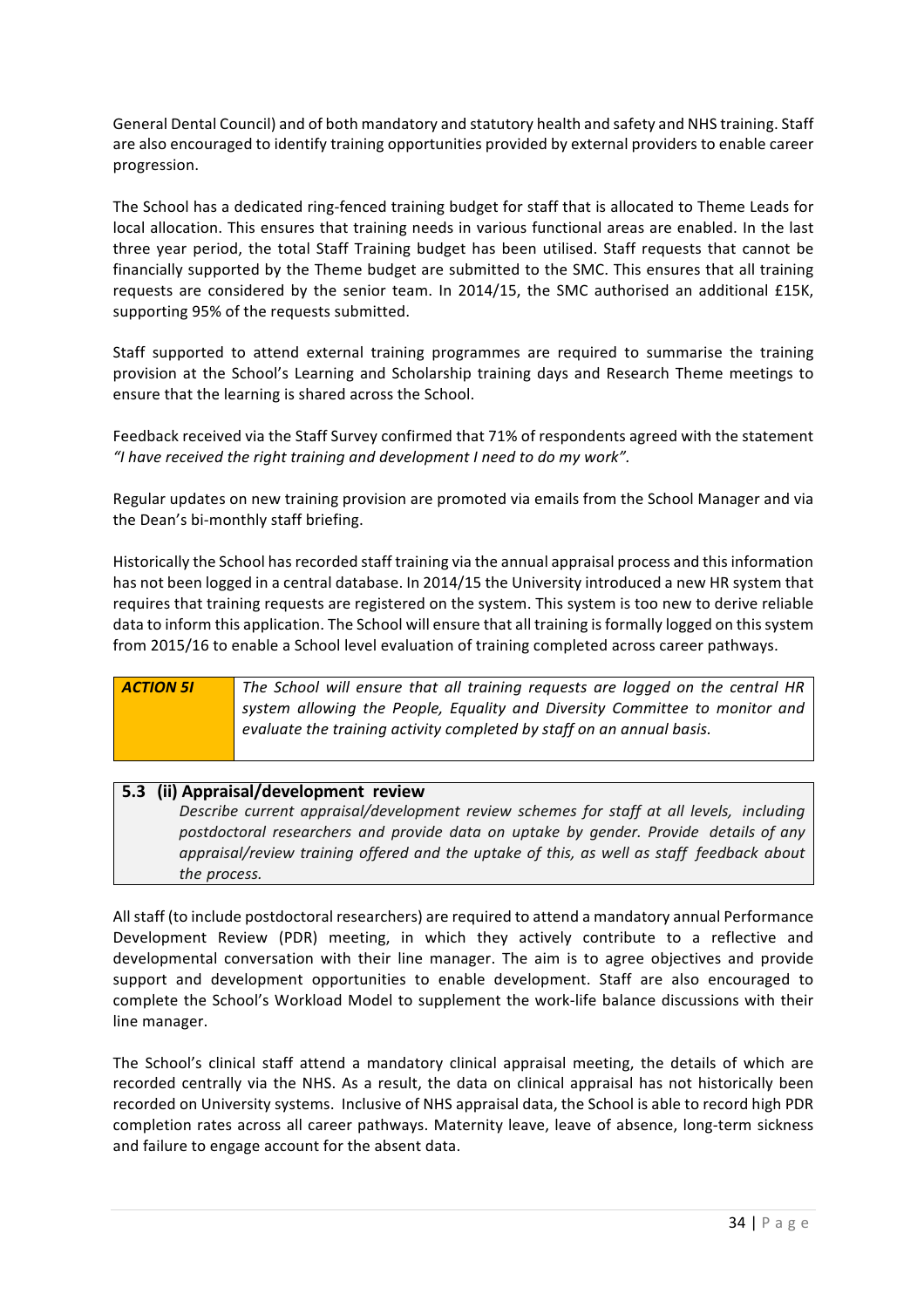General Dental Council) and of both mandatory and statutory health and safety and NHS training. Staff are also encouraged to identify training opportunities provided by external providers to enable career progression.

The School has a dedicated ring-fenced training budget for staff that is allocated to Theme Leads for local allocation. This ensures that training needs in various functional areas are enabled. In the last three year period, the total Staff Training budget has been utilised. Staff requests that cannot be financially supported by the Theme budget are submitted to the SMC. This ensures that all training requests are considered by the senior team. In 2014/15, the SMC authorised an additional £15K, supporting 95% of the requests submitted.

Staff supported to attend external training programmes are required to summarise the training provision at the School's Learning and Scholarship training days and Research Theme meetings to ensure that the learning is shared across the School.

Feedback received via the Staff Survey confirmed that 71% of respondents agreed with the statement *"I have received the right training and development I need to do my work".*

Regular updates on new training provision are promoted via emails from the School Manager and via the Dean's bi-monthly staff briefing.

Historically the School has recorded staff training via the annual appraisal process and this information has not been logged in a central database. In 2014/15 the University introduced a new HR system that requires that training requests are registered on the system. This system is too new to derive reliable data to inform this application. The School will ensure that all training is formally logged on this system from 2015/16 to enable a School level evaluation of training completed across career pathways.

| ***ACTION 5I*** | *The School will ensure that all training requests are logged on the central HR system allowing the People, Equality and Diversity Committee to monitor and evaluate the training activity completed by staff on an annual basis.* |
|---|---|

### 5.3 (ii) Appraisal/development review

*Describe current appraisal/development review schemes for staff at all levels, including postdoctoral researchers and provide data on uptake by gender. Provide details of any appraisal/review training offered and the uptake of this, as well as staff feedback about the process.*

All staff (to include postdoctoral researchers) are required to attend a mandatory annual Performance Development Review (PDR) meeting, in which they actively contribute to a reflective and developmental conversation with their line manager. The aim is to agree objectives and provide support and development opportunities to enable development. Staff are also encouraged to complete the School's Workload Model to supplement the work-life balance discussions with their line manager.

The School's clinical staff attend a mandatory clinical appraisal meeting, the details of which are recorded centrally via the NHS. As a result, the data on clinical appraisal has not historically been recorded on University systems. Inclusive of NHS appraisal data, the School is able to record high PDR completion rates across all career pathways. Maternity leave, leave of absence, long-term sickness and failure to engage account for the absent data.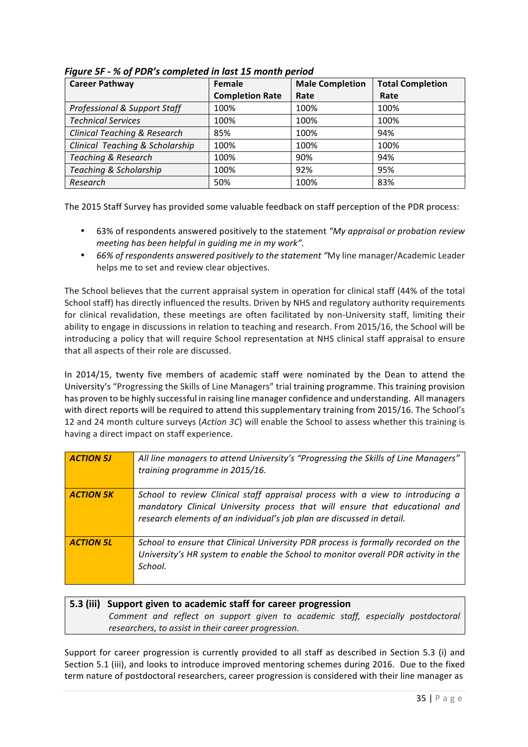*Figure 5F - % of PDR's completed in last 15 month period*

| Career Pathway | Female Completion Rate | Male Completion Rate | Total Completion Rate |
|---|---|---|---|
| *Professional & Support Staff* | 100% | 100% | 100% |
| *Technical Services* | 100% | 100% | 100% |
| *Clinical Teaching & Research* | 85% | 100% | 94% |
| *Clinical Teaching & Scholarship* | 100% | 100% | 100% |
| *Teaching & Research* | 100% | 90% | 94% |
| *Teaching & Scholarship* | 100% | 92% | 95% |
| *Research* | 50% | 100% | 83% |

The 2015 Staff Survey has provided some valuable feedback on staff perception of the PDR process:

- 63% of respondents answered positively to the statement *"My appraisal or probation review meeting has been helpful in guiding me in my work".*
- *66% of respondents answered positively to the statement "*My line manager/Academic Leader helps me to set and review clear objectives.

The School believes that the current appraisal system in operation for clinical staff (44% of the total School staff) has directly influenced the results. Driven by NHS and regulatory authority requirements for clinical revalidation, these meetings are often facilitated by non-University staff, limiting their ability to engage in discussions in relation to teaching and research. From 2015/16, the School will be introducing a policy that will require School representation at NHS clinical staff appraisal to ensure that all aspects of their role are discussed.

In 2014/15, twenty five members of academic staff were nominated by the Dean to attend the University's "Progressing the Skills of Line Managers" trial training programme. This training provision has proven to be highly successful in raising line manager confidence and understanding. All managers with direct reports will be required to attend this supplementary training from 2015/16. The School's 12 and 24 month culture surveys (*Action 3C*) will enable the School to assess whether this training is having a direct impact on staff experience.

| | |
|---|---|
| ***ACTION 5J*** | *All line managers to attend University's "Progressing the Skills of Line Managers" training programme in 2015/16.* |
| ***ACTION 5K*** | *School to review Clinical staff appraisal process with a view to introducing a mandatory Clinical University process that will ensure that educational and research elements of an individual's job plan are discussed in detail.* |
| ***ACTION 5L*** | *School to ensure that Clinical University PDR process is formally recorded on the University's HR system to enable the School to monitor overall PDR activity in the School.* |

### 5.3 (iii) Support given to academic staff for career progression

*Comment and reflect on support given to academic staff, especially postdoctoral researchers, to assist in their career progression.*

Support for career progression is currently provided to all staff as described in Section 5.3 (i) and Section 5.1 (iii), and looks to introduce improved mentoring schemes during 2016. Due to the fixed term nature of postdoctoral researchers, career progression is considered with their line manager as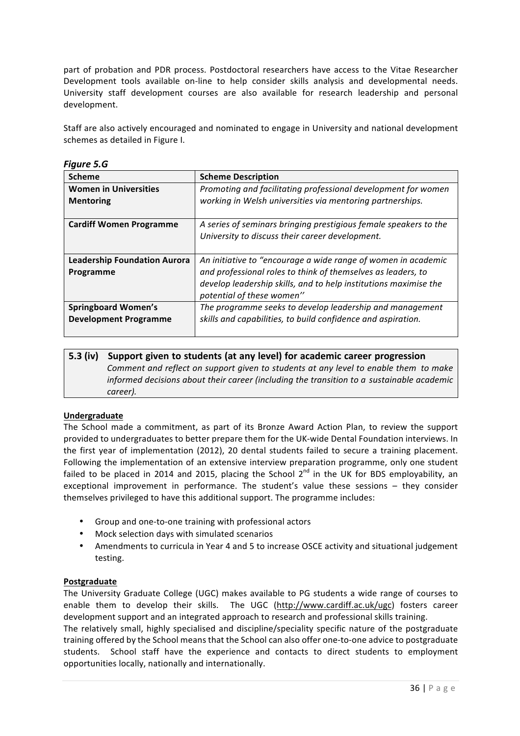part of probation and PDR process. Postdoctoral researchers have access to the Vitae Researcher Development tools available on-line to help consider skills analysis and developmental needs. University staff development courses are also available for research leadership and personal development.

Staff are also actively encouraged and nominated to engage in University and national development schemes as detailed in Figure I.

***Figure 5.G***

| Scheme | Scheme Description |
|---|---|
| **Women in Universities Mentoring** | *Promoting and facilitating professional development for women working in Welsh universities via mentoring partnerships.* |
| **Cardiff Women Programme** | *A series of seminars bringing prestigious female speakers to the University to discuss their career development.* |
| **Leadership Foundation Aurora Programme** | *An initiative to "encourage a wide range of women in academic and professional roles to think of themselves as leaders, to develop leadership skills, and to help institutions maximise the potential of these women''* |
| **Springboard Women's Development Programme** | *The programme seeks to develop leadership and management skills and capabilities, to build confidence and aspiration.* |

### 5.3 (iv) Support given to students (at any level) for academic career progression

*Comment and reflect on support given to students at any level to enable them to make informed decisions about their career (including the transition to a sustainable academic career).*

**Undergraduate**

The School made a commitment, as part of its Bronze Award Action Plan, to review the support provided to undergraduates to better prepare them for the UK-wide Dental Foundation interviews. In the first year of implementation (2012), 20 dental students failed to secure a training placement. Following the implementation of an extensive interview preparation programme, only one student failed to be placed in 2014 and 2015, placing the School 2nd in the UK for BDS employability, an exceptional improvement in performance. The student's value these sessions – they consider themselves privileged to have this additional support. The programme includes:

- Group and one-to-one training with professional actors
- Mock selection days with simulated scenarios
- Amendments to curricula in Year 4 and 5 to increase OSCE activity and situational judgement testing.

**Postgraduate**

The University Graduate College (UGC) makes available to PG students a wide range of courses to enable them to develop their skills. The UGC (http://www.cardiff.ac.uk/ugc) fosters career development support and an integrated approach to research and professional skills training.

The relatively small, highly specialised and discipline/speciality specific nature of the postgraduate training offered by the School means that the School can also offer one-to-one advice to postgraduate students. School staff have the experience and contacts to direct students to employment opportunities locally, nationally and internationally.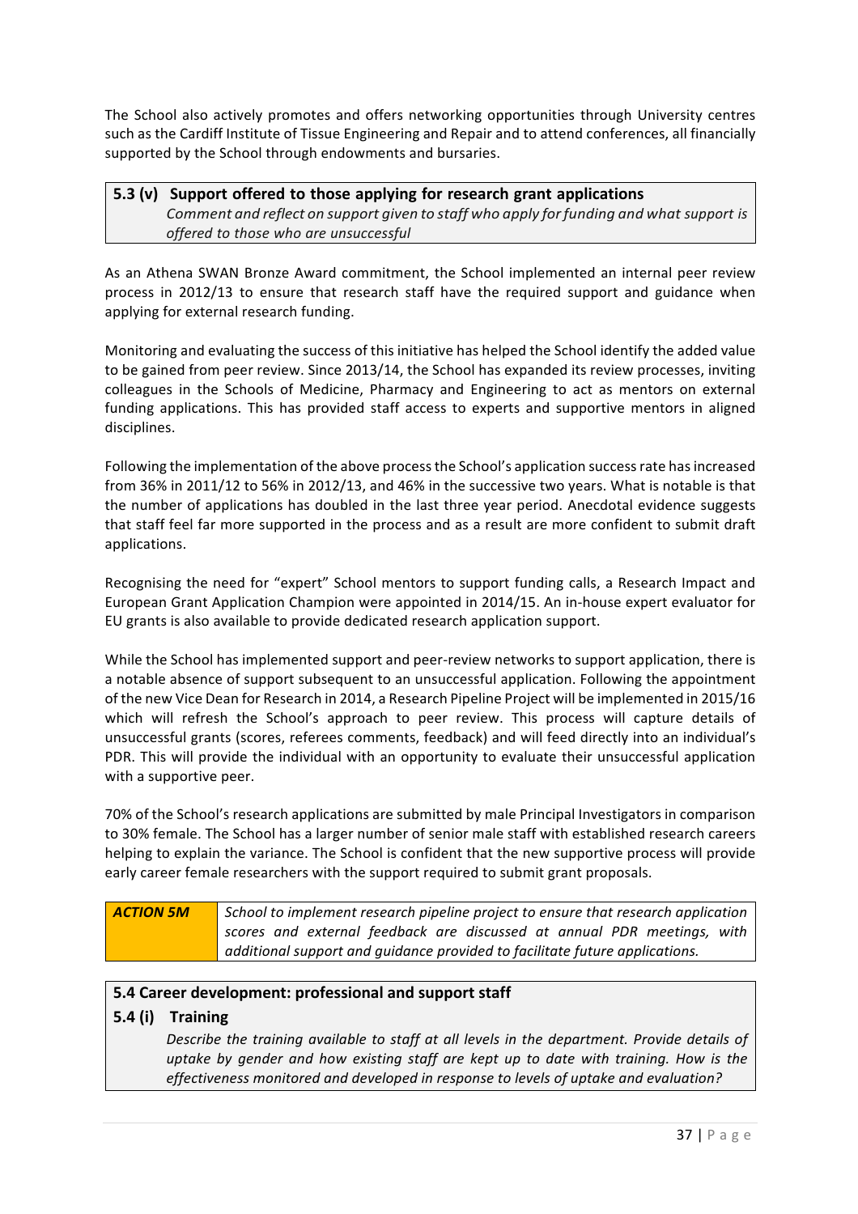The School also actively promotes and offers networking opportunities through University centres such as the Cardiff Institute of Tissue Engineering and Repair and to attend conferences, all financially supported by the School through endowments and bursaries.

### 5.3 (v) Support offered to those applying for research grant applications

*Comment and reflect on support given to staff who apply for funding and what support is offered to those who are unsuccessful*

As an Athena SWAN Bronze Award commitment, the School implemented an internal peer review process in 2012/13 to ensure that research staff have the required support and guidance when applying for external research funding.

Monitoring and evaluating the success of this initiative has helped the School identify the added value to be gained from peer review. Since 2013/14, the School has expanded its review processes, inviting colleagues in the Schools of Medicine, Pharmacy and Engineering to act as mentors on external funding applications. This has provided staff access to experts and supportive mentors in aligned disciplines.

Following the implementation of the above process the School's application success rate has increased from 36% in 2011/12 to 56% in 2012/13, and 46% in the successive two years. What is notable is that the number of applications has doubled in the last three year period. Anecdotal evidence suggests that staff feel far more supported in the process and as a result are more confident to submit draft applications.

Recognising the need for "expert" School mentors to support funding calls, a Research Impact and European Grant Application Champion were appointed in 2014/15. An in-house expert evaluator for EU grants is also available to provide dedicated research application support.

While the School has implemented support and peer-review networks to support application, there is a notable absence of support subsequent to an unsuccessful application. Following the appointment of the new Vice Dean for Research in 2014, a Research Pipeline Project will be implemented in 2015/16 which will refresh the School's approach to peer review. This process will capture details of unsuccessful grants (scores, referees comments, feedback) and will feed directly into an individual's PDR. This will provide the individual with an opportunity to evaluate their unsuccessful application with a supportive peer.

70% of the School's research applications are submitted by male Principal Investigators in comparison to 30% female. The School has a larger number of senior male staff with established research careers helping to explain the variance. The School is confident that the new supportive process will provide early career female researchers with the support required to submit grant proposals.

| ***ACTION 5M*** | *School to implement research pipeline project to ensure that research application scores and external feedback are discussed at annual PDR meetings, with additional support and guidance provided to facilitate future applications.* |
|---|---|

## 5.4 Career development: professional and support staff

### 5.4 (i) Training

*Describe the training available to staff at all levels in the department. Provide details of uptake by gender and how existing staff are kept up to date with training. How is the effectiveness monitored and developed in response to levels of uptake and evaluation?*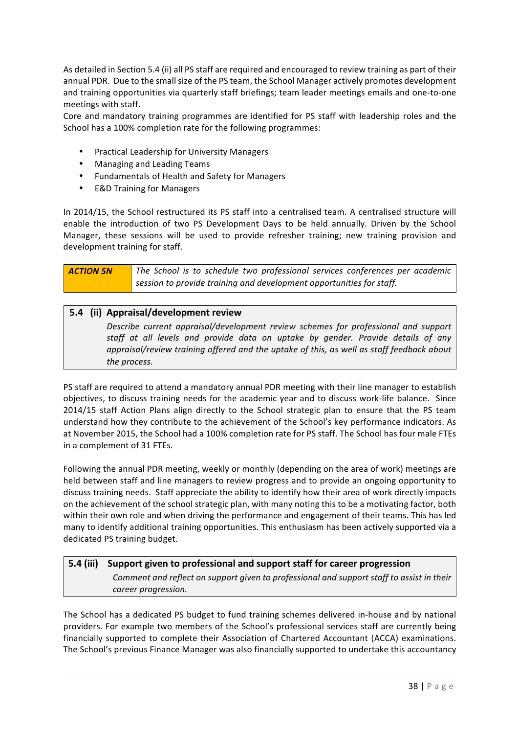As detailed in Section 5.4 (ii) all PS staff are required and encouraged to review training as part of their annual PDR. Due to the small size of the PS team, the School Manager actively promotes development and training opportunities via quarterly staff briefings; team leader meetings emails and one-to-one meetings with staff.

Core and mandatory training programmes are identified for PS staff with leadership roles and the School has a 100% completion rate for the following programmes:

- Practical Leadership for University Managers
- Managing and Leading Teams
- Fundamentals of Health and Safety for Managers
- E&D Training for Managers

In 2014/15, the School restructured its PS staff into a centralised team. A centralised structure will enable the introduction of two PS Development Days to be held annually. Driven by the School Manager, these sessions will be used to provide refresher training; new training provision and development training for staff.

| ***ACTION 5N*** | *The School is to schedule two professional services conferences per academic session to provide training and development opportunities for staff.* |
|---|---|

## 5.4 (ii) Appraisal/development review

*Describe current appraisal/development review schemes for professional and support staff at all levels and provide data on uptake by gender. Provide details of any appraisal/review training offered and the uptake of this, as well as staff feedback about the process.*

PS staff are required to attend a mandatory annual PDR meeting with their line manager to establish objectives, to discuss training needs for the academic year and to discuss work-life balance. Since 2014/15 staff Action Plans align directly to the School strategic plan to ensure that the PS team understand how they contribute to the achievement of the School's key performance indicators. As at November 2015, the School had a 100% completion rate for PS staff. The School has four male FTEs in a complement of 31 FTEs.

Following the annual PDR meeting, weekly or monthly (depending on the area of work) meetings are held between staff and line managers to review progress and to provide an ongoing opportunity to discuss training needs. Staff appreciate the ability to identify how their area of work directly impacts on the achievement of the school strategic plan, with many noting this to be a motivating factor, both within their own role and when driving the performance and engagement of their teams. This has led many to identify additional training opportunities. This enthusiasm has been actively supported via a dedicated PS training budget.

## 5.4 (iii) Support given to professional and support staff for career progression

*Comment and reflect on support given to professional and support staff to assist in their career progression.*

The School has a dedicated PS budget to fund training schemes delivered in-house and by national providers. For example two members of the School's professional services staff are currently being financially supported to complete their Association of Chartered Accountant (ACCA) examinations. The School's previous Finance Manager was also financially supported to undertake this accountancy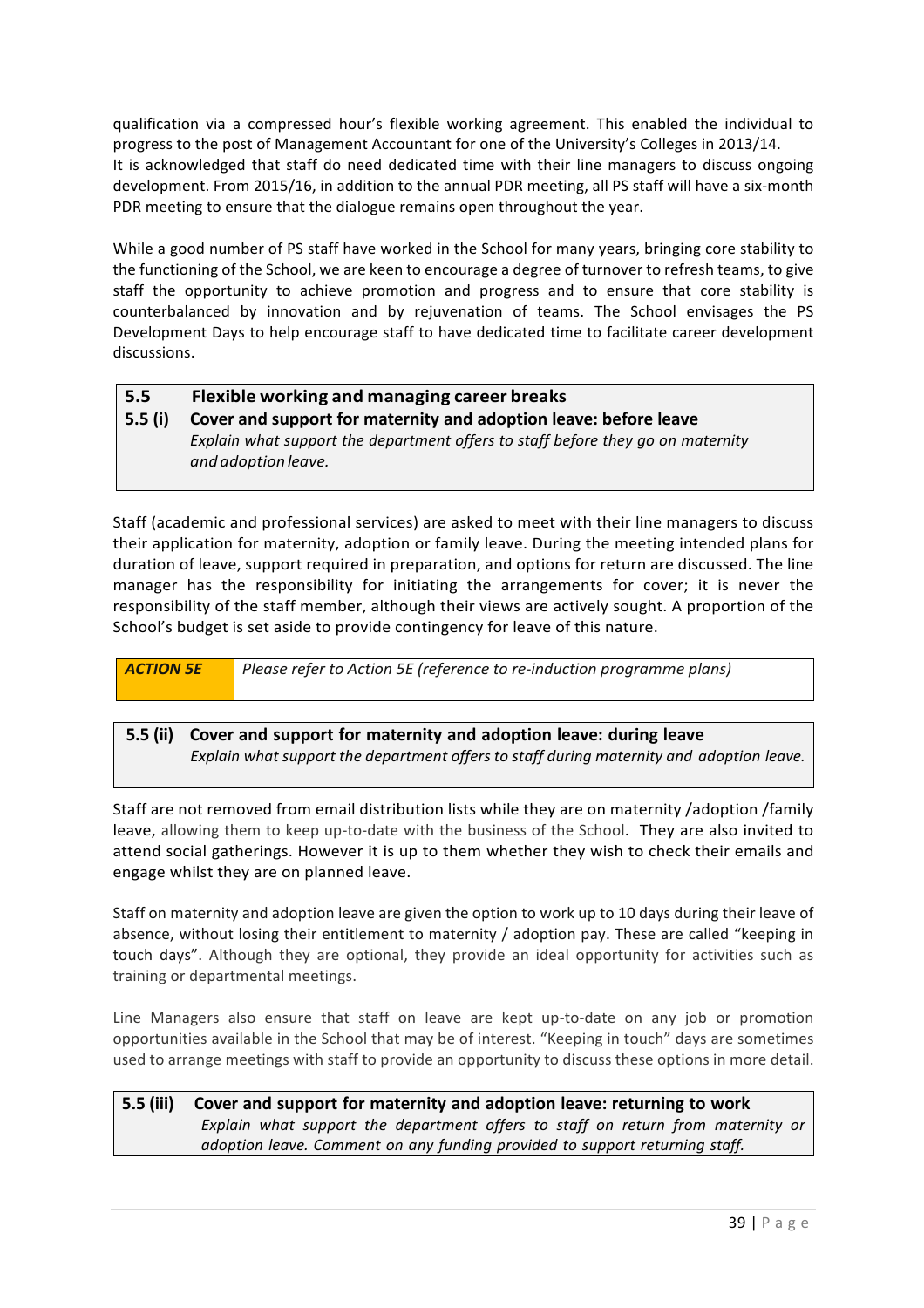qualification via a compressed hour's flexible working agreement. This enabled the individual to progress to the post of Management Accountant for one of the University's Colleges in 2013/14.
It is acknowledged that staff do need dedicated time with their line managers to discuss ongoing development. From 2015/16, in addition to the annual PDR meeting, all PS staff will have a six-month PDR meeting to ensure that the dialogue remains open throughout the year.

While a good number of PS staff have worked in the School for many years, bringing core stability to the functioning of the School, we are keen to encourage a degree of turnover to refresh teams, to give staff the opportunity to achieve promotion and progress and to ensure that core stability is counterbalanced by innovation and by rejuvenation of teams. The School envisages the PS Development Days to help encourage staff to have dedicated time to facilitate career development discussions.

## 5.5 Flexible working and managing career breaks

### 5.5 (i) Cover and support for maternity and adoption leave: before leave

*Explain what support the department offers to staff before they go on maternity and adoption leave.*

Staff (academic and professional services) are asked to meet with their line managers to discuss their application for maternity, adoption or family leave. During the meeting intended plans for duration of leave, support required in preparation, and options for return are discussed. The line manager has the responsibility for initiating the arrangements for cover; it is never the responsibility of the staff member, although their views are actively sought. A proportion of the School's budget is set aside to provide contingency for leave of this nature.

| ***ACTION 5E*** | *Please refer to Action 5E (reference to re-induction programme plans)* |
|---|---|

### 5.5 (ii) Cover and support for maternity and adoption leave: during leave

*Explain what support the department offers to staff during maternity and adoption leave.*

Staff are not removed from email distribution lists while they are on maternity /adoption /family leave, allowing them to keep up-to-date with the business of the School. They are also invited to attend social gatherings. However it is up to them whether they wish to check their emails and engage whilst they are on planned leave.

Staff on maternity and adoption leave are given the option to work up to 10 days during their leave of absence, without losing their entitlement to maternity / adoption pay. These are called "keeping in touch days". Although they are optional, they provide an ideal opportunity for activities such as training or departmental meetings.

Line Managers also ensure that staff on leave are kept up-to-date on any job or promotion opportunities available in the School that may be of interest. "Keeping in touch" days are sometimes used to arrange meetings with staff to provide an opportunity to discuss these options in more detail.

### 5.5 (iii) Cover and support for maternity and adoption leave: returning to work

*Explain what support the department offers to staff on return from maternity or adoption leave. Comment on any funding provided to support returning staff.*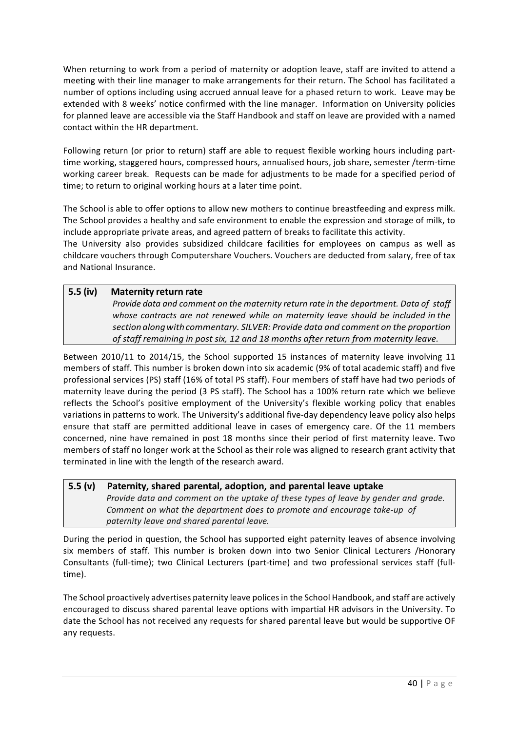When returning to work from a period of maternity or adoption leave, staff are invited to attend a meeting with their line manager to make arrangements for their return. The School has facilitated a number of options including using accrued annual leave for a phased return to work. Leave may be extended with 8 weeks' notice confirmed with the line manager. Information on University policies for planned leave are accessible via the Staff Handbook and staff on leave are provided with a named contact within the HR department.

Following return (or prior to return) staff are able to request flexible working hours including part-time working, staggered hours, compressed hours, annualised hours, job share, semester /term-time working career break. Requests can be made for adjustments to be made for a specified period of time; to return to original working hours at a later time point.

The School is able to offer options to allow new mothers to continue breastfeeding and express milk. The School provides a healthy and safe environment to enable the expression and storage of milk, to include appropriate private areas, and agreed pattern of breaks to facilitate this activity.

The University also provides subsidized childcare facilities for employees on campus as well as childcare vouchers through Computershare Vouchers. Vouchers are deducted from salary, free of tax and National Insurance.

### 5.5 (iv) Maternity return rate

*Provide data and comment on the maternity return rate in the department. Data of staff whose contracts are not renewed while on maternity leave should be included in the section along with commentary. SILVER: Provide data and comment on the proportion of staff remaining in post six, 12 and 18 months after return from maternity leave.*

Between 2010/11 to 2014/15, the School supported 15 instances of maternity leave involving 11 members of staff. This number is broken down into six academic (9% of total academic staff) and five professional services (PS) staff (16% of total PS staff). Four members of staff have had two periods of maternity leave during the period (3 PS staff). The School has a 100% return rate which we believe reflects the School's positive employment of the University's flexible working policy that enables variations in patterns to work. The University's additional five-day dependency leave policy also helps ensure that staff are permitted additional leave in cases of emergency care. Of the 11 members concerned, nine have remained in post 18 months since their period of first maternity leave. Two members of staff no longer work at the School as their role was aligned to research grant activity that terminated in line with the length of the research award.

### 5.5 (v) Paternity, shared parental, adoption, and parental leave uptake

*Provide data and comment on the uptake of these types of leave by gender and grade. Comment on what the department does to promote and encourage take-up of paternity leave and shared parental leave.*

During the period in question, the School has supported eight paternity leaves of absence involving six members of staff. This number is broken down into two Senior Clinical Lecturers /Honorary Consultants (full-time); two Clinical Lecturers (part-time) and two professional services staff (full-time).

The School proactively advertises paternity leave polices in the School Handbook, and staff are actively encouraged to discuss shared parental leave options with impartial HR advisors in the University. To date the School has not received any requests for shared parental leave but would be supportive OF any requests.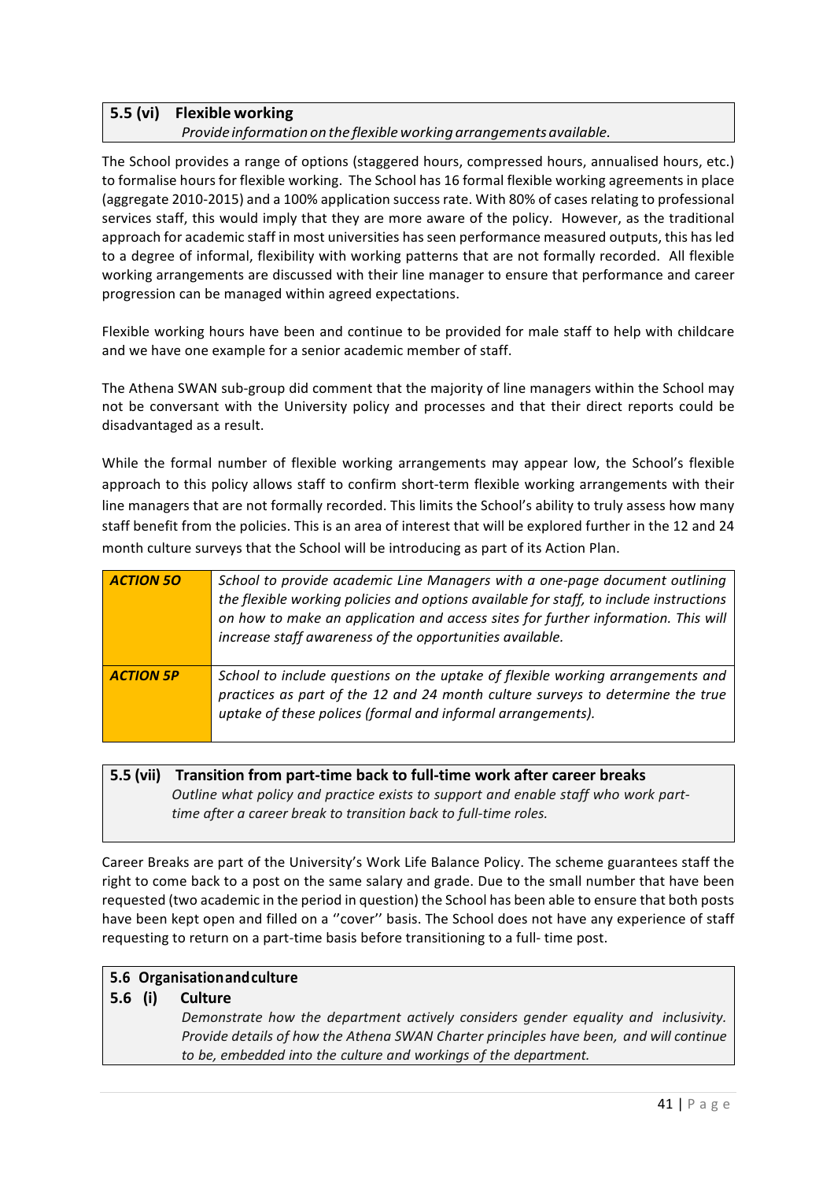### 5.5 (vi) Flexible working

*Provide information on the flexible working arrangements available.*

The School provides a range of options (staggered hours, compressed hours, annualised hours, etc.) to formalise hours for flexible working. The School has 16 formal flexible working agreements in place (aggregate 2010-2015) and a 100% application success rate. With 80% of cases relating to professional services staff, this would imply that they are more aware of the policy. However, as the traditional approach for academic staff in most universities has seen performance measured outputs, this has led to a degree of informal, flexibility with working patterns that are not formally recorded. All flexible working arrangements are discussed with their line manager to ensure that performance and career progression can be managed within agreed expectations.

Flexible working hours have been and continue to be provided for male staff to help with childcare and we have one example for a senior academic member of staff.

The Athena SWAN sub-group did comment that the majority of line managers within the School may not be conversant with the University policy and processes and that their direct reports could be disadvantaged as a result.

While the formal number of flexible working arrangements may appear low, the School's flexible approach to this policy allows staff to confirm short-term flexible working arrangements with their line managers that are not formally recorded. This limits the School's ability to truly assess how many staff benefit from the policies. This is an area of interest that will be explored further in the 12 and 24 month culture surveys that the School will be introducing as part of its Action Plan.

| | |
|---|---|
| ***ACTION 5O*** | *School to provide academic Line Managers with a one-page document outlining the flexible working policies and options available for staff, to include instructions on how to make an application and access sites for further information. This will increase staff awareness of the opportunities available.* |
| ***ACTION 5P*** | *School to include questions on the uptake of flexible working arrangements and practices as part of the 12 and 24 month culture surveys to determine the true uptake of these polices (formal and informal arrangements).* |

### 5.5 (vii) Transition from part-time back to full-time work after career breaks

*Outline what policy and practice exists to support and enable staff who work part-time after a career break to transition back to full-time roles.*

Career Breaks are part of the University's Work Life Balance Policy. The scheme guarantees staff the right to come back to a post on the same salary and grade. Due to the small number that have been requested (two academic in the period in question) the School has been able to ensure that both posts have been kept open and filled on a ''cover'' basis. The School does not have any experience of staff requesting to return on a part-time basis before transitioning to a full- time post.

## 5.6 Organisation and culture

### 5.6 (i) Culture

*Demonstrate how the department actively considers gender equality and inclusivity. Provide details of how the Athena SWAN Charter principles have been, and will continue to be, embedded into the culture and workings of the department.*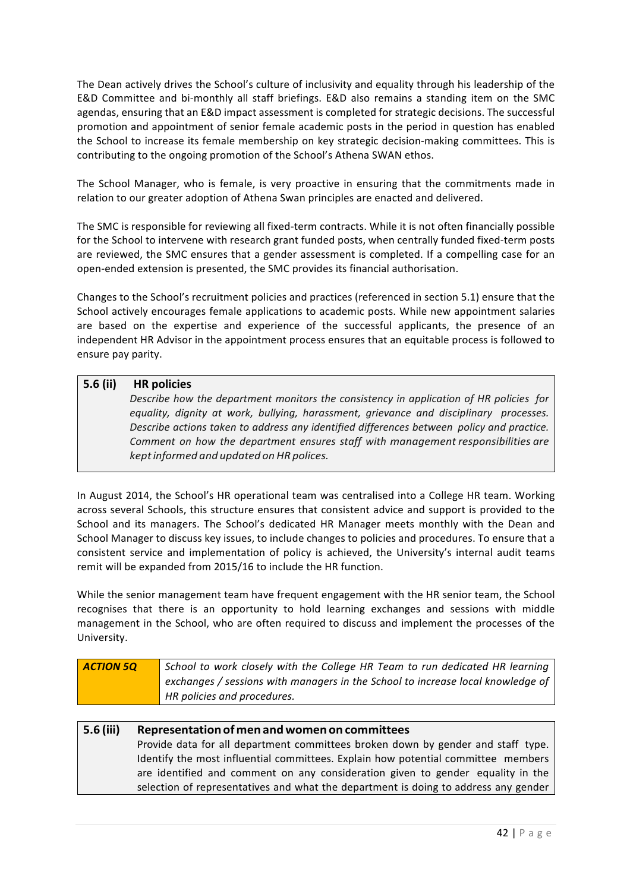The Dean actively drives the School's culture of inclusivity and equality through his leadership of the E&D Committee and bi-monthly all staff briefings. E&D also remains a standing item on the SMC agendas, ensuring that an E&D impact assessment is completed for strategic decisions. The successful promotion and appointment of senior female academic posts in the period in question has enabled the School to increase its female membership on key strategic decision-making committees. This is contributing to the ongoing promotion of the School's Athena SWAN ethos.

The School Manager, who is female, is very proactive in ensuring that the commitments made in relation to our greater adoption of Athena Swan principles are enacted and delivered.

The SMC is responsible for reviewing all fixed-term contracts. While it is not often financially possible for the School to intervene with research grant funded posts, when centrally funded fixed-term posts are reviewed, the SMC ensures that a gender assessment is completed. If a compelling case for an open-ended extension is presented, the SMC provides its financial authorisation.

Changes to the School's recruitment policies and practices (referenced in section 5.1) ensure that the School actively encourages female applications to academic posts. While new appointment salaries are based on the expertise and experience of the successful applicants, the presence of an independent HR Advisor in the appointment process ensures that an equitable process is followed to ensure pay parity.

| **5.6 (ii)** | **HR policies**<br>*Describe how the department monitors the consistency in application of HR policies for equality, dignity at work, bullying, harassment, grievance and disciplinary processes. Describe actions taken to address any identified differences between policy and practice. Comment on how the department ensures staff with management responsibilities are kept informed and updated on HR polices.* |
|---|---|

In August 2014, the School's HR operational team was centralised into a College HR team. Working across several Schools, this structure ensures that consistent advice and support is provided to the School and its managers. The School's dedicated HR Manager meets monthly with the Dean and School Manager to discuss key issues, to include changes to policies and procedures. To ensure that a consistent service and implementation of policy is achieved, the University's internal audit teams remit will be expanded from 2015/16 to include the HR function.

While the senior management team have frequent engagement with the HR senior team, the School recognises that there is an opportunity to hold learning exchanges and sessions with middle management in the School, who are often required to discuss and implement the processes of the University.

| ***ACTION 5Q*** | *School to work closely with the College HR Team to run dedicated HR learning exchanges / sessions with managers in the School to increase local knowledge of HR policies and procedures.* |
|---|---|

| **5.6 (iii)** | **Representation of men and women on committees**<br>Provide data for all department committees broken down by gender and staff type. Identify the most influential committees. Explain how potential committee members are identified and comment on any consideration given to gender equality in the selection of representatives and what the department is doing to address any gender |
|---|---|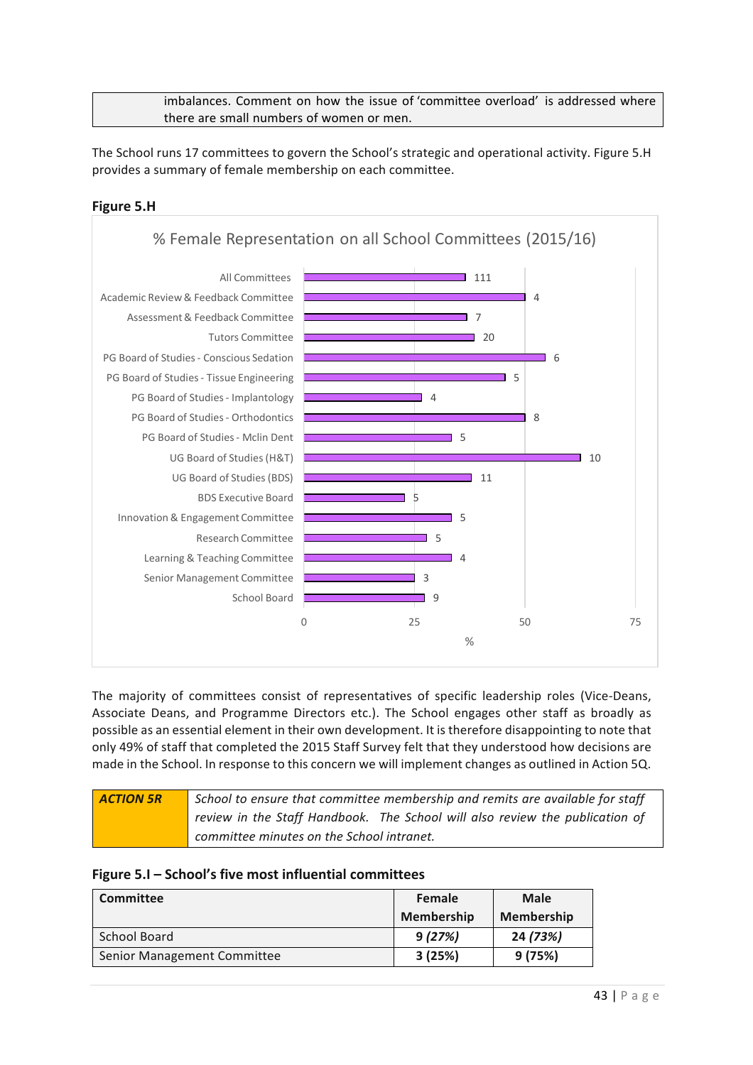| | imbalances. Comment on how the issue of 'committee overload' is addressed where there are small numbers of women or men. |
|---|---|

The School runs 17 committees to govern the School's strategic and operational activity. Figure 5.H provides a summary of female membership on each committee.

**Figure 5.H**

% Female Representation on all School Committees (2015/16)

| Committee | Number shown |
|---|---|
| All Committees | 111 |
| Academic Review & Feedback Committee | 4 |
| Assessment & Feedback Committee | 7 |
| Tutors Committee | 20 |
| PG Board of Studies - Conscious Sedation | 6 |
| PG Board of Studies - Tissue Engineering | 5 |
| PG Board of Studies - Implantology | 4 |
| PG Board of Studies - Orthodontics | 8 |
| PG Board of Studies - Mclin Dent | 5 |
| UG Board of Studies (H&T) | 10 |
| UG Board of Studies (BDS) | 11 |
| BDS Executive Board | 5 |
| Innovation & Engagement Committee | 5 |
| Research Committee | 5 |
| Learning & Teaching Committee | 4 |
| Senior Management Committee | 3 |
| School Board | 9 |

The majority of committees consist of representatives of specific leadership roles (Vice-Deans, Associate Deans, and Programme Directors etc.). The School engages other staff as broadly as possible as an essential element in their own development. It is therefore disappointing to note that only 49% of staff that completed the 2015 Staff Survey felt that they understood how decisions are made in the School. In response to this concern we will implement changes as outlined in Action 5Q.

| ***ACTION 5R*** | *School to ensure that committee membership and remits are available for staff review in the Staff Handbook. The School will also review the publication of committee minutes on the School intranet.* |
|---|---|

**Figure 5.I – School's five most influential committees**

| Committee | Female Membership | Male Membership |
|---|---|---|
| School Board | **9 *(27%)*** | **24 *(73%)*** |
| Senior Management Committee | **3 (25%)** | **9 (75%)** |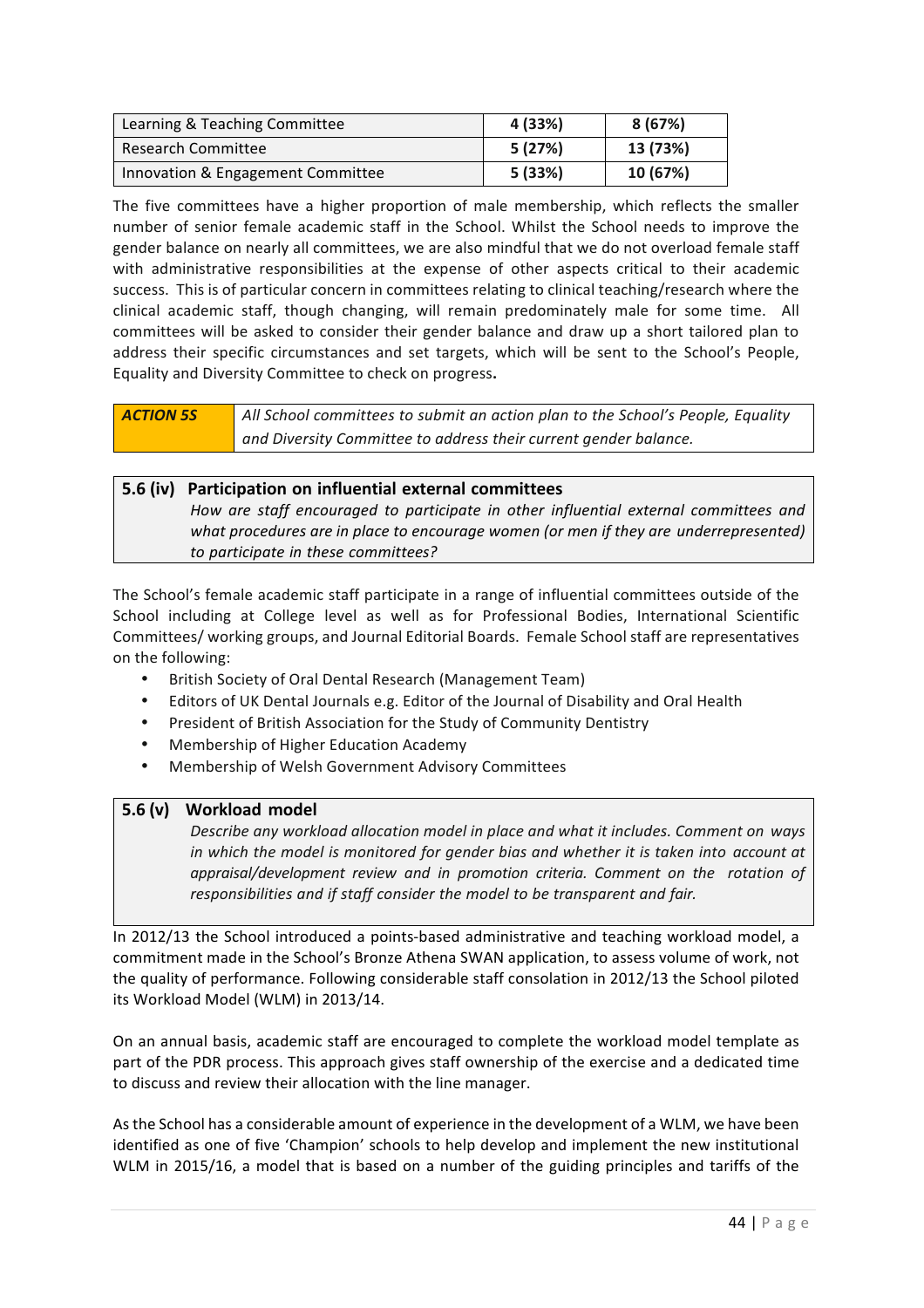| Learning & Teaching Committee | 4 (33%) | 8 (67%) |
|---|---|---|
| Research Committee | 5 (27%) | 13 (73%) |
| Innovation & Engagement Committee | 5 (33%) | 10 (67%) |

The five committees have a higher proportion of male membership, which reflects the smaller number of senior female academic staff in the School. Whilst the School needs to improve the gender balance on nearly all committees, we are also mindful that we do not overload female staff with administrative responsibilities at the expense of other aspects critical to their academic success. This is of particular concern in committees relating to clinical teaching/research where the clinical academic staff, though changing, will remain predominately male for some time. All committees will be asked to consider their gender balance and draw up a short tailored plan to address their specific circumstances and set targets, which will be sent to the School's People, Equality and Diversity Committee to check on progress**.**

| ***ACTION 5S*** | *All School committees to submit an action plan to the School's People, Equality and Diversity Committee to address their current gender balance.* |
|---|---|

### 5.6 (iv) Participation on influential external committees

*How are staff encouraged to participate in other influential external committees and what procedures are in place to encourage women (or men if they are underrepresented) to participate in these committees?*

The School's female academic staff participate in a range of influential committees outside of the School including at College level as well as for Professional Bodies, International Scientific Committees/ working groups, and Journal Editorial Boards. Female School staff are representatives on the following:

- British Society of Oral Dental Research (Management Team)
- Editors of UK Dental Journals e.g. Editor of the Journal of Disability and Oral Health
- President of British Association for the Study of Community Dentistry
- Membership of Higher Education Academy
- Membership of Welsh Government Advisory Committees

### 5.6 (v) Workload model

*Describe any workload allocation model in place and what it includes. Comment on ways in which the model is monitored for gender bias and whether it is taken into account at appraisal/development review and in promotion criteria. Comment on the rotation of responsibilities and if staff consider the model to be transparent and fair.*

In 2012/13 the School introduced a points-based administrative and teaching workload model, a commitment made in the School's Bronze Athena SWAN application, to assess volume of work, not the quality of performance. Following considerable staff consolation in 2012/13 the School piloted its Workload Model (WLM) in 2013/14.

On an annual basis, academic staff are encouraged to complete the workload model template as part of the PDR process. This approach gives staff ownership of the exercise and a dedicated time to discuss and review their allocation with the line manager.

As the School has a considerable amount of experience in the development of a WLM, we have been identified as one of five 'Champion' schools to help develop and implement the new institutional WLM in 2015/16, a model that is based on a number of the guiding principles and tariffs of the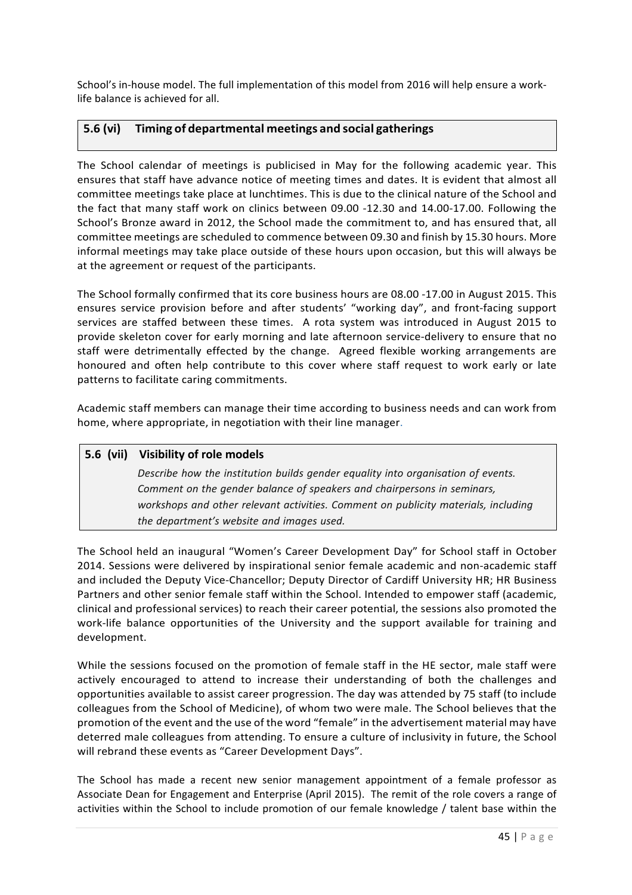School's in-house model. The full implementation of this model from 2016 will help ensure a work-life balance is achieved for all.

### 5.6 (vi) Timing of departmental meetings and social gatherings

The School calendar of meetings is publicised in May for the following academic year. This ensures that staff have advance notice of meeting times and dates. It is evident that almost all committee meetings take place at lunchtimes. This is due to the clinical nature of the School and the fact that many staff work on clinics between 09.00 -12.30 and 14.00-17.00. Following the School's Bronze award in 2012, the School made the commitment to, and has ensured that, all committee meetings are scheduled to commence between 09.30 and finish by 15.30 hours. More informal meetings may take place outside of these hours upon occasion, but this will always be at the agreement or request of the participants.

The School formally confirmed that its core business hours are 08.00 -17.00 in August 2015. This ensures service provision before and after students' "working day", and front-facing support services are staffed between these times. A rota system was introduced in August 2015 to provide skeleton cover for early morning and late afternoon service-delivery to ensure that no staff were detrimentally effected by the change. Agreed flexible working arrangements are honoured and often help contribute to this cover where staff request to work early or late patterns to facilitate caring commitments.

Academic staff members can manage their time according to business needs and can work from home, where appropriate, in negotiation with their line manager.

### 5.6 (vii) Visibility of role models

*Describe how the institution builds gender equality into organisation of events. Comment on the gender balance of speakers and chairpersons in seminars, workshops and other relevant activities. Comment on publicity materials, including the department's website and images used.*

The School held an inaugural "Women's Career Development Day" for School staff in October 2014. Sessions were delivered by inspirational senior female academic and non-academic staff and included the Deputy Vice-Chancellor; Deputy Director of Cardiff University HR; HR Business Partners and other senior female staff within the School. Intended to empower staff (academic, clinical and professional services) to reach their career potential, the sessions also promoted the work-life balance opportunities of the University and the support available for training and development.

While the sessions focused on the promotion of female staff in the HE sector, male staff were actively encouraged to attend to increase their understanding of both the challenges and opportunities available to assist career progression. The day was attended by 75 staff (to include colleagues from the School of Medicine), of whom two were male. The School believes that the promotion of the event and the use of the word "female" in the advertisement material may have deterred male colleagues from attending. To ensure a culture of inclusivity in future, the School will rebrand these events as "Career Development Days".

The School has made a recent new senior management appointment of a female professor as Associate Dean for Engagement and Enterprise (April 2015). The remit of the role covers a range of activities within the School to include promotion of our female knowledge / talent base within the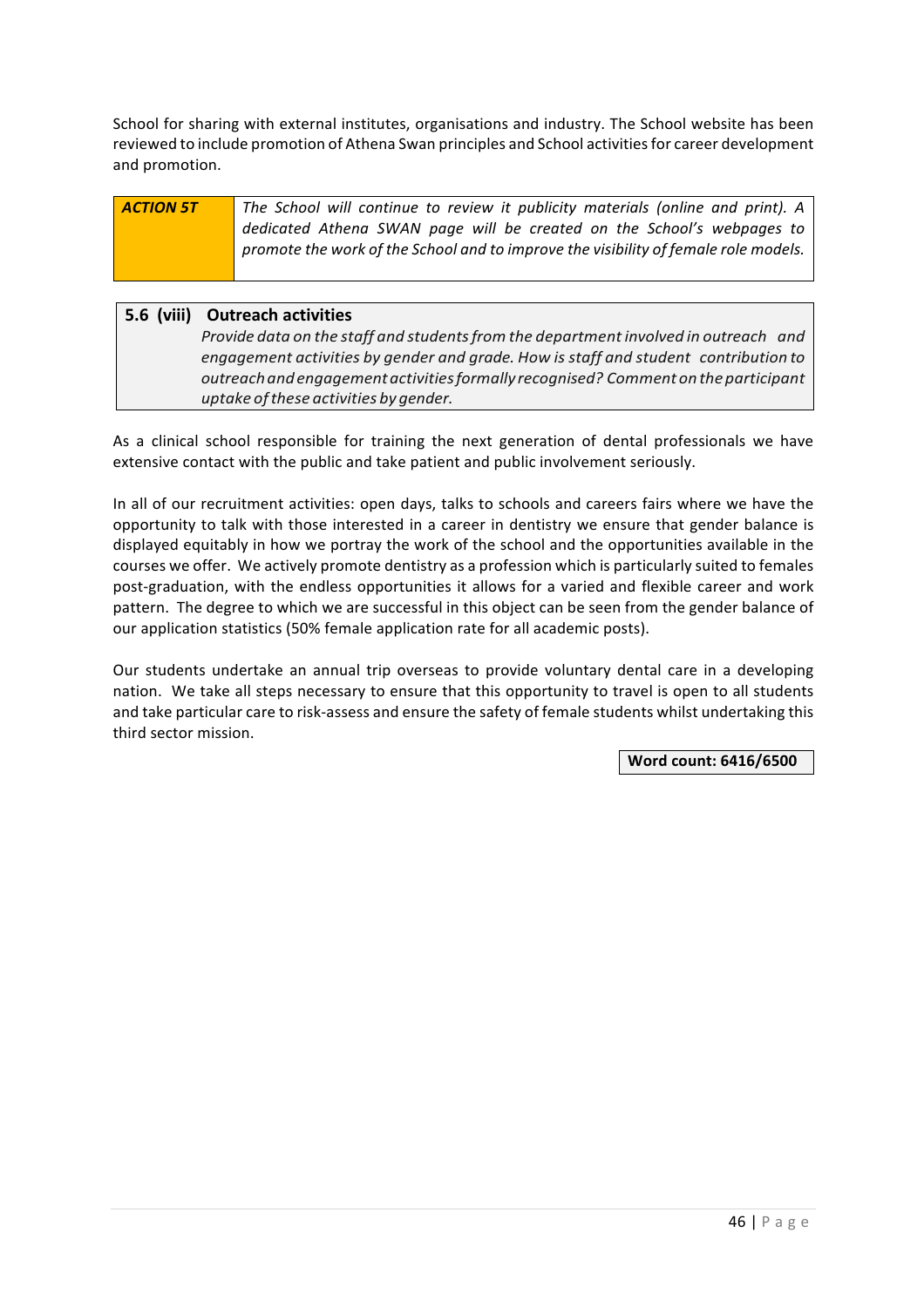School for sharing with external institutes, organisations and industry. The School website has been reviewed to include promotion of Athena Swan principles and School activities for career development and promotion.

| ***ACTION 5T*** | *The School will continue to review it publicity materials (online and print). A dedicated Athena SWAN page will be created on the School's webpages to promote the work of the School and to improve the visibility of female role models.* |
|---|---|

### 5.6 (viii) Outreach activities

*Provide data on the staff and students from the department involved in outreach and engagement activities by gender and grade. How is staff and student contribution to outreach and engagement activities formally recognised? Comment on the participant uptake of these activities by gender.*

As a clinical school responsible for training the next generation of dental professionals we have extensive contact with the public and take patient and public involvement seriously.

In all of our recruitment activities: open days, talks to schools and careers fairs where we have the opportunity to talk with those interested in a career in dentistry we ensure that gender balance is displayed equitably in how we portray the work of the school and the opportunities available in the courses we offer. We actively promote dentistry as a profession which is particularly suited to females post-graduation, with the endless opportunities it allows for a varied and flexible career and work pattern. The degree to which we are successful in this object can be seen from the gender balance of our application statistics (50% female application rate for all academic posts).

Our students undertake an annual trip overseas to provide voluntary dental care in a developing nation. We take all steps necessary to ensure that this opportunity to travel is open to all students and take particular care to risk-assess and ensure the safety of female students whilst undertaking this third sector mission.

**Word count: 6416/6500**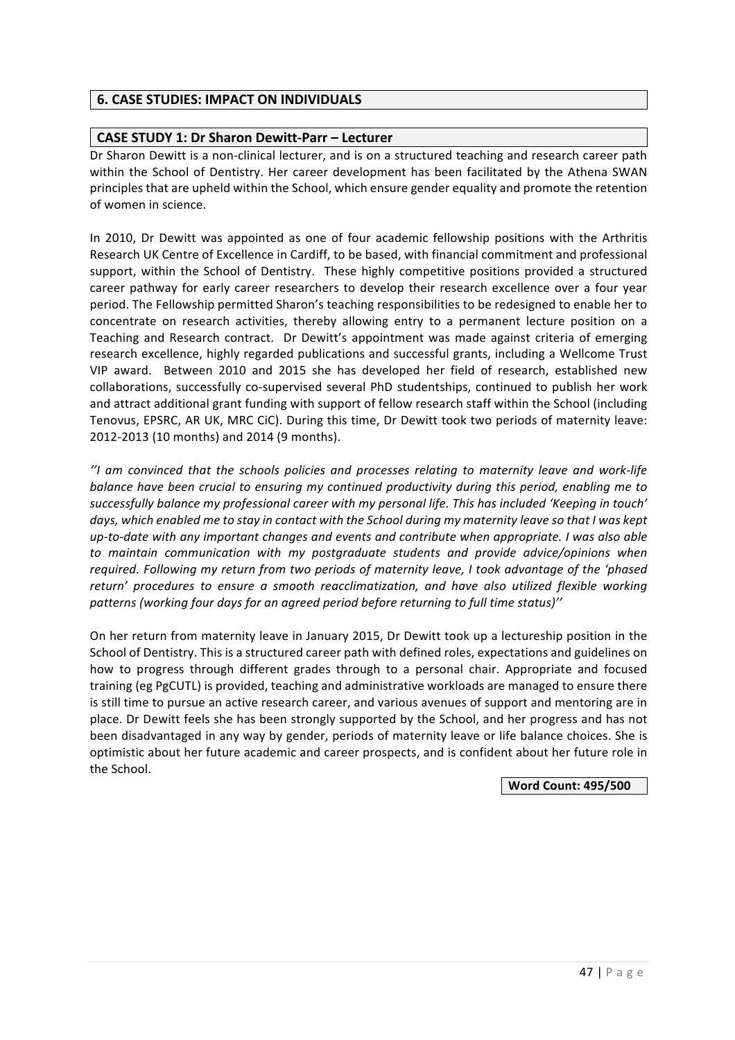## 6. CASE STUDIES: IMPACT ON INDIVIDUALS

### CASE STUDY 1: Dr Sharon Dewitt-Parr – Lecturer

Dr Sharon Dewitt is a non-clinical lecturer, and is on a structured teaching and research career path within the School of Dentistry. Her career development has been facilitated by the Athena SWAN principles that are upheld within the School, which ensure gender equality and promote the retention of women in science.

In 2010, Dr Dewitt was appointed as one of four academic fellowship positions with the Arthritis Research UK Centre of Excellence in Cardiff, to be based, with financial commitment and professional support, within the School of Dentistry. These highly competitive positions provided a structured career pathway for early career researchers to develop their research excellence over a four year period. The Fellowship permitted Sharon's teaching responsibilities to be redesigned to enable her to concentrate on research activities, thereby allowing entry to a permanent lecture position on a Teaching and Research contract. Dr Dewitt's appointment was made against criteria of emerging research excellence, highly regarded publications and successful grants, including a Wellcome Trust VIP award. Between 2010 and 2015 she has developed her field of research, established new collaborations, successfully co-supervised several PhD studentships, continued to publish her work and attract additional grant funding with support of fellow research staff within the School (including Tenovus, EPSRC, AR UK, MRC CiC). During this time, Dr Dewitt took two periods of maternity leave: 2012-2013 (10 months) and 2014 (9 months).

*''I am convinced that the schools policies and processes relating to maternity leave and work-life balance have been crucial to ensuring my continued productivity during this period, enabling me to successfully balance my professional career with my personal life. This has included 'Keeping in touch' days, which enabled me to stay in contact with the School during my maternity leave so that I was kept up-to-date with any important changes and events and contribute when appropriate. I was also able to maintain communication with my postgraduate students and provide advice/opinions when required. Following my return from two periods of maternity leave, I took advantage of the 'phased return' procedures to ensure a smooth reacclimatization, and have also utilized flexible working patterns (working four days for an agreed period before returning to full time status)''*

On her return from maternity leave in January 2015, Dr Dewitt took up a lectureship position in the School of Dentistry. This is a structured career path with defined roles, expectations and guidelines on how to progress through different grades through to a personal chair. Appropriate and focused training (eg PgCUTL) is provided, teaching and administrative workloads are managed to ensure there is still time to pursue an active research career, and various avenues of support and mentoring are in place. Dr Dewitt feels she has been strongly supported by the School, and her progress and has not been disadvantaged in any way by gender, periods of maternity leave or life balance choices. She is optimistic about her future academic and career prospects, and is confident about her future role in the School.

**Word Count: 495/500**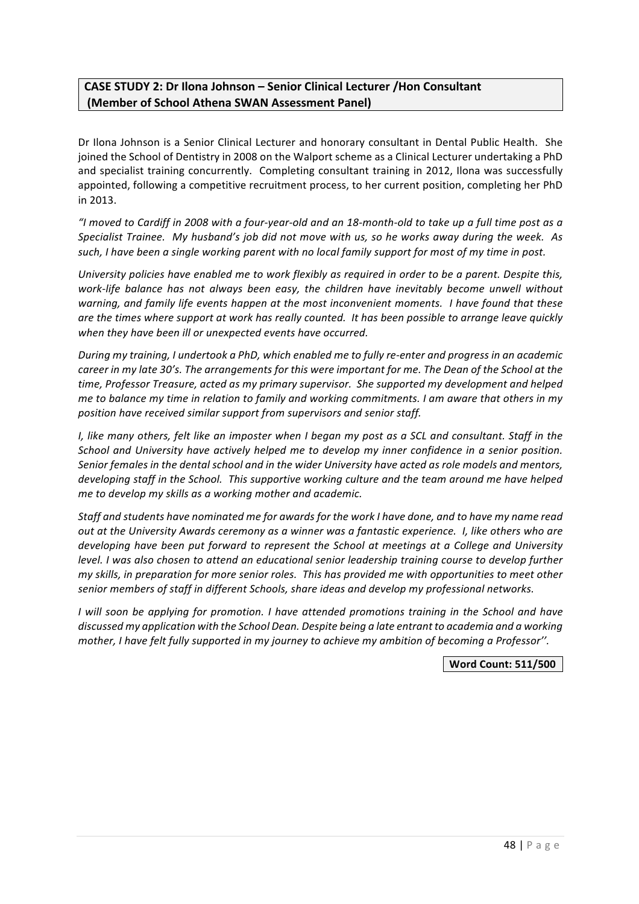**CASE STUDY 2: Dr Ilona Johnson – Senior Clinical Lecturer /Hon Consultant (Member of School Athena SWAN Assessment Panel)**

Dr Ilona Johnson is a Senior Clinical Lecturer and honorary consultant in Dental Public Health. She joined the School of Dentistry in 2008 on the Walport scheme as a Clinical Lecturer undertaking a PhD and specialist training concurrently. Completing consultant training in 2012, Ilona was successfully appointed, following a competitive recruitment process, to her current position, completing her PhD in 2013.

*"I moved to Cardiff in 2008 with a four-year-old and an 18-month-old to take up a full time post as a Specialist Trainee. My husband's job did not move with us, so he works away during the week. As such, I have been a single working parent with no local family support for most of my time in post.*

*University policies have enabled me to work flexibly as required in order to be a parent. Despite this, work-life balance has not always been easy, the children have inevitably become unwell without warning, and family life events happen at the most inconvenient moments. I have found that these are the times where support at work has really counted. It has been possible to arrange leave quickly when they have been ill or unexpected events have occurred.*

*During my training, I undertook a PhD, which enabled me to fully re-enter and progress in an academic career in my late 30's. The arrangements for this were important for me. The Dean of the School at the time, Professor Treasure, acted as my primary supervisor. She supported my development and helped me to balance my time in relation to family and working commitments. I am aware that others in my position have received similar support from supervisors and senior staff.*

*I, like many others, felt like an imposter when I began my post as a SCL and consultant. Staff in the School and University have actively helped me to develop my inner confidence in a senior position. Senior females in the dental school and in the wider University have acted as role models and mentors, developing staff in the School. This supportive working culture and the team around me have helped me to develop my skills as a working mother and academic.*

*Staff and students have nominated me for awards for the work I have done, and to have my name read out at the University Awards ceremony as a winner was a fantastic experience. I, like others who are developing have been put forward to represent the School at meetings at a College and University level. I was also chosen to attend an educational senior leadership training course to develop further my skills, in preparation for more senior roles. This has provided me with opportunities to meet other senior members of staff in different Schools, share ideas and develop my professional networks.*

*I will soon be applying for promotion. I have attended promotions training in the School and have discussed my application with the School Dean. Despite being a late entrant to academia and a working mother, I have felt fully supported in my journey to achieve my ambition of becoming a Professor''.*

**Word Count: 511/500**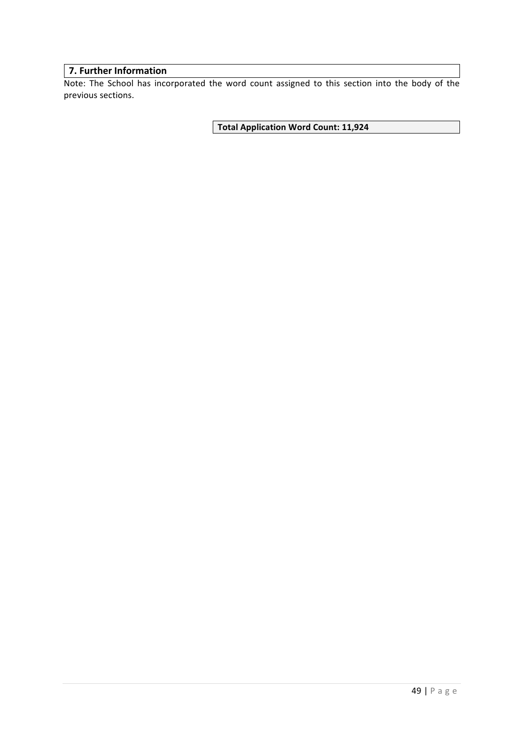## 7. Further Information

Note: The School has incorporated the word count assigned to this section into the body of the previous sections.

**Total Application Word Count: 11,924**